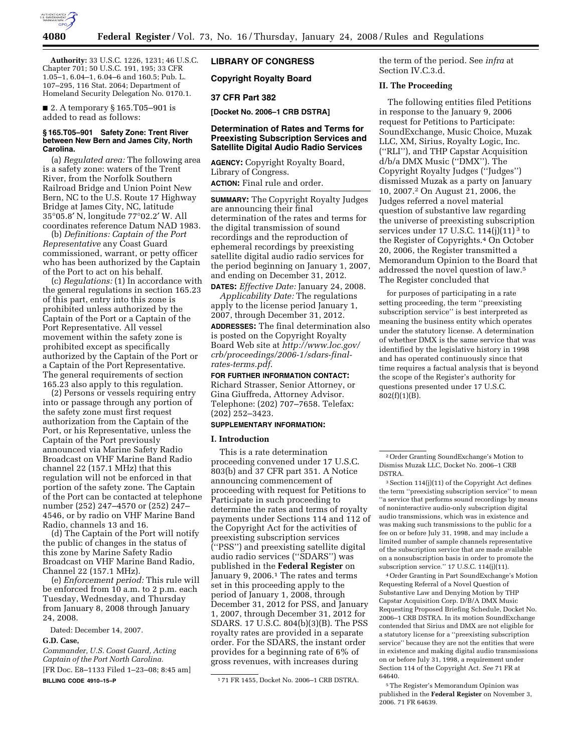**Authority:** 33 U.S.C. 1226, 1231; 46 U.S.C. Chapter 701; 50 U.S.C. 191, 195; 33 CFR 1.05–1, 6.04–1, 6.04–6 and 160.5; Pub. L. 107–295, 116 Stat. 2064; Department of Homeland Security Delegation No. 0170.1.

■ 2. A temporary § 165.T05–901 is added to read as follows:

#### § 165.T05–901 Safety Zone: Trent River between New Bern and James City, North Carolina.

(a) *Regulated area:* The following area is a safety zone: waters of the Trent River, from the Norfolk Southern Railroad Bridge and Union Point New Bern, NC to the U.S. Route 17 Highway Bridge at James City, NC, latitude 35°05.8′ N, longitude 77°02.2′ W. All coordinates reference Datum NAD 1983.

(b) *Definitions: Captain of the Port Representative* any Coast Guard commissioned, warrant, or petty officer who has been authorized by the Captain of the Port to act on his behalf.

(c) *Regulations:* (1) In accordance with the general regulations in section 165.23 of this part, entry into this zone is prohibited unless authorized by the Captain of the Port or a Captain of the Port Representative. All vessel movement within the safety zone is prohibited except as specifically authorized by the Captain of the Port or a Captain of the Port Representative. The general requirements of section 165.23 also apply to this regulation.

(2) Persons or vessels requiring entry into or passage through any portion of the safety zone must first request authorization from the Captain of the Port, or his Representative, unless the Captain of the Port previously announced via Marine Safety Radio Broadcast on VHF Marine Band Radio channel 22 (157.1 MHz) that this regulation will not be enforced in that portion of the safety zone. The Captain of the Port can be contacted at telephone number (252) 247–4570 or (252) 247–4546, or by radio on VHF Marine Band Radio, channels 13 and 16.

(d) The Captain of the Port will notify the public of changes in the status of this zone by Marine Safety Radio Broadcast on VHF Marine Band Radio, Channel 22 (157.1 MHz).

(e) *Enforcement period:* This rule will be enforced from 10 a.m. to 2 p.m. each Tuesday, Wednesday, and Thursday from January 8, 2008 through January 24, 2008.

Dated: December 14, 2007.

**G.D. Case,**

*Commander, U.S. Coast Guard, Acting Captain of the Port North Carolina.*

[FR Doc. E8–1133 Filed 1–23–08; 8:45 am]

**BILLING CODE 4910–15–P**

## LIBRARY OF CONGRESS

### Copyright Royalty Board

### 37 CFR Part 382

**[Docket No. 2006–1 CRB DSTRA]**

### Determination of Rates and Terms for Preexisting Subscription Services and Satellite Digital Audio Radio Services

**AGENCY:** Copyright Royalty Board, Library of Congress.

**ACTION:** Final rule and order.

**SUMMARY:** The Copyright Royalty Judges are announcing their final determination of the rates and terms for the digital transmission of sound recordings and the reproduction of ephemeral recordings by preexisting satellite digital audio radio services for the period beginning on January 1, 2007, and ending on December 31, 2012.

**DATES:** *Effective Date:* January 24, 2008.

*Applicability Date:* The regulations apply to the license period January 1, 2007, through December 31, 2012.

**ADDRESSES:** The final determination also is posted on the Copyright Royalty Board Web site at *http://www.loc.gov/crb/proceedings/2006-1/sdars-final-rates-terms.pdf*.

**FOR FURTHER INFORMATION CONTACT:** Richard Strasser, Senior Attorney, or Gina Giuffreda, Attorney Advisor. Telephone: (202) 707–7658. Telefax: (202) 252–3423.

**SUPPLEMENTARY INFORMATION:**

### I. Introduction

This is a rate determination proceeding convened under 17 U.S.C. 803(b) and 37 CFR part 351. A Notice announcing commencement of proceeding with request for Petitions to Participate in such proceeding to determine the rates and terms of royalty payments under Sections 114 and 112 of the Copyright Act for the activities of preexisting subscription services (''PSS'') and preexisting satellite digital audio radio services (''SDARS'') was published in the **Federal Register** on January 9, 2006.[1] The rates and terms set in this proceeding apply to the period of January 1, 2008, through December 31, 2012 for PSS, and January 1, 2007, through December 31, 2012 for SDARS. 17 U.S.C. 804(b)(3)(B). The PSS royalty rates are provided in a separate order. For the SDARS, the instant order provides for a beginning rate of 6% of gross revenues, with increases during the term of the period. See *infra* at Section IV.C.3.d.

### II. The Proceeding

The following entities filed Petitions in response to the January 9, 2006 request for Petitions to Participate: SoundExchange, Music Choice, Muzak LLC, XM, Sirius, Royalty Logic, Inc. (''RLI''), and THP Capstar Acquisition d/b/a DMX Music (''DMX''). The Copyright Royalty Judges (''Judges'') dismissed Muzak as a party on January 10, 2007.[2] On August 21, 2006, the Judges referred a novel material question of substantive law regarding the universe of preexisting subscription services under 17 U.S.C. 114(j)(11)[3] to the Register of Copyrights.[4] On October 20, 2006, the Register transmitted a Memorandum Opinion to the Board that addressed the novel question of law.[5] The Register concluded that

> for purposes of participating in a rate setting proceeding, the term ''preexisting subscription service'' is best interpreted as meaning the business entity which operates under the statutory license. A determination of whether DMX is the same service that was identified by the legislative history in 1998 and has operated continuously since that time requires a factual analysis that is beyond the scope of the Register's authority for questions presented under 17 U.S.C. 802(f)(1)(B).

---

[1] 71 FR 1455, Docket No. 2006–1 CRB DSTRA.

[2] Order Granting SoundExchange's Motion to Dismiss Muzak LLC, Docket No. 2006–1 CRB DSTRA.

[3] Section 114(j)(11) of the Copyright Act defines the term ''preexisting subscription service'' to mean ''a service that performs sound recordings by means of noninteractive audio-only subscription digital audio transmissions, which was in existence and was making such transmissions to the public for a fee on or before July 31, 1998, and may include a limited number of sample channels representative of the subscription service that are made available on a nonsubscription basis in order to promote the subscription service.'' 17 U.S.C. 114(j)(11).

[4] Order Granting in Part SoundExchange's Motion Requesting Referral of a Novel Question of Substantive Law and Denying Motion by THP Capstar Acquisition Corp. D/B/A DMX Music Requesting Proposed Briefing Schedule, Docket No. 2006–1 CRB DSTRA. In its motion SoundExchange contended that Sirius and DMX are not eligible for a statutory license for a ''preexisting subscription service'' because they are not the entities that were in existence and making digital audio transmissions on or before July 31, 1998, a requirement under Section 114 of the Copyright Act. *See* 71 FR at 64640.

[5] The Register's Memorandum Opinion was published in the **Federal Register** on November 3, 2006. 71 FR 64639.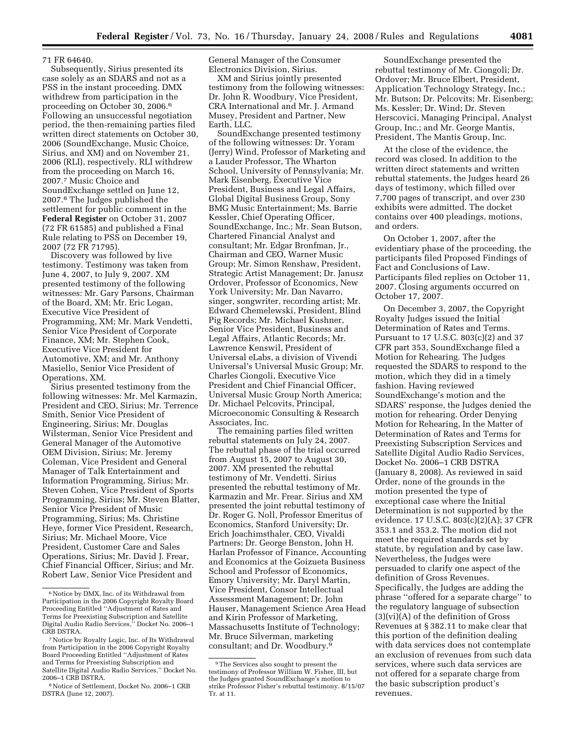71 FR 64640.

Subsequently, Sirius presented its case solely as an SDARS and not as a PSS in the instant proceeding. DMX withdrew from participation in the proceeding on October 30, 2006.[6] Following an unsuccessful negotiation period, the then-remaining parties filed written direct statements on October 30, 2006 (SoundExchange, Music Choice, Sirius, and XM) and on November 21, 2006 (RLI), respectively. RLI withdrew from the proceeding on March 16, 2007.[7] Music Choice and SoundExchange settled on June 12, 2007.[8] The Judges published the settlement for public comment in the **Federal Register** on October 31, 2007 (72 FR 61585) and published a Final Rule relating to PSS on December 19, 2007 (72 FR 71795).

Discovery was followed by live testimony. Testimony was taken from June 4, 2007, to July 9, 2007. XM presented testimony of the following witnesses: Mr. Gary Parsons, Chairman of the Board, XM; Mr. Eric Logan, Executive Vice President of Programming, XM; Mr. Mark Vendetti, Senior Vice President of Corporate Finance, XM; Mr. Stephen Cook, Executive Vice President for Automotive, XM; and Mr. Anthony Masiello, Senior Vice President of Operations, XM.

Sirius presented testimony from the following witnesses: Mr. Mel Karmazin, President and CEO, Sirius; Mr. Terrence Smith, Senior Vice President of Engineering, Sirius; Mr. Douglas Wilsterman, Senior Vice President and General Manager of the Automotive OEM Division, Sirius; Mr. Jeremy Coleman, Vice President and General Manager of Talk Entertainment and Information Programming, Sirius; Mr. Steven Cohen, Vice President of Sports Programming, Sirius; Mr. Steven Blatter, Senior Vice President of Music Programming, Sirius; Ms. Christine Heye, former Vice President, Research, Sirius; Mr. Michael Moore, Vice President, Customer Care and Sales Operations, Sirius; Mr. David J. Frear, Chief Financial Officer, Sirius; and Mr. Robert Law, Senior Vice President and General Manager of the Consumer Electronics Division, Sirius.

XM and Sirius jointly presented testimony from the following witnesses: Dr. John R. Woodbury, Vice President, CRA International and Mr. J. Armand Musey, President and Partner, New Earth, LLC.

SoundExchange presented testimony of the following witnesses: Dr. Yoram (Jerry) Wind, Professor of Marketing and a Lauder Professor, The Wharton School, University of Pennsylvania; Mr. Mark Eisenberg, Executive Vice President, Business and Legal Affairs, Global Digital Business Group, Sony BMG Music Entertainment; Ms. Barrie Kessler, Chief Operating Officer, SoundExchange, Inc.; Mr. Sean Butson, Chartered Financial Analyst and consultant; Mr. Edgar Bronfman, Jr., Chairman and CEO, Warner Music Group; Mr. Simon Renshaw, President, Strategic Artist Management; Dr. Janusz Ordover, Professor of Economics, New York University; Mr. Dan Navarro, singer, songwriter, recording artist; Mr. Edward Chemelewski, President, Blind Pig Records; Mr. Michael Kushner, Senior Vice President, Business and Legal Affairs, Atlantic Records; Mr. Lawrence Kenswil, President of Universal eLabs, a division of Vivendi Universal's Universal Music Group; Mr. Charles Ciongoli, Executive Vice President and Chief Financial Officer, Universal Music Group North America; Dr. Michael Pelcovits, Principal, Microeconomic Consulting & Research Associates, Inc.

The remaining parties filed written rebuttal statements on July 24, 2007. The rebuttal phase of the trial occurred from August 15, 2007 to August 30, 2007. XM presented the rebuttal testimony of Mr. Vendetti. Sirius presented the rebuttal testimony of Mr. Karmazin and Mr. Frear. Sirius and XM presented the joint rebuttal testimony of Dr. Roger G. Noll, Professor Emeritus of Economics, Stanford University; Dr. Erich Joachimsthaler, CEO, Vivaldi Partners; Dr. George Benston, John H. Harlan Professor of Finance, Accounting and Economics at the Goizueta Business School and Professor of Economics, Emory University; Mr. Daryl Martin, Vice President, Consor Intellectual Assessment Management; Dr. John Hauser, Management Science Area Head and Kirin Professor of Marketing, Massachusetts Institute of Technology; Mr. Bruce Silverman, marketing consultant; and Dr. Woodbury.[9]

SoundExchange presented the rebuttal testimony of Mr. Ciongoli; Dr. Ordover; Mr. Bruce Elbert, President, Application Technology Strategy, Inc.; Mr. Butson; Dr. Pelcovits; Mr. Eisenberg; Ms. Kessler; Dr. Wind; Dr. Steven Herscovici, Managing Principal, Analyst Group, Inc.; and Mr. George Mantis, President, The Mantis Group, Inc.

At the close of the evidence, the record was closed. In addition to the written direct statements and written rebuttal statements, the Judges heard 26 days of testimony, which filled over 7,700 pages of transcript, and over 230 exhibits were admitted. The docket contains over 400 pleadings, motions, and orders.

On October 1, 2007, after the evidentiary phase of the proceeding, the participants filed Proposed Findings of Fact and Conclusions of Law. Participants filed replies on October 11, 2007. Closing arguments occurred on October 17, 2007.

On December 3, 2007, the Copyright Royalty Judges issued the Initial Determination of Rates and Terms. Pursuant to 17 U.S.C. 803(c)(2) and 37 CFR part 353, SoundExchange filed a Motion for Rehearing. The Judges requested the SDARS to respond to the motion, which they did in a timely fashion. Having reviewed SoundExchange's motion and the SDARS' response, the Judges denied the motion for rehearing. Order Denying Motion for Rehearing, In the Matter of Determination of Rates and Terms for Preexisting Subscription Services and Satellite Digital Audio Radio Services, Docket No. 2006–1 CRB DSTRA (January 8, 2008). As reviewed in said Order, none of the grounds in the motion presented the type of exceptional case where the Initial Determination is not supported by the evidence. 17 U.S.C. 803(c)(2)(A); 37 CFR 353.1 and 353.2. The motion did not meet the required standards set by statute, by regulation and by case law. Nevertheless, the Judges were persuaded to clarify one aspect of the definition of Gross Revenues. Specifically, the Judges are adding the phrase ''offered for a separate charge'' to the regulatory language of subsection (3)(vi)(A) of the definition of Gross Revenues at § 382.11 to make clear that this portion of the definition dealing with data services does not contemplate an exclusion of revenues from such data services, where such data services are not offered for a separate charge from the basic subscription product's revenues.

---

[6] Notice by DMX, Inc. of its Withdrawal from Participation in the 2006 Copyright Royalty Board Proceeding Entitled ''Adjustment of Rates and Terms for Preexisting Subscription and Satellite Digital Audio Radio Services,'' Docket No. 2006–1 CRB DSTRA.

[7] Notice by Royalty Logic, Inc. of Its Withdrawal from Participation in the 2006 Copyright Royalty Board Proceeding Entitled ''Adjustment of Rates and Terms for Preexisting Subscription and Satellite Digital Audio Radio Services,'' Docket No. 2006–1 CRB DSTRA.

[8] Notice of Settlement, Docket No. 2006–1 CRB DSTRA (June 12, 2007).

[9] The Services also sought to present the testimony of Professor William W. Fisher, III, but the Judges granted SoundExchange's motion to strike Professor Fisher's rebuttal testimony. 8/15/07 Tr. at 11.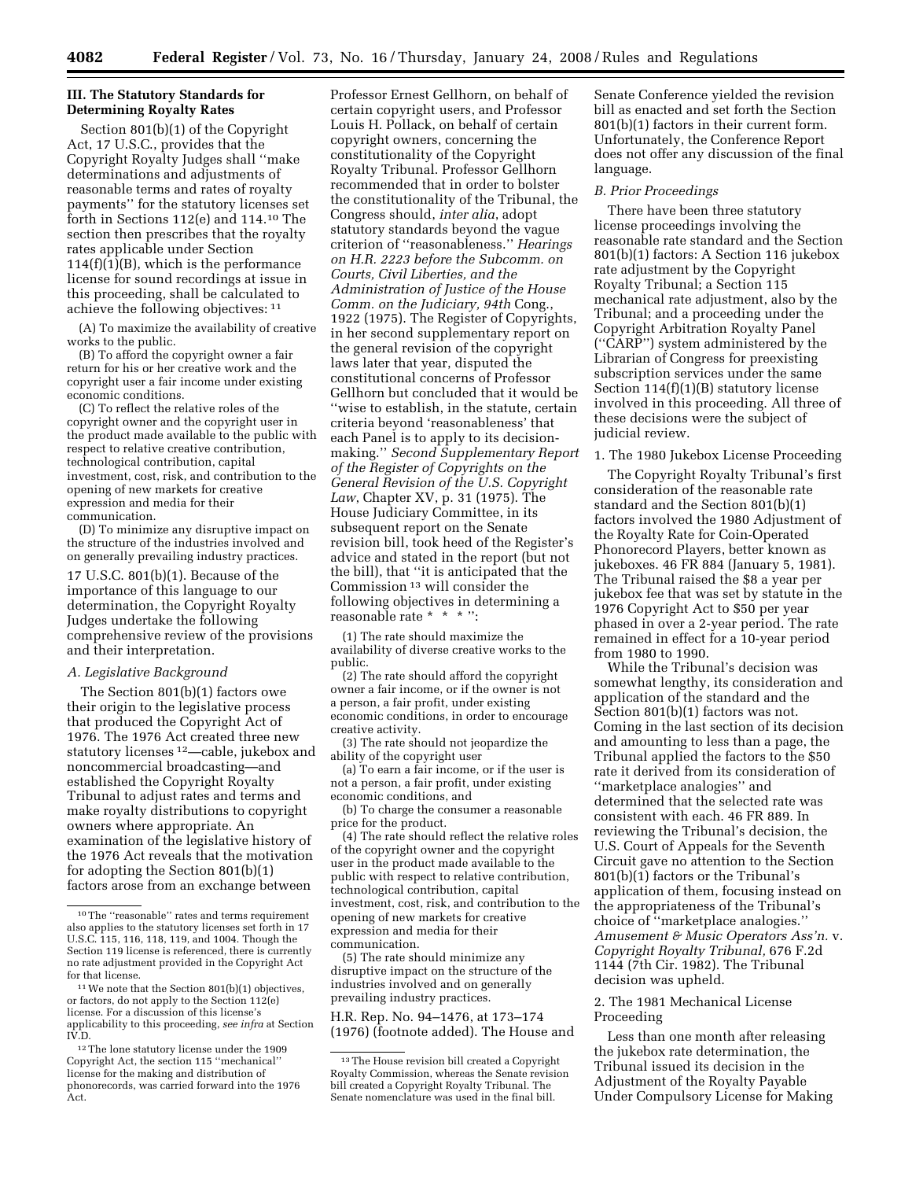## III. The Statutory Standards for Determining Royalty Rates

Section 801(b)(1) of the Copyright Act, 17 U.S.C., provides that the Copyright Royalty Judges shall ''make determinations and adjustments of reasonable terms and rates of royalty payments'' for the statutory licenses set forth in Sections 112(e) and 114.[10] The section then prescribes that the royalty rates applicable under Section 114(f)(1)(B), which is the performance license for sound recordings at issue in this proceeding, shall be calculated to achieve the following objectives: [11]

> (A) To maximize the availability of creative works to the public.
>
> (B) To afford the copyright owner a fair return for his or her creative work and the copyright user a fair income under existing economic conditions.
>
> (C) To reflect the relative roles of the copyright owner and the copyright user in the product made available to the public with respect to relative creative contribution, technological contribution, capital investment, cost, risk, and contribution to the opening of new markets for creative expression and media for their communication.
>
> (D) To minimize any disruptive impact on the structure of the industries involved and on generally prevailing industry practices.

17 U.S.C. 801(b)(1). Because of the importance of this language to our determination, the Copyright Royalty Judges undertake the following comprehensive review of the provisions and their interpretation.

### A. Legislative Background

The Section 801(b)(1) factors owe their origin to the legislative process that produced the Copyright Act of 1976. The 1976 Act created three new statutory licenses [12]—cable, jukebox and noncommercial broadcasting—and established the Copyright Royalty Tribunal to adjust rates and terms and make royalty distributions to copyright owners where appropriate. An examination of the legislative history of the 1976 Act reveals that the motivation for adopting the Section 801(b)(1) factors arose from an exchange between Professor Ernest Gellhorn, on behalf of certain copyright users, and Professor Louis H. Pollack, on behalf of certain copyright owners, concerning the constitutionality of the Copyright Royalty Tribunal. Professor Gellhorn recommended that in order to bolster the constitutionality of the Tribunal, the Congress should, *inter alia*, adopt statutory standards beyond the vague criterion of ''reasonableness.'' *Hearings on H.R. 2223 before the Subcomm. on Courts, Civil Liberties, and the Administration of Justice of the House Comm. on the Judiciary, 94th* Cong., 1922 (1975). The Register of Copyrights, in her second supplementary report on the general revision of the copyright laws later that year, disputed the constitutional concerns of Professor Gellhorn but concluded that it would be ''wise to establish, in the statute, certain criteria beyond 'reasonableness' that each Panel is to apply to its decision-making.'' *Second Supplementary Report of the Register of Copyrights on the General Revision of the U.S. Copyright Law*, Chapter XV, p. 31 (1975). The House Judiciary Committee, in its subsequent report on the Senate revision bill, took heed of the Register's advice and stated in the report (but not the bill), that ''it is anticipated that the Commission [13] will consider the following objectives in determining a reasonable rate * * * '':

> (1) The rate should maximize the availability of diverse creative works to the public.
>
> (2) The rate should afford the copyright owner a fair income, or if the owner is not a person, a fair profit, under existing economic conditions, in order to encourage creative activity.
>
> (3) The rate should not jeopardize the ability of the copyright user
>
> (a) To earn a fair income, or if the user is not a person, a fair profit, under existing economic conditions, and
>
> (b) To charge the consumer a reasonable price for the product.
>
> (4) The rate should reflect the relative roles of the copyright owner and the copyright user in the product made available to the public with respect to relative contribution, technological contribution, capital investment, cost, risk, and contribution to the opening of new markets for creative expression and media for their communication.
>
> (5) The rate should minimize any disruptive impact on the structure of the industries involved and on generally prevailing industry practices.

H.R. Rep. No. 94–1476, at 173–174 (1976) (footnote added). The House and Senate Conference yielded the revision bill as enacted and set forth the Section 801(b)(1) factors in their current form. Unfortunately, the Conference Report does not offer any discussion of the final language.

### B. Prior Proceedings

There have been three statutory license proceedings involving the reasonable rate standard and the Section 801(b)(1) factors: A Section 116 jukebox rate adjustment by the Copyright Royalty Tribunal; a Section 115 mechanical rate adjustment, also by the Tribunal; and a proceeding under the Copyright Arbitration Royalty Panel (''CARP'') system administered by the Librarian of Congress for preexisting subscription services under the same Section 114(f)(1)(B) statutory license involved in this proceeding. All three of these decisions were the subject of judicial review.

#### 1. The 1980 Jukebox License Proceeding

The Copyright Royalty Tribunal's first consideration of the reasonable rate standard and the Section 801(b)(1) factors involved the 1980 Adjustment of the Royalty Rate for Coin-Operated Phonorecord Players, better known as jukeboxes. 46 FR 884 (January 5, 1981). The Tribunal raised the $8 a year per jukebox fee that was set by statute in the 1976 Copyright Act to $50 per year phased in over a 2-year period. The rate remained in effect for a 10-year period from 1980 to 1990.

While the Tribunal's decision was somewhat lengthy, its consideration and application of the standard and the Section 801(b)(1) factors was not. Coming in the last section of its decision and amounting to less than a page, the Tribunal applied the factors to the $50 rate it derived from its consideration of ''marketplace analogies'' and determined that the selected rate was consistent with each. 46 FR 889. In reviewing the Tribunal's decision, the U.S. Court of Appeals for the Seventh Circuit gave no attention to the Section 801(b)(1) factors or the Tribunal's application of them, focusing instead on the appropriateness of the Tribunal's choice of ''marketplace analogies.'' *Amusement & Music Operators Ass'n.* v. *Copyright Royalty Tribunal,* 676 F.2d 1144 (7th Cir. 1982). The Tribunal decision was upheld.

#### 2. The 1981 Mechanical License Proceeding

Less than one month after releasing the jukebox rate determination, the Tribunal issued its decision in the Adjustment of the Royalty Payable Under Compulsory License for Making

---

[10] The ''reasonable'' rates and terms requirement also applies to the statutory licenses set forth in 17 U.S.C. 115, 116, 118, 119, and 1004. Though the Section 119 license is referenced, there is currently no rate adjustment provided in the Copyright Act for that license.

[11] We note that the Section 801(b)(1) objectives, or factors, do not apply to the Section 112(e) license. For a discussion of this license's applicability to this proceeding, *see infra* at Section IV.D.

[12] The lone statutory license under the 1909 Copyright Act, the section 115 ''mechanical'' license for the making and distribution of phonorecords, was carried forward into the 1976 Act.

[13] The House revision bill created a Copyright Royalty Commission, whereas the Senate revision bill created a Copyright Royalty Tribunal. The Senate nomenclature was used in the final bill.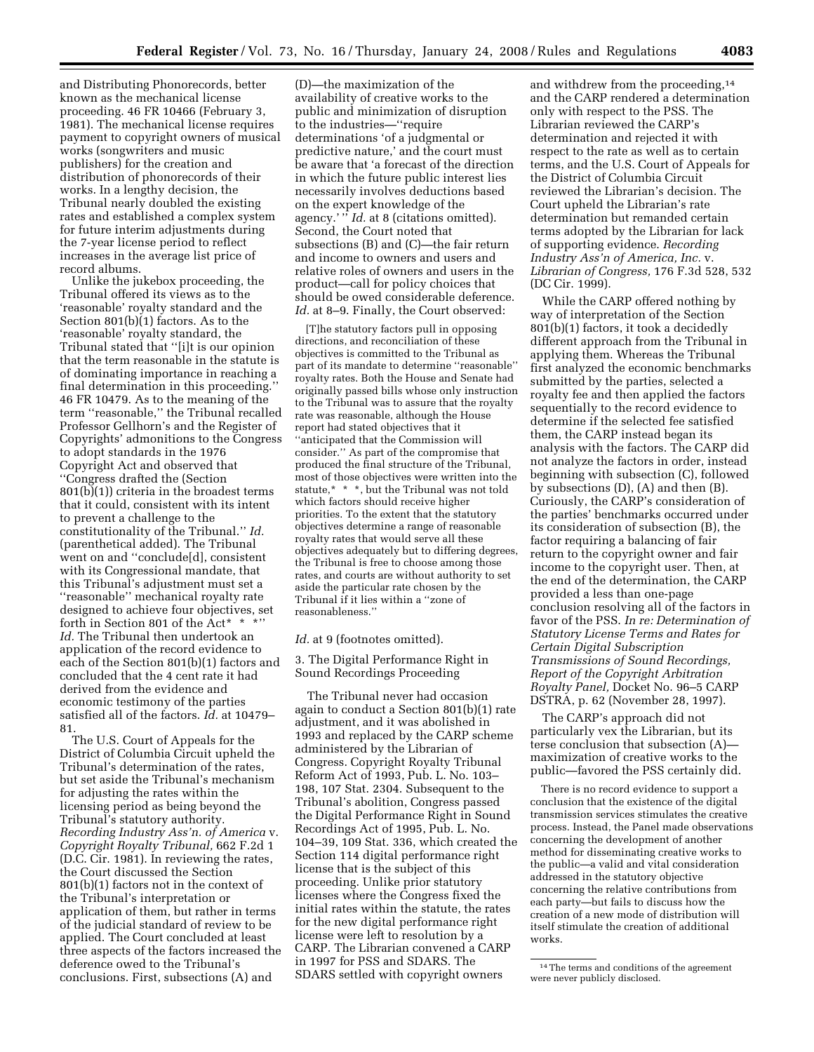and Distributing Phonorecords, better known as the mechanical license proceeding. 46 FR 10466 (February 3, 1981). The mechanical license requires payment to copyright owners of musical works (songwriters and music publishers) for the creation and distribution of phonorecords of their works. In a lengthy decision, the Tribunal nearly doubled the existing rates and established a complex system for future interim adjustments during the 7-year license period to reflect increases in the average list price of record albums.

Unlike the jukebox proceeding, the Tribunal offered its views as to the 'reasonable' royalty standard and the Section 801(b)(1) factors. As to the 'reasonable' royalty standard, the Tribunal stated that ''[i]t is our opinion that the term reasonable in the statute is of dominating importance in reaching a final determination in this proceeding.'' 46 FR 10479. As to the meaning of the term ''reasonable,'' the Tribunal recalled Professor Gellhorn's and the Register of Copyrights' admonitions to the Congress to adopt standards in the 1976 Copyright Act and observed that ''Congress drafted the (Section 801(b)(1)) criteria in the broadest terms that it could, consistent with its intent to prevent a challenge to the constitutionality of the Tribunal.'' *Id.* (parenthetical added). The Tribunal went on and ''conclude[d], consistent with its Congressional mandate, that this Tribunal's adjustment must set a ''reasonable'' mechanical royalty rate designed to achieve four objectives, set forth in Section 801 of the Act* * *'' *Id.* The Tribunal then undertook an application of the record evidence to each of the Section 801(b)(1) factors and concluded that the 4 cent rate it had derived from the evidence and economic testimony of the parties satisfied all of the factors. *Id.* at 10479–81.

The U.S. Court of Appeals for the District of Columbia Circuit upheld the Tribunal's determination of the rates, but set aside the Tribunal's mechanism for adjusting the rates within the licensing period as being beyond the Tribunal's statutory authority. *Recording Industry Ass'n. of America* v. *Copyright Royalty Tribunal,* 662 F.2d 1 (D.C. Cir. 1981). In reviewing the rates, the Court discussed the Section 801(b)(1) factors not in the context of the Tribunal's interpretation or application of them, but rather in terms of the judicial standard of review to be applied. The Court concluded at least three aspects of the factors increased the deference owed to the Tribunal's conclusions. First, subsections (A) and (D)—the maximization of the availability of creative works to the public and minimization of disruption to the industries—''require determinations 'of a judgmental or predictive nature,' and the court must be aware that 'a forecast of the direction in which the future public interest lies necessarily involves deductions based on the expert knowledge of the agency.' '' *Id.* at 8 (citations omitted). Second, the Court noted that subsections (B) and (C)—the fair return and income to owners and users and relative roles of owners and users in the product—call for policy choices that should be owed considerable deference. *Id.* at 8–9. Finally, the Court observed:

> [T]he statutory factors pull in opposing directions, and reconciliation of these objectives is committed to the Tribunal as part of its mandate to determine ''reasonable'' royalty rates. Both the House and Senate had originally passed bills whose only instruction to the Tribunal was to assure that the royalty rate was reasonable, although the House report had stated objectives that it ''anticipated that the Commission will consider.'' As part of the compromise that produced the final structure of the Tribunal, most of those objectives were written into the statute,* * *, but the Tribunal was not told which factors should receive higher priorities. To the extent that the statutory objectives determine a range of reasonable royalty rates that would serve all these objectives adequately but to differing degrees, the Tribunal is free to choose among those rates, and courts are without authority to set aside the particular rate chosen by the Tribunal if it lies within a ''zone of reasonableness.''

*Id.* at 9 (footnotes omitted).

3. The Digital Performance Right in Sound Recordings Proceeding

The Tribunal never had occasion again to conduct a Section 801(b)(1) rate adjustment, and it was abolished in 1993 and replaced by the CARP scheme administered by the Librarian of Congress. Copyright Royalty Tribunal Reform Act of 1993, Pub. L. No. 103–198, 107 Stat. 2304. Subsequent to the Tribunal's abolition, Congress passed the Digital Performance Right in Sound Recordings Act of 1995, Pub. L. No. 104–39, 109 Stat. 336, which created the Section 114 digital performance right license that is the subject of this proceeding. Unlike prior statutory licenses where the Congress fixed the initial rates within the statute, the rates for the new digital performance right license were left to resolution by a CARP. The Librarian convened a CARP in 1997 for PSS and SDARS. The SDARS settled with copyright owners and withdrew from the proceeding,[14] and the CARP rendered a determination only with respect to the PSS. The Librarian reviewed the CARP's determination and rejected it with respect to the rate as well as to certain terms, and the U.S. Court of Appeals for the District of Columbia Circuit reviewed the Librarian's decision. The Court upheld the Librarian's rate determination but remanded certain terms adopted by the Librarian for lack of supporting evidence. *Recording Industry Ass'n of America, Inc.* v. *Librarian of Congress,* 176 F.3d 528, 532 (DC Cir. 1999).

While the CARP offered nothing by way of interpretation of the Section 801(b)(1) factors, it took a decidedly different approach from the Tribunal in applying them. Whereas the Tribunal first analyzed the economic benchmarks submitted by the parties, selected a royalty fee and then applied the factors sequentially to the record evidence to determine if the selected fee satisfied them, the CARP instead began its analysis with the factors. The CARP did not analyze the factors in order, instead beginning with subsection (C), followed by subsections (D), (A) and then (B). Curiously, the CARP's consideration of the parties' benchmarks occurred under its consideration of subsection (B), the factor requiring a balancing of fair return to the copyright owner and fair income to the copyright user. Then, at the end of the determination, the CARP provided a less than one-page conclusion resolving all of the factors in favor of the PSS. *In re: Determination of Statutory License Terms and Rates for Certain Digital Subscription Transmissions of Sound Recordings, Report of the Copyright Arbitration Royalty Panel,* Docket No. 96–5 CARP DSTRA, p. 62 (November 28, 1997).

The CARP's approach did not particularly vex the Librarian, but its terse conclusion that subsection (A)—maximization of creative works to the public—favored the PSS certainly did.

> There is no record evidence to support a conclusion that the existence of the digital transmission services stimulates the creative process. Instead, the Panel made observations concerning the development of another method for disseminating creative works to the public—a valid and vital consideration addressed in the statutory objective concerning the relative contributions from each party—but fails to discuss how the creation of a new mode of distribution will itself stimulate the creation of additional works.

[14] The terms and conditions of the agreement were never publicly disclosed.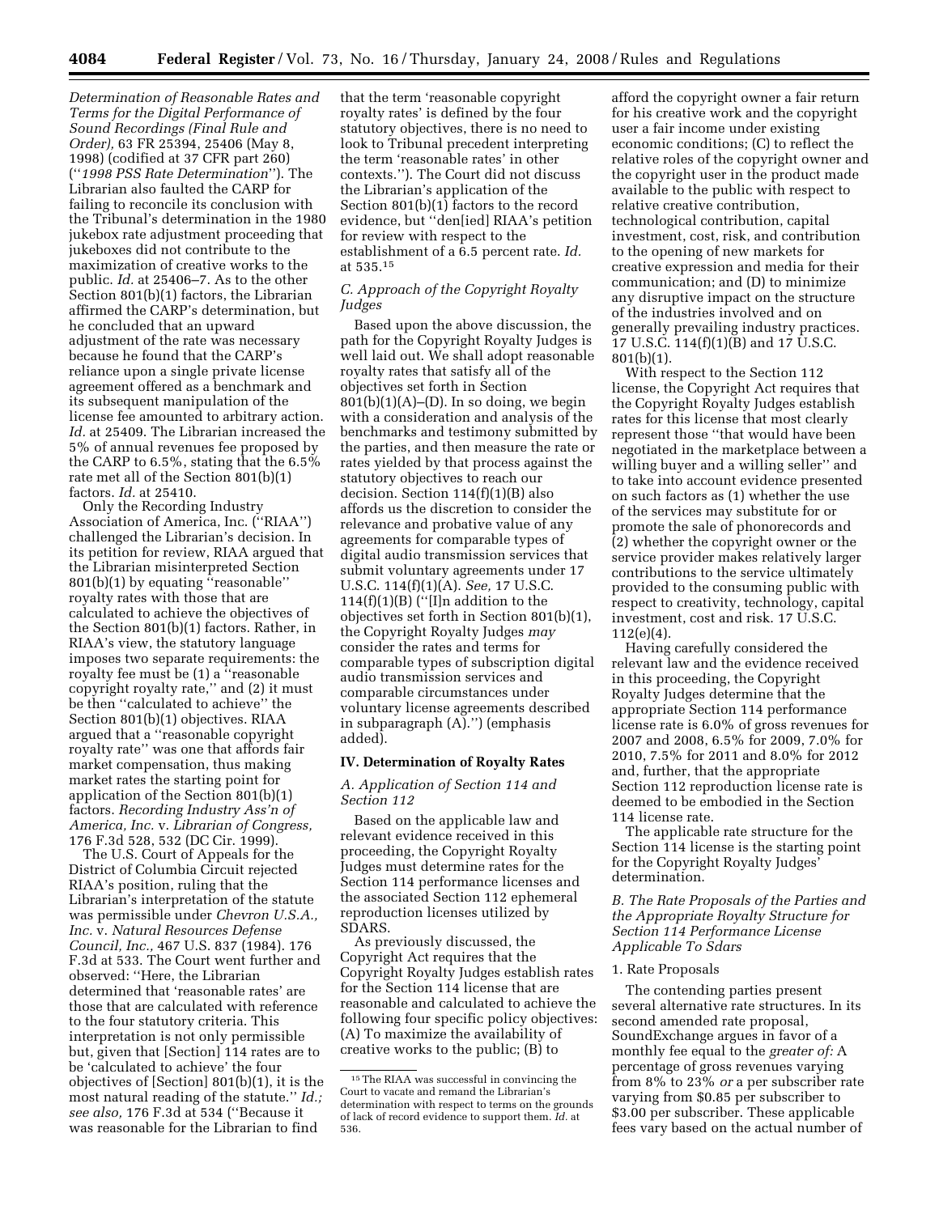*Determination of Reasonable Rates and Terms for the Digital Performance of Sound Recordings (Final Rule and Order),* 63 FR 25394, 25406 (May 8, 1998) (codified at 37 CFR part 260) (''*1998 PSS Rate Determination*''). The Librarian also faulted the CARP for failing to reconcile its conclusion with the Tribunal's determination in the 1980 jukebox rate adjustment proceeding that jukeboxes did not contribute to the maximization of creative works to the public. *Id.* at 25406–7. As to the other Section 801(b)(1) factors, the Librarian affirmed the CARP's determination, but he concluded that an upward adjustment of the rate was necessary because he found that the CARP's reliance upon a single private license agreement offered as a benchmark and its subsequent manipulation of the license fee amounted to arbitrary action. *Id.* at 25409. The Librarian increased the 5% of annual revenues fee proposed by the CARP to 6.5%, stating that the 6.5% rate met all of the Section 801(b)(1) factors. *Id.* at 25410.

Only the Recording Industry Association of America, Inc. (''RIAA'') challenged the Librarian's decision. In its petition for review, RIAA argued that the Librarian misinterpreted Section 801(b)(1) by equating ''reasonable'' royalty rates with those that are calculated to achieve the objectives of the Section 801(b)(1) factors. Rather, in RIAA's view, the statutory language imposes two separate requirements: the royalty fee must be (1) a ''reasonable copyright royalty rate,'' and (2) it must be then ''calculated to achieve'' the Section 801(b)(1) objectives. RIAA argued that a ''reasonable copyright royalty rate'' was one that affords fair market compensation, thus making market rates the starting point for application of the Section 801(b)(1) factors. *Recording Industry Ass'n of America, Inc.* v. *Librarian of Congress,* 176 F.3d 528, 532 (DC Cir. 1999).

The U.S. Court of Appeals for the District of Columbia Circuit rejected RIAA's position, ruling that the Librarian's interpretation of the statute was permissible under *Chevron U.S.A., Inc.* v. *Natural Resources Defense Council, Inc.,* 467 U.S. 837 (1984). 176 F.3d at 533. The Court went further and observed: ''Here, the Librarian determined that 'reasonable rates' are those that are calculated with reference to the four statutory criteria. This interpretation is not only permissible but, given that [Section] 114 rates are to be 'calculated to achieve' the four objectives of [Section] 801(b)(1), it is the most natural reading of the statute.'' *Id.; see also,* 176 F.3d at 534 (''Because it was reasonable for the Librarian to find that the term 'reasonable copyright royalty rates' is defined by the four statutory objectives, there is no need to look to Tribunal precedent interpreting the term 'reasonable rates' in other contexts.''). The Court did not discuss the Librarian's application of the Section 801(b)(1) factors to the record evidence, but ''den[ied] RIAA's petition for review with respect to the establishment of a 6.5 percent rate. *Id.* at 535.[15]

### *C. Approach of the Copyright Royalty Judges*

Based upon the above discussion, the path for the Copyright Royalty Judges is well laid out. We shall adopt reasonable royalty rates that satisfy all of the objectives set forth in Section 801(b)(1)(A)–(D). In so doing, we begin with a consideration and analysis of the benchmarks and testimony submitted by the parties, and then measure the rate or rates yielded by that process against the statutory objectives to reach our decision. Section 114(f)(1)(B) also affords us the discretion to consider the relevance and probative value of any agreements for comparable types of digital audio transmission services that submit voluntary agreements under 17 U.S.C. 114(f)(1)(A). *See,* 17 U.S.C. 114(f)(1)(B) (''[I]n addition to the objectives set forth in Section 801(b)(1), the Copyright Royalty Judges *may* consider the rates and terms for comparable types of subscription digital audio transmission services and comparable circumstances under voluntary license agreements described in subparagraph (A).'') (emphasis added).

## IV. Determination of Royalty Rates

### *A. Application of Section 114 and Section 112*

Based on the applicable law and relevant evidence received in this proceeding, the Copyright Royalty Judges must determine rates for the Section 114 performance licenses and the associated Section 112 ephemeral reproduction licenses utilized by SDARS.

As previously discussed, the Copyright Act requires that the Copyright Royalty Judges establish rates for the Section 114 license that are reasonable and calculated to achieve the following four specific policy objectives: (A) To maximize the availability of creative works to the public; (B) to afford the copyright owner a fair return for his creative work and the copyright user a fair income under existing economic conditions; (C) to reflect the relative roles of the copyright owner and the copyright user in the product made available to the public with respect to relative creative contribution, technological contribution, capital investment, cost, risk, and contribution to the opening of new markets for creative expression and media for their communication; and (D) to minimize any disruptive impact on the structure of the industries involved and on generally prevailing industry practices. 17 U.S.C. 114(f)(1)(B) and 17 U.S.C. 801(b)(1).

With respect to the Section 112 license, the Copyright Act requires that the Copyright Royalty Judges establish rates for this license that most clearly represent those ''that would have been negotiated in the marketplace between a willing buyer and a willing seller'' and to take into account evidence presented on such factors as (1) whether the use of the services may substitute for or promote the sale of phonorecords and (2) whether the copyright owner or the service provider makes relatively larger contributions to the service ultimately provided to the consuming public with respect to creativity, technology, capital investment, cost and risk. 17 U.S.C. 112(e)(4).

Having carefully considered the relevant law and the evidence received in this proceeding, the Copyright Royalty Judges determine that the appropriate Section 114 performance license rate is 6.0% of gross revenues for 2007 and 2008, 6.5% for 2009, 7.0% for 2010, 7.5% for 2011 and 8.0% for 2012 and, further, that the appropriate Section 112 reproduction license rate is deemed to be embodied in the Section 114 license rate.

The applicable rate structure for the Section 114 license is the starting point for the Copyright Royalty Judges' determination.

### *B. The Rate Proposals of the Parties and the Appropriate Royalty Structure for Section 114 Performance License Applicable To Sdars*

#### 1. Rate Proposals

The contending parties present several alternative rate structures. In its second amended rate proposal, SoundExchange argues in favor of a monthly fee equal to the *greater of:* A percentage of gross revenues varying from 8% to 23% *or* a per subscriber rate varying from $0.85 per subscriber to $3.00 per subscriber. These applicable fees vary based on the actual number of

[15] The RIAA was successful in convincing the Court to vacate and remand the Librarian's determination with respect to terms on the grounds of lack of record evidence to support them. *Id.* at 536.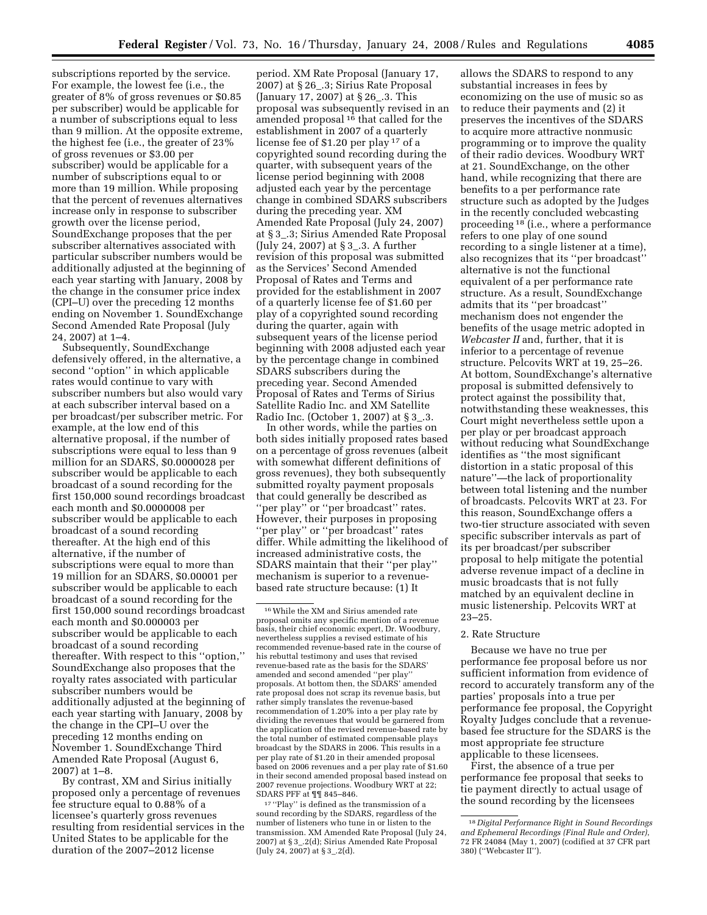subscriptions reported by the service. For example, the lowest fee (i.e., the greater of 8% of gross revenues or $0.85 per subscriber) would be applicable for a number of subscriptions equal to less than 9 million. At the opposite extreme, the highest fee (i.e., the greater of 23% of gross revenues or $3.00 per subscriber) would be applicable for a number of subscriptions equal to or more than 19 million. While proposing that the percent of revenues alternatives increase only in response to subscriber growth over the license period, SoundExchange proposes that the per subscriber alternatives associated with particular subscriber numbers would be additionally adjusted at the beginning of each year starting with January, 2008 by the change in the consumer price index (CPI–U) over the preceding 12 months ending on November 1. SoundExchange Second Amended Rate Proposal (July 24, 2007) at 1–4.

Subsequently, SoundExchange defensively offered, in the alternative, a second ''option'' in which applicable rates would continue to vary with subscriber numbers but also would vary at each subscriber interval based on a per broadcast/per subscriber metric. For example, at the low end of this alternative proposal, if the number of subscriptions were equal to less than 9 million for an SDARS, $0.0000028 per subscriber would be applicable to each broadcast of a sound recording for the first 150,000 sound recordings broadcast each month and $0.0000008 per subscriber would be applicable to each broadcast of a sound recording thereafter. At the high end of this alternative, if the number of subscriptions were equal to more than 19 million for an SDARS, $0.00001 per subscriber would be applicable to each broadcast of a sound recording for the first 150,000 sound recordings broadcast each month and $0.000003 per subscriber would be applicable to each broadcast of a sound recording thereafter. With respect to this ''option,'' SoundExchange also proposes that the royalty rates associated with particular subscriber numbers would be additionally adjusted at the beginning of each year starting with January, 2008 by the change in the CPI–U over the preceding 12 months ending on November 1. SoundExchange Third Amended Rate Proposal (August 6, 2007) at 1–8.

By contrast, XM and Sirius initially proposed only a percentage of revenues fee structure equal to 0.88% of a licensee's quarterly gross revenues resulting from residential services in the United States to be applicable for the duration of the 2007–2012 license period. XM Rate Proposal (January 17, 2007) at § 26_.3; Sirius Rate Proposal (January 17, 2007) at § 26_.3. This proposal was subsequently revised in an amended proposal [16] that called for the establishment in 2007 of a quarterly license fee of $1.20 per play [17] of a copyrighted sound recording during the quarter, with subsequent years of the license period beginning with 2008 adjusted each year by the percentage change in combined SDARS subscribers during the preceding year. XM Amended Rate Proposal (July 24, 2007) at § 3_.3; Sirius Amended Rate Proposal (July 24, 2007) at § 3_.3. A further revision of this proposal was submitted as the Services' Second Amended Proposal of Rates and Terms and provided for the establishment in 2007 of a quarterly license fee of $1.60 per play of a copyrighted sound recording during the quarter, again with subsequent years of the license period beginning with 2008 adjusted each year by the percentage change in combined SDARS subscribers during the preceding year. Second Amended Proposal of Rates and Terms of Sirius Satellite Radio Inc. and XM Satellite Radio Inc. (October 1, 2007) at § 3_.3.

In other words, while the parties on both sides initially proposed rates based on a percentage of gross revenues (albeit with somewhat different definitions of gross revenues), they both subsequently submitted royalty payment proposals that could generally be described as ''per play'' or ''per broadcast'' rates. However, their purposes in proposing ''per play'' or ''per broadcast'' rates differ. While admitting the likelihood of increased administrative costs, the SDARS maintain that their ''per play'' mechanism is superior to a revenue-based rate structure because: (1) It allows the SDARS to respond to any substantial increases in fees by economizing on the use of music so as to reduce their payments and (2) it preserves the incentives of the SDARS to acquire more attractive nonmusic programming or to improve the quality of their radio devices. Woodbury WRT at 21. SoundExchange, on the other hand, while recognizing that there are benefits to a per performance rate structure such as adopted by the Judges in the recently concluded webcasting proceeding [18] (i.e., where a performance refers to one play of one sound recording to a single listener at a time), also recognizes that its ''per broadcast'' alternative is not the functional equivalent of a per performance rate structure. As a result, SoundExchange admits that its ''per broadcast'' mechanism does not engender the benefits of the usage metric adopted in *Webcaster II* and, further, that it is inferior to a percentage of revenue structure. Pelcovits WRT at 19, 25–26. At bottom, SoundExchange's alternative proposal is submitted defensively to protect against the possibility that, notwithstanding these weaknesses, this Court might nevertheless settle upon a per play or per broadcast approach without reducing what SoundExchange identifies as ''the most significant distortion in a static proposal of this nature''—the lack of proportionality between total listening and the number of broadcasts. Pelcovits WRT at 23. For this reason, SoundExchange offers a two-tier structure associated with seven specific subscriber intervals as part of its per broadcast/per subscriber proposal to help mitigate the potential adverse revenue impact of a decline in music broadcasts that is not fully matched by an equivalent decline in music listenership. Pelcovits WRT at 23–25.

## 2. Rate Structure

Because we have no true per performance fee proposal before us nor sufficient information from evidence of record to accurately transform any of the parties' proposals into a true per performance fee proposal, the Copyright Royalty Judges conclude that a revenue-based fee structure for the SDARS is the most appropriate fee structure applicable to these licensees.

First, the absence of a true per performance fee proposal that seeks to tie payment directly to actual usage of the sound recording by the licensees

---

[16] While the XM and Sirius amended rate proposal omits any specific mention of a revenue basis, their chief economic expert, Dr. Woodbury, nevertheless supplies a revised estimate of his recommended revenue-based rate in the course of his rebuttal testimony and uses that revised revenue-based rate as the basis for the SDARS' amended and second amended ''per play'' proposals. At bottom then, the SDARS' amended rate proposal does not scrap its revenue basis, but rather simply translates the revenue-based recommendation of 1.20% into a per play rate by dividing the revenues that would be garnered from the application of the revised revenue-based rate by the total number of estimated compensable plays broadcast by the SDARS in 2006. This results in a per play rate of $1.20 in their amended proposal based on 2006 revenues and a per play rate of $1.60 in their second amended proposal based instead on 2007 revenue projections. Woodbury WRT at 22; SDARS PFF at ¶¶ 845–846.

[17] ''Play'' is defined as the transmission of a sound recording by the SDARS, regardless of the number of listeners who tune in or listen to the transmission. XM Amended Rate Proposal (July 24, 2007) at § 3_.2(d); Sirius Amended Rate Proposal (July 24, 2007) at § 3_.2(d).

[18] *Digital Performance Right in Sound Recordings and Ephemeral Recordings (Final Rule and Order)*, 72 FR 24084 (May 1, 2007) (codified at 37 CFR part 380) (''Webcaster II'').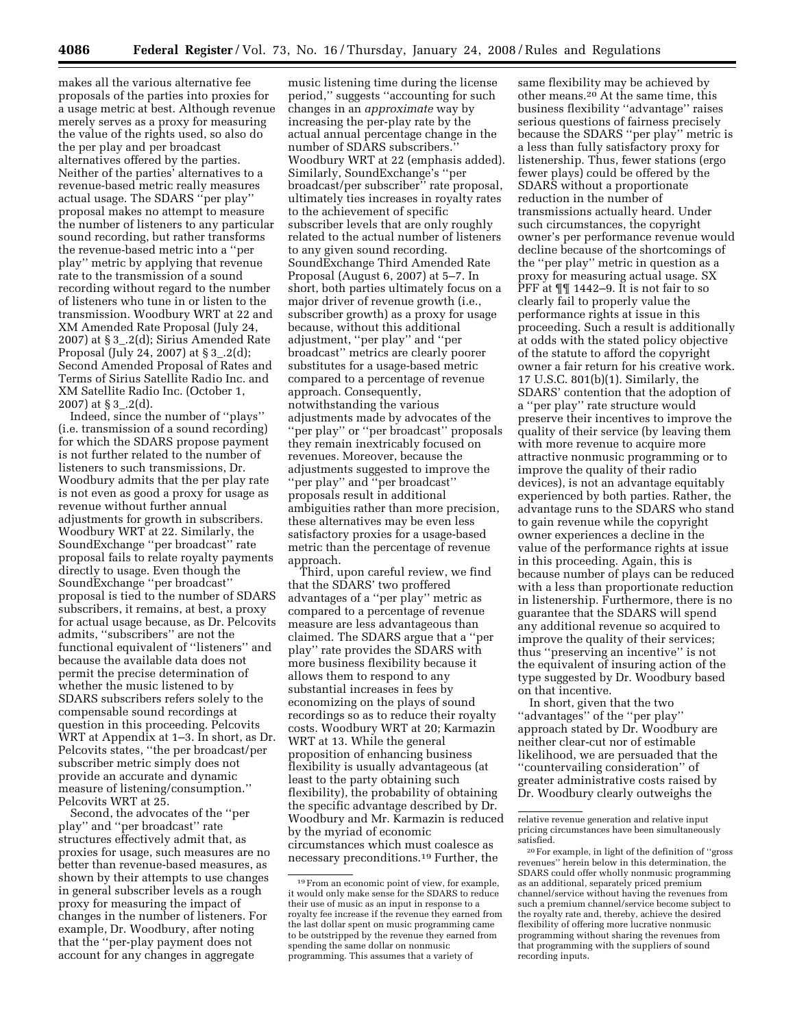makes all the various alternative fee proposals of the parties into proxies for a usage metric at best. Although revenue merely serves as a proxy for measuring the value of the rights used, so also do the per play and per broadcast alternatives offered by the parties. Neither of the parties' alternatives to a revenue-based metric really measures actual usage. The SDARS "per play" proposal makes no attempt to measure the number of listeners to any particular sound recording, but rather transforms the revenue-based metric into a "per play" metric by applying that revenue rate to the transmission of a sound recording without regard to the number of listeners who tune in or listen to the transmission. Woodbury WRT at 22 and XM Amended Rate Proposal (July 24, 2007) at § 3_.2(d); Sirius Amended Rate Proposal (July 24, 2007) at § 3_.2(d); Second Amended Proposal of Rates and Terms of Sirius Satellite Radio Inc. and XM Satellite Radio Inc. (October 1, 2007) at § 3_.2(d).

Indeed, since the number of "plays" (i.e. transmission of a sound recording) for which the SDARS propose payment is not further related to the number of listeners to such transmissions, Dr. Woodbury admits that the per play rate is not even as good a proxy for usage as revenue without further annual adjustments for growth in subscribers. Woodbury WRT at 22. Similarly, the SoundExchange "per broadcast" rate proposal fails to relate royalty payments directly to usage. Even though the SoundExchange "per broadcast" proposal is tied to the number of SDARS subscribers, it remains, at best, a proxy for actual usage because, as Dr. Pelcovits admits, "subscribers" are not the functional equivalent of "listeners" and because the available data does not permit the precise determination of whether the music listened to by SDARS subscribers refers solely to the compensable sound recordings at question in this proceeding. Pelcovits WRT at Appendix at 1–3. In short, as Dr. Pelcovits states, "the per broadcast/per subscriber metric simply does not provide an accurate and dynamic measure of listening/consumption." Pelcovits WRT at 25.

Second, the advocates of the "per play" and "per broadcast" rate structures effectively admit that, as proxies for usage, such measures are no better than revenue-based measures, as shown by their attempts to use changes in general subscriber levels as a rough proxy for measuring the impact of changes in the number of listeners. For example, Dr. Woodbury, after noting that the "per-play payment does not account for any changes in aggregate music listening time during the license period," suggests "accounting for such changes in an *approximate* way by increasing the per-play rate by the actual annual percentage change in the number of SDARS subscribers." Woodbury WRT at 22 (emphasis added). Similarly, SoundExchange's "per broadcast/per subscriber" rate proposal, ultimately ties increases in royalty rates to the achievement of specific subscriber levels that are only roughly related to the actual number of listeners to any given sound recording. SoundExchange Third Amended Rate Proposal (August 6, 2007) at 5–7. In short, both parties ultimately focus on a major driver of revenue growth (i.e., subscriber growth) as a proxy for usage because, without this additional adjustment, "per play" and "per broadcast" metrics are clearly poorer substitutes for a usage-based metric compared to a percentage of revenue approach. Consequently, notwithstanding the various adjustments made by advocates of the "per play" or "per broadcast" proposals they remain inextricably focused on revenues. Moreover, because the adjustments suggested to improve the "per play" and "per broadcast" proposals result in additional ambiguities rather than more precision, these alternatives may be even less satisfactory proxies for a usage-based metric than the percentage of revenue approach.

Third, upon careful review, we find that the SDARS' two proffered advantages of a "per play" metric as compared to a percentage of revenue measure are less advantageous than claimed. The SDARS argue that a "per play" rate provides the SDARS with more business flexibility because it allows them to respond to any substantial increases in fees by economizing on the plays of sound recordings so as to reduce their royalty costs. Woodbury WRT at 20; Karmazin WRT at 13. While the general proposition of enhancing business flexibility is usually advantageous (at least to the party obtaining such flexibility), the probability of obtaining the specific advantage described by Dr. Woodbury and Mr. Karmazin is reduced by the myriad of economic circumstances which must coalesce as necessary preconditions.[19] Further, the same flexibility may be achieved by other means.[20] At the same time, this business flexibility "advantage" raises serious questions of fairness precisely because the SDARS "per play" metric is a less than fully satisfactory proxy for listenership. Thus, fewer stations (ergo fewer plays) could be offered by the SDARS without a proportionate reduction in the number of transmissions actually heard. Under such circumstances, the copyright owner's per performance revenue would decline because of the shortcomings of the "per play" metric in question as a proxy for measuring actual usage. SX PFF at ¶¶ 1442–9. It is not fair to so clearly fail to properly value the performance rights at issue in this proceeding. Such a result is additionally at odds with the stated policy objective of the statute to afford the copyright owner a fair return for his creative work. 17 U.S.C. 801(b)(1). Similarly, the SDARS' contention that the adoption of a "per play" rate structure would preserve their incentives to improve the quality of their service (by leaving them with more revenue to acquire more attractive nonmusic programming or to improve the quality of their radio devices), is not an advantage equitably experienced by both parties. Rather, the advantage runs to the SDARS who stand to gain revenue while the copyright owner experiences a decline in the value of the performance rights at issue in this proceeding. Again, this is because number of plays can be reduced with a less than proportionate reduction in listenership. Furthermore, there is no guarantee that the SDARS will spend any additional revenue so acquired to improve the quality of their services; thus "preserving an incentive" is not the equivalent of insuring action of the type suggested by Dr. Woodbury based on that incentive.

In short, given that the two "advantages" of the "per play" approach stated by Dr. Woodbury are neither clear-cut nor of estimable likelihood, we are persuaded that the "countervailing consideration" of greater administrative costs raised by Dr. Woodbury clearly outweighs the

---

[19] From an economic point of view, for example, it would only make sense for the SDARS to reduce their use of music as an input in response to a royalty fee increase if the revenue they earned from the last dollar spent on music programming came to be outstripped by the revenue they earned from spending the same dollar on nonmusic programming. This assumes that a variety of relative revenue generation and relative input pricing circumstances have been simultaneously satisfied.

[20] For example, in light of the definition of "gross revenues" herein below in this determination, the SDARS could offer wholly nonmusic programming as an additional, separately priced premium channel/service without having the revenues from such a premium channel/service become subject to the royalty rate and, thereby, achieve the desired flexibility of offering more lucrative nonmusic programming without sharing the revenues from that programming with the suppliers of sound recording inputs.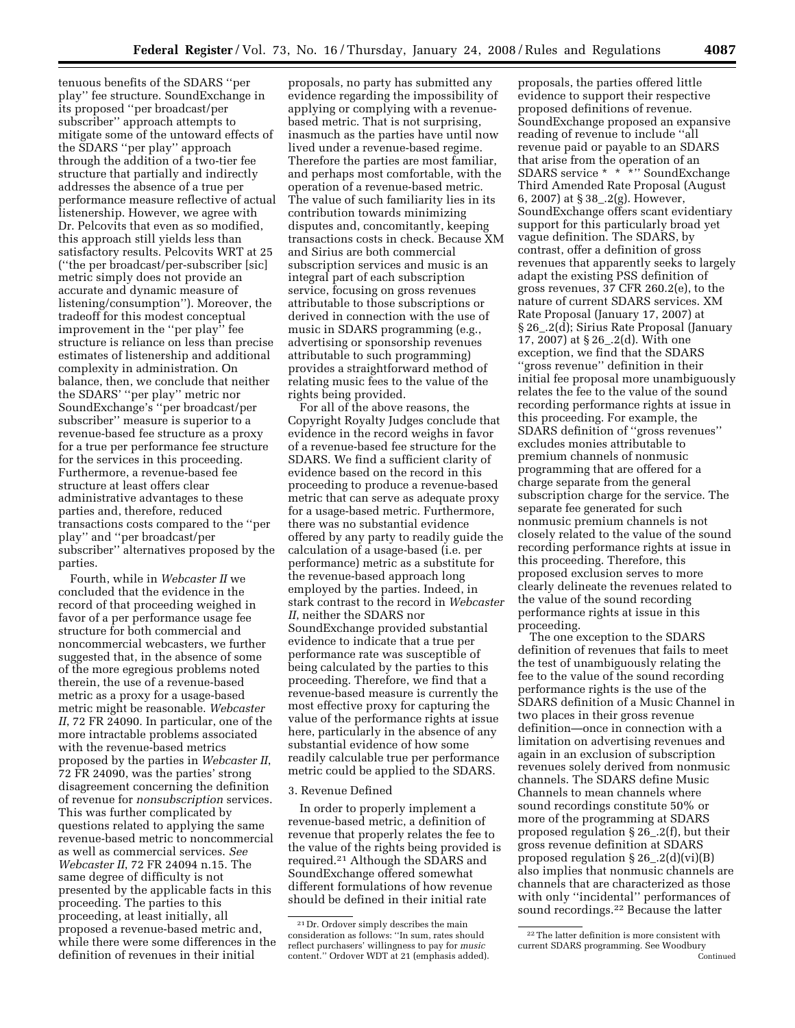tenuous benefits of the SDARS ''per play'' fee structure. SoundExchange in its proposed ''per broadcast/per subscriber'' approach attempts to mitigate some of the untoward effects of the SDARS ''per play'' approach through the addition of a two-tier fee structure that partially and indirectly addresses the absence of a true per performance measure reflective of actual listenership. However, we agree with Dr. Pelcovits that even as so modified, this approach still yields less than satisfactory results. Pelcovits WRT at 25 (''the per broadcast/per-subscriber [sic] metric simply does not provide an accurate and dynamic measure of listening/consumption''). Moreover, the tradeoff for this modest conceptual improvement in the ''per play'' fee structure is reliance on less than precise estimates of listenership and additional complexity in administration. On balance, then, we conclude that neither the SDARS' ''per play'' metric nor SoundExchange's ''per broadcast/per subscriber'' measure is superior to a revenue-based fee structure as a proxy for a true per performance fee structure for the services in this proceeding. Furthermore, a revenue-based fee structure at least offers clear administrative advantages to these parties and, therefore, reduced transactions costs compared to the ''per play'' and ''per broadcast/per subscriber'' alternatives proposed by the parties.

Fourth, while in *Webcaster II* we concluded that the evidence in the record of that proceeding weighed in favor of a per performance usage fee structure for both commercial and noncommercial webcasters, we further suggested that, in the absence of some of the more egregious problems noted therein, the use of a revenue-based metric as a proxy for a usage-based metric might be reasonable. *Webcaster II*, 72 FR 24090. In particular, one of the more intractable problems associated with the revenue-based metrics proposed by the parties in *Webcaster II*, 72 FR 24090, was the parties' strong disagreement concerning the definition of revenue for *nonsubscription* services. This was further complicated by questions related to applying the same revenue-based metric to noncommercial as well as commercial services. *See Webcaster II*, 72 FR 24094 n.15. The same degree of difficulty is not presented by the applicable facts in this proceeding. The parties to this proceeding, at least initially, all proposed a revenue-based metric and, while there were some differences in the definition of revenues in their initial proposals, no party has submitted any evidence regarding the impossibility of applying or complying with a revenue-based metric. That is not surprising, inasmuch as the parties have until now lived under a revenue-based regime. Therefore the parties are most familiar, and perhaps most comfortable, with the operation of a revenue-based metric. The value of such familiarity lies in its contribution towards minimizing disputes and, concomitantly, keeping transactions costs in check. Because XM and Sirius are both commercial subscription services and music is an integral part of each subscription service, focusing on gross revenues attributable to those subscriptions or derived in connection with the use of music in SDARS programming (e.g., advertising or sponsorship revenues attributable to such programming) provides a straightforward method of relating music fees to the value of the rights being provided.

For all of the above reasons, the Copyright Royalty Judges conclude that evidence in the record weighs in favor of a revenue-based fee structure for the SDARS. We find a sufficient clarity of evidence based on the record in this proceeding to produce a revenue-based metric that can serve as adequate proxy for a usage-based metric. Furthermore, there was no substantial evidence offered by any party to readily guide the calculation of a usage-based (i.e. per performance) metric as a substitute for the revenue-based approach long employed by the parties. Indeed, in stark contrast to the record in *Webcaster II*, neither the SDARS nor SoundExchange provided substantial evidence to indicate that a true per performance rate was susceptible of being calculated by the parties to this proceeding. Therefore, we find that a revenue-based measure is currently the most effective proxy for capturing the value of the performance rights at issue here, particularly in the absence of any substantial evidence of how some readily calculable true per performance metric could be applied to the SDARS.

3. Revenue Defined

In order to properly implement a revenue-based metric, a definition of revenue that properly relates the fee to the value of the rights being provided is required.[21] Although the SDARS and SoundExchange offered somewhat different formulations of how revenue should be defined in their initial rate proposals, the parties offered little evidence to support their respective proposed definitions of revenue. SoundExchange proposed an expansive reading of revenue to include ''all revenue paid or payable to an SDARS that arise from the operation of an SDARS service * * *'' SoundExchange Third Amended Rate Proposal (August 6, 2007) at § 38_.2(g). However, SoundExchange offers scant evidentiary support for this particularly broad yet vague definition. The SDARS, by contrast, offer a definition of gross revenues that apparently seeks to largely adapt the existing PSS definition of gross revenues, 37 CFR 260.2(e), to the nature of current SDARS services. XM Rate Proposal (January 17, 2007) at § 26_.2(d); Sirius Rate Proposal (January 17, 2007) at § 26_.2(d). With one exception, we find that the SDARS ''gross revenue'' definition in their initial fee proposal more unambiguously relates the fee to the value of the sound recording performance rights at issue in this proceeding. For example, the SDARS definition of ''gross revenues'' excludes monies attributable to premium channels of nonmusic programming that are offered for a charge separate from the general subscription charge for the service. The separate fee generated for such nonmusic premium channels is not closely related to the value of the sound recording performance rights at issue in this proceeding. Therefore, this proposed exclusion serves to more clearly delineate the revenues related to the value of the sound recording performance rights at issue in this proceeding.

The one exception to the SDARS definition of revenues that fails to meet the test of unambiguously relating the fee to the value of the sound recording performance rights is the use of the SDARS definition of a Music Channel in two places in their gross revenue definition—once in connection with a limitation on advertising revenues and again in an exclusion of subscription revenues solely derived from nonmusic channels. The SDARS define Music Channels to mean channels where sound recordings constitute 50% or more of the programming at SDARS proposed regulation § 26_.2(f), but their gross revenue definition at SDARS proposed regulation § 26_.2(d)(vi)(B) also implies that nonmusic channels are channels that are characterized as those with only ''incidental'' performances of sound recordings.[22] Because the latter

[21] Dr. Ordover simply describes the main consideration as follows: ''In sum, rates should reflect purchasers' willingness to pay for *music* content.'' Ordover WDT at 21 (emphasis added).

[22] The latter definition is more consistent with current SDARS programming. See Woodbury

Continued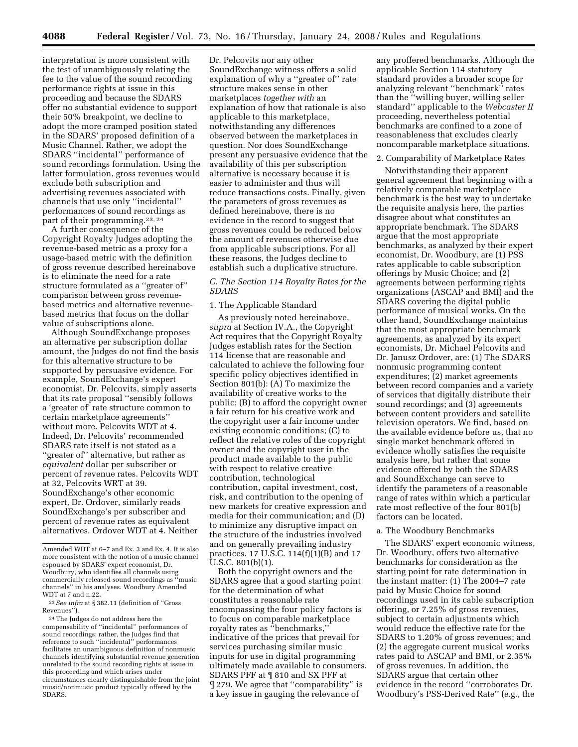interpretation is more consistent with the test of unambiguously relating the fee to the value of the sound recording performance rights at issue in this proceeding and because the SDARS offer no substantial evidence to support their 50% breakpoint, we decline to adopt the more cramped position stated in the SDARS' proposed definition of a Music Channel. Rather, we adopt the SDARS "incidental" performance of sound recordings formulation. Using the latter formulation, gross revenues would exclude both subscription and advertising revenues associated with channels that use only "incidental" performances of sound recordings as part of their programming.[23, 24]

A further consequence of the Copyright Royalty Judges adopting the revenue-based metric as a proxy for a usage-based metric with the definition of gross revenue described hereinabove is to eliminate the need for a rate structure formulated as a "greater of" comparison between gross revenue-based metrics and alternative revenue-based metrics that focus on the dollar value of subscriptions alone.

Although SoundExchange proposes an alternative per subscription dollar amount, the Judges do not find the basis for this alternative structure to be supported by persuasive evidence. For example, SoundExchange's expert economist, Dr. Pelcovits, simply asserts that its rate proposal "sensibly follows a 'greater of' rate structure common to certain marketplace agreements" without more. Pelcovits WDT at 4. Indeed, Dr. Pelcovits' recommended SDARS rate itself is not stated as a "greater of" alternative, but rather as *equivalent* dollar per subscriber or percent of revenue rates. Pelcovits WDT at 32, Pelcovits WRT at 39. SoundExchange's other economic expert, Dr. Ordover, similarly reads SoundExchange's per subscriber and percent of revenue rates as equivalent alternatives. Ordover WDT at 4. Neither Dr. Pelcovits nor any other SoundExchange witness offers a solid explanation of why a "greater of" rate structure makes sense in other marketplaces *together with* an explanation of how that rationale is also applicable to this marketplace, notwithstanding any differences observed between the marketplaces in question. Nor does SoundExchange present any persuasive evidence that the availability of this per subscription alternative is necessary because it is easier to administer and thus will reduce transactions costs. Finally, given the parameters of gross revenues as defined hereinabove, there is no evidence in the record to suggest that gross revenues could be reduced below the amount of revenues otherwise due from applicable subscriptions. For all these reasons, the Judges decline to establish such a duplicative structure.

### *C. The Section 114 Royalty Rates for the SDARS*

#### 1. The Applicable Standard

As previously noted hereinabove, *supra* at Section IV.A., the Copyright Act requires that the Copyright Royalty Judges establish rates for the Section 114 license that are reasonable and calculated to achieve the following four specific policy objectives identified in Section 801(b): (A) To maximize the availability of creative works to the public; (B) to afford the copyright owner a fair return for his creative work and the copyright user a fair income under existing economic conditions; (C) to reflect the relative roles of the copyright owner and the copyright user in the product made available to the public with respect to relative creative contribution, technological contribution, capital investment, cost, risk, and contribution to the opening of new markets for creative expression and media for their communication; and (D) to minimize any disruptive impact on the structure of the industries involved and on generally prevailing industry practices. 17 U.S.C. 114(f)(1)(B) and 17 U.S.C. 801(b)(1).

Both the copyright owners and the SDARS agree that a good starting point for the determination of what constitutes a reasonable rate encompassing the four policy factors is to focus on comparable marketplace royalty rates as "benchmarks," indicative of the prices that prevail for services purchasing similar music inputs for use in digital programming ultimately made available to consumers. SDARS PFF at ¶ 810 and SX PFF at ¶ 279. We agree that "comparability" is a key issue in gauging the relevance of any proffered benchmarks. Although the applicable Section 114 statutory standard provides a broader scope for analyzing relevant "benchmark" rates than the "willing buyer, willing seller standard" applicable to the *Webcaster II* proceeding, nevertheless potential benchmarks are confined to a zone of reasonableness that excludes clearly noncomparable marketplace situations.

#### 2. Comparability of Marketplace Rates

Notwithstanding their apparent general agreement that beginning with a relatively comparable marketplace benchmark is the best way to undertake the requisite analysis here, the parties disagree about what constitutes an appropriate benchmark. The SDARS argue that the most appropriate benchmarks, as analyzed by their expert economist, Dr. Woodbury, are (1) PSS rates applicable to cable subscription offerings by Music Choice; and (2) agreements between performing rights organizations (ASCAP and BMI) and the SDARS covering the digital public performance of musical works. On the other hand, SoundExchange maintains that the most appropriate benchmark agreements, as analyzed by its expert economists, Dr. Michael Pelcovits and Dr. Janusz Ordover, are: (1) The SDARS nonmusic programming content expenditures; (2) market agreements between record companies and a variety of services that digitally distribute their sound recordings; and (3) agreements between content providers and satellite television operators. We find, based on the available evidence before us, that no single market benchmark offered in evidence wholly satisfies the requisite analysis here, but rather that some evidence offered by both the SDARS and SoundExchange can serve to identify the parameters of a reasonable range of rates within which a particular rate most reflective of the four 801(b) factors can be located.

##### a. The Woodbury Benchmarks

The SDARS' expert economic witness, Dr. Woodbury, offers two alternative benchmarks for consideration as the starting point for rate determination in the instant matter: (1) The 2004–7 rate paid by Music Choice for sound recordings used in its cable subscription offering, or 7.25% of gross revenues, subject to certain adjustments which would reduce the effective rate for the SDARS to 1.20% of gross revenues; and (2) the aggregate current musical works rates paid to ASCAP and BMI, or 2.35% of gross revenues. In addition, the SDARS argue that certain other evidence in the record "corroborates Dr. Woodbury's PSS-Derived Rate" (e.g., the

---

Amended WDT at 6–7 and Ex. 3 and Ex. 4. It is also more consistent with the notion of a music channel espoused by SDARS' expert economist, Dr. Woodbury, who identifies all channels using commercially released sound recordings as "music channels" in his analyses. Woodbury Amended WDT at 7 and n.22.

[23] *See infra* at § 382.11 (definition of "Gross Revenues").

[24] The Judges do not address here the compensability of "incidental" performances of sound recordings; rather, the Judges find that reference to such "incidental" performances facilitates an unambiguous definition of nonmusic channels identifying substantial revenue generation unrelated to the sound recording rights at issue in this proceeding and which arises under circumstances clearly distinguishable from the joint music/nonmusic product typically offered by the SDARS.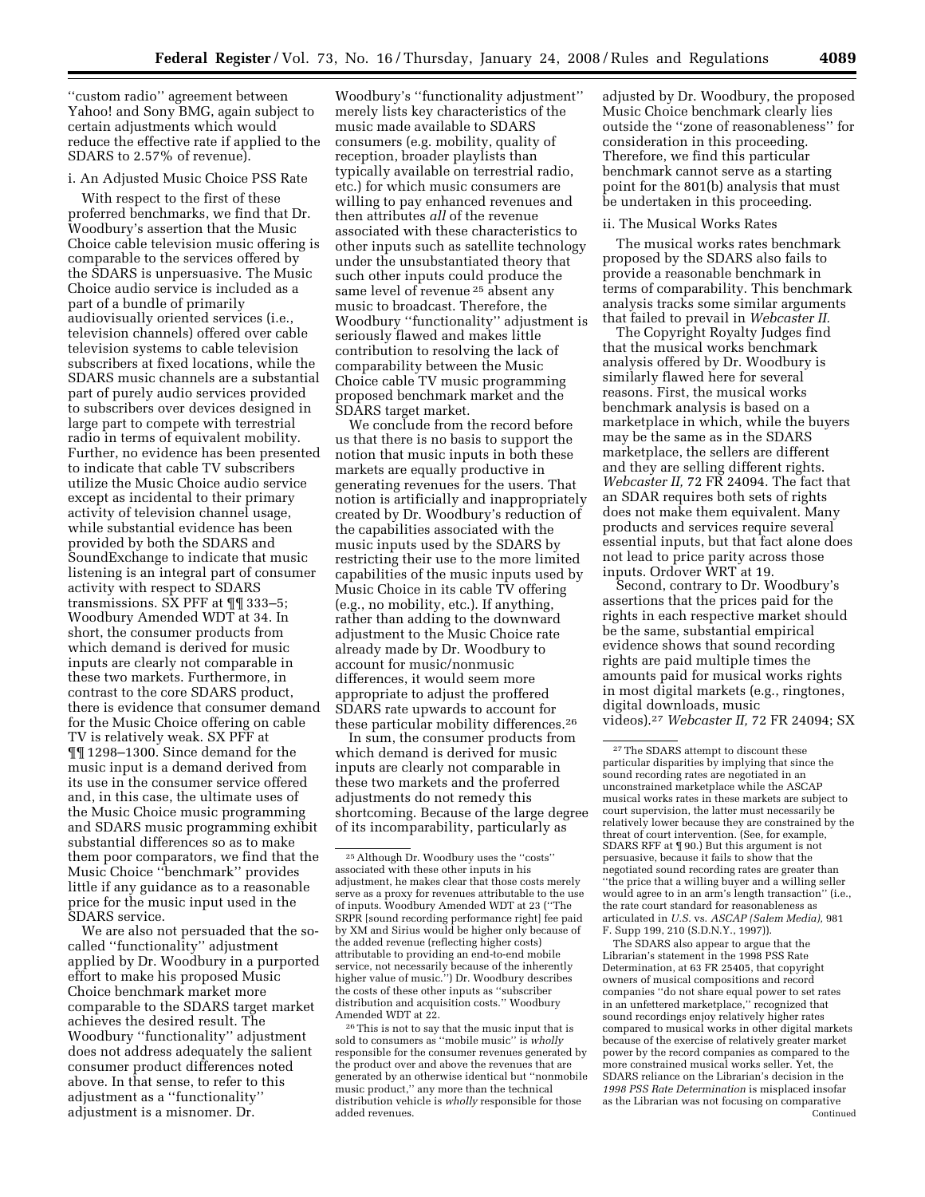''custom radio'' agreement between Yahoo! and Sony BMG, again subject to certain adjustments which would reduce the effective rate if applied to the SDARS to 2.57% of revenue).

i. An Adjusted Music Choice PSS Rate

With respect to the first of these proferred benchmarks, we find that Dr. Woodbury's assertion that the Music Choice cable television music offering is comparable to the services offered by the SDARS is unpersuasive. The Music Choice audio service is included as a part of a bundle of primarily audiovisually oriented services (i.e., television channels) offered over cable television systems to cable television subscribers at fixed locations, while the SDARS music channels are a substantial part of purely audio services provided to subscribers over devices designed in large part to compete with terrestrial radio in terms of equivalent mobility. Further, no evidence has been presented to indicate that cable TV subscribers utilize the Music Choice audio service except as incidental to their primary activity of television channel usage, while substantial evidence has been provided by both the SDARS and SoundExchange to indicate that music listening is an integral part of consumer activity with respect to SDARS transmissions. SX PFF at ¶¶ 333–5; Woodbury Amended WDT at 34. In short, the consumer products from which demand is derived for music inputs are clearly not comparable in these two markets. Furthermore, in contrast to the core SDARS product, there is evidence that consumer demand for the Music Choice offering on cable TV is relatively weak. SX PFF at ¶¶ 1298–1300. Since demand for the music input is a demand derived from its use in the consumer service offered and, in this case, the ultimate uses of the Music Choice music programming and SDARS music programming exhibit substantial differences so as to make them poor comparators, we find that the Music Choice ''benchmark'' provides little if any guidance as to a reasonable price for the music input used in the SDARS service.

We are also not persuaded that the so-called ''functionality'' adjustment applied by Dr. Woodbury in a purported effort to make his proposed Music Choice benchmark market more comparable to the SDARS target market achieves the desired result. The Woodbury ''functionality'' adjustment does not address adequately the salient consumer product differences noted above. In that sense, to refer to this adjustment as a ''functionality'' adjustment is a misnomer. Dr. Woodbury's ''functionality adjustment'' merely lists key characteristics of the music made available to SDARS consumers (e.g. mobility, quality of reception, broader playlists than typically available on terrestrial radio, etc.) for which music consumers are willing to pay enhanced revenues and then attributes *all* of the revenue associated with these characteristics to other inputs such as satellite technology under the unsubstantiated theory that such other inputs could produce the same level of revenue [25] absent any music to broadcast. Therefore, the Woodbury ''functionality'' adjustment is seriously flawed and makes little contribution to resolving the lack of comparability between the Music Choice cable TV music programming proposed benchmark market and the SDARS target market.

We conclude from the record before us that there is no basis to support the notion that music inputs in both these markets are equally productive in generating revenues for the users. That notion is artificially and inappropriately created by Dr. Woodbury's reduction of the capabilities associated with the music inputs used by the SDARS by restricting their use to the more limited capabilities of the music inputs used by Music Choice in its cable TV offering (e.g., no mobility, etc.). If anything, rather than adding to the downward adjustment to the Music Choice rate already made by Dr. Woodbury to account for music/nonmusic differences, it would seem more appropriate to adjust the proffered SDARS rate upwards to account for these particular mobility differences.[26]

In sum, the consumer products from which demand is derived for music inputs are clearly not comparable in these two markets and the proferred adjustments do not remedy this shortcoming. Because of the large degree of its incomparability, particularly as adjusted by Dr. Woodbury, the proposed Music Choice benchmark clearly lies outside the ''zone of reasonableness'' for consideration in this proceeding. Therefore, we find this particular benchmark cannot serve as a starting point for the 801(b) analysis that must be undertaken in this proceeding.

ii. The Musical Works Rates

The musical works rates benchmark proposed by the SDARS also fails to provide a reasonable benchmark in terms of comparability. This benchmark analysis tracks some similar arguments that failed to prevail in *Webcaster II.*

The Copyright Royalty Judges find that the musical works benchmark analysis offered by Dr. Woodbury is similarly flawed here for several reasons. First, the musical works benchmark analysis is based on a marketplace in which, while the buyers may be the same as in the SDARS marketplace, the sellers are different and they are selling different rights. *Webcaster II,* 72 FR 24094. The fact that an SDAR requires both sets of rights does not make them equivalent. Many products and services require several essential inputs, but that fact alone does not lead to price parity across those inputs. Ordover WRT at 19.

Second, contrary to Dr. Woodbury's assertions that the prices paid for the rights in each respective market should be the same, substantial empirical evidence shows that sound recording rights are paid multiple times the amounts paid for musical works rights in most digital markets (e.g., ringtones, digital downloads, music videos).[27] *Webcaster II,* 72 FR 24094; SX

---

[25] Although Dr. Woodbury uses the ''costs'' associated with these other inputs in his adjustment, he makes clear that those costs merely serve as a proxy for revenues attributable to the use of inputs. Woodbury Amended WDT at 23 (''The SRPR [sound recording performance right] fee paid by XM and Sirius would be higher only because of the added revenue (reflecting higher costs) attributable to providing an end-to-end mobile service, not necessarily because of the inherently higher value of music.'') Dr. Woodbury describes the costs of these other inputs as ''subscriber distribution and acquisition costs.'' Woodbury Amended WDT at 22.

[26] This is not to say that the music input that is sold to consumers as ''mobile music'' is *wholly* responsible for the consumer revenues generated by the product over and above the revenues that are generated by an otherwise identical but ''nonmobile music product,'' any more than the technical distribution vehicle is *wholly* responsible for those added revenues.

[27] The SDARS attempt to discount these particular disparities by implying that since the sound recording rates are negotiated in an unconstrained marketplace while the ASCAP musical works rates in these markets are subject to court supervision, the latter must necessarily be relatively lower because they are constrained by the threat of court intervention. (See, for example, SDARS RFF at ¶ 90.) But this argument is not persuasive, because it fails to show that the negotiated sound recording rates are greater than ''the price that a willing buyer and a willing seller would agree to in an arm's length transaction'' (i.e., the rate court standard for reasonableness as articulated in *U.S.* vs. *ASCAP (Salem Media),* 981 F. Supp 199, 210 (S.D.N.Y., 1997)).

The SDARS also appear to argue that the Librarian's statement in the 1998 PSS Rate Determination, at 63 FR 25405, that copyright owners of musical compositions and record companies ''do not share equal power to set rates in an unfettered marketplace,'' recognized that sound recordings enjoy relatively higher rates compared to musical works in other digital markets because of the exercise of relatively greater market power by the record companies as compared to the more constrained musical works seller. Yet, the SDARS reliance on the Librarian's decision in the *1998 PSS Rate Determination* is misplaced insofar as the Librarian was not focusing on comparative

Continued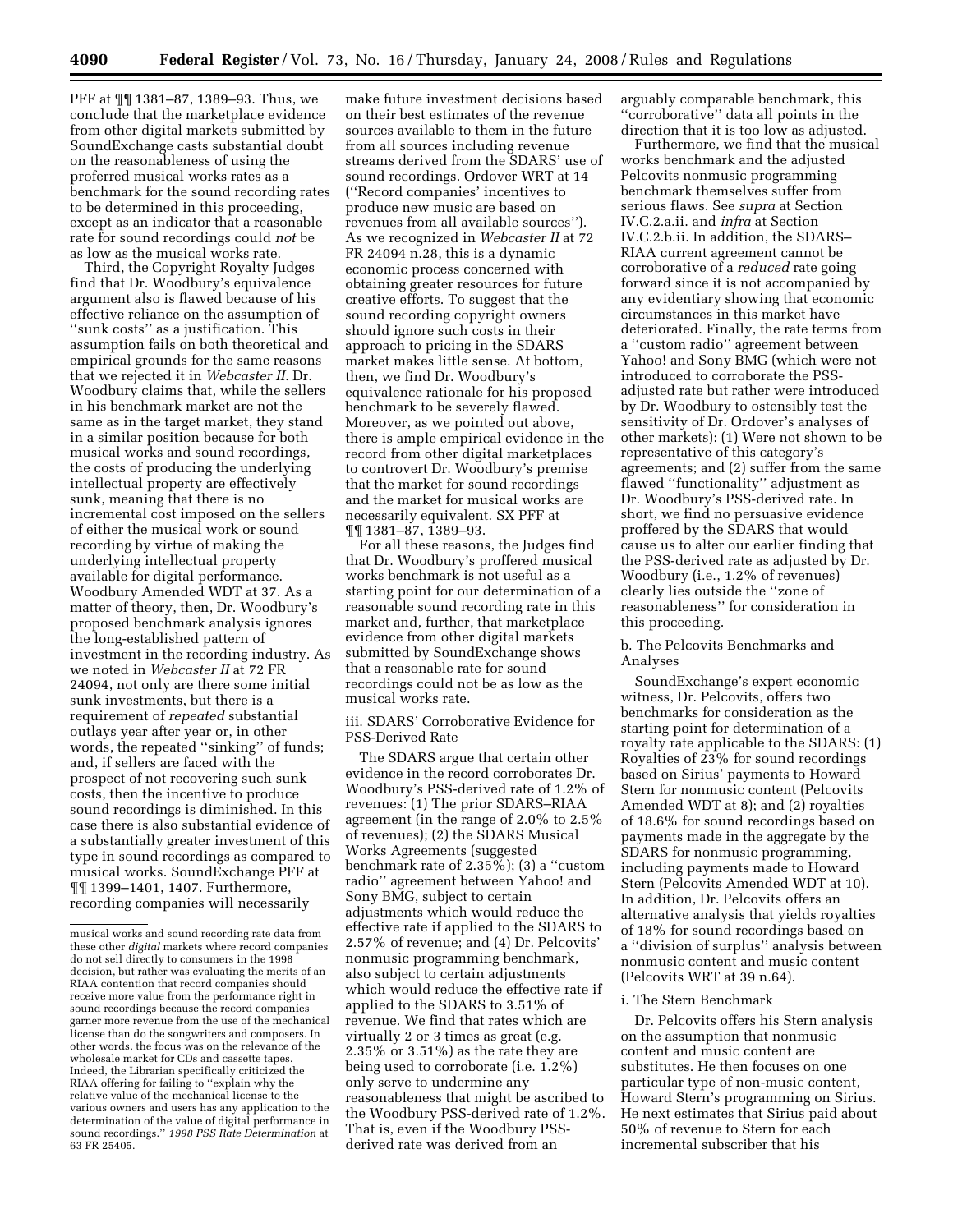PFF at ¶¶ 1381–87, 1389–93. Thus, we conclude that the marketplace evidence from other digital markets submitted by SoundExchange casts substantial doubt on the reasonableness of using the proferred musical works rates as a benchmark for the sound recording rates to be determined in this proceeding, except as an indicator that a reasonable rate for sound recordings could *not* be as low as the musical works rate.

Third, the Copyright Royalty Judges find that Dr. Woodbury's equivalence argument also is flawed because of his effective reliance on the assumption of ''sunk costs'' as a justification. This assumption fails on both theoretical and empirical grounds for the same reasons that we rejected it in *Webcaster II.* Dr. Woodbury claims that, while the sellers in his benchmark market are not the same as in the target market, they stand in a similar position because for both musical works and sound recordings, the costs of producing the underlying intellectual property are effectively sunk, meaning that there is no incremental cost imposed on the sellers of either the musical work or sound recording by virtue of making the underlying intellectual property available for digital performance. Woodbury Amended WDT at 37. As a matter of theory, then, Dr. Woodbury's proposed benchmark analysis ignores the long-established pattern of investment in the recording industry. As we noted in *Webcaster II* at 72 FR 24094, not only are there some initial sunk investments, but there is a requirement of *repeated* substantial outlays year after year or, in other words, the repeated ''sinking'' of funds; and, if sellers are faced with the prospect of not recovering such sunk costs, then the incentive to produce sound recordings is diminished. In this case there is also substantial evidence of a substantially greater investment of this type in sound recordings as compared to musical works. SoundExchange PFF at ¶¶ 1399–1401, 1407. Furthermore, recording companies will necessarily make future investment decisions based on their best estimates of the revenue sources available to them in the future from all sources including revenue streams derived from the SDARS' use of sound recordings. Ordover WRT at 14 (''Record companies' incentives to produce new music are based on revenues from all available sources''). As we recognized in *Webcaster II* at 72 FR 24094 n.28, this is a dynamic economic process concerned with obtaining greater resources for future creative efforts. To suggest that the sound recording copyright owners should ignore such costs in their approach to pricing in the SDARS market makes little sense. At bottom, then, we find Dr. Woodbury's equivalence rationale for his proposed benchmark to be severely flawed. Moreover, as we pointed out above, there is ample empirical evidence in the record from other digital marketplaces to controvert Dr. Woodbury's premise that the market for sound recordings and the market for musical works are necessarily equivalent. SX PFF at ¶¶ 1381–87, 1389–93.

For all these reasons, the Judges find that Dr. Woodbury's proffered musical works benchmark is not useful as a starting point for our determination of a reasonable sound recording rate in this market and, further, that marketplace evidence from other digital markets submitted by SoundExchange shows that a reasonable rate for sound recordings could not be as low as the musical works rate.

iii. SDARS' Corroborative Evidence for PSS-Derived Rate

The SDARS argue that certain other evidence in the record corroborates Dr. Woodbury's PSS-derived rate of 1.2% of revenues: (1) The prior SDARS–RIAA agreement (in the range of 2.0% to 2.5% of revenues); (2) the SDARS Musical Works Agreements (suggested benchmark rate of 2.35%); (3) a ''custom radio'' agreement between Yahoo! and Sony BMG, subject to certain adjustments which would reduce the effective rate if applied to the SDARS to 2.57% of revenue; and (4) Dr. Pelcovits' nonmusic programming benchmark, also subject to certain adjustments which would reduce the effective rate if applied to the SDARS to 3.51% of revenue. We find that rates which are virtually 2 or 3 times as great (e.g. 2.35% or 3.51%) as the rate they are being used to corroborate (i.e. 1.2%) only serve to undermine any reasonableness that might be ascribed to the Woodbury PSS-derived rate of 1.2%. That is, even if the Woodbury PSS-derived rate was derived from an arguably comparable benchmark, this ''corroborative'' data all points in the direction that it is too low as adjusted.

Furthermore, we find that the musical works benchmark and the adjusted Pelcovits nonmusic programming benchmark themselves suffer from serious flaws. See *supra* at Section IV.C.2.a.ii. and *infra* at Section IV.C.2.b.ii. In addition, the SDARS–RIAA current agreement cannot be corroborative of a *reduced* rate going forward since it is not accompanied by any evidentiary showing that economic circumstances in this market have deteriorated. Finally, the rate terms from a ''custom radio'' agreement between Yahoo! and Sony BMG (which were not introduced to corroborate the PSS-adjusted rate but rather were introduced by Dr. Woodbury to ostensibly test the sensitivity of Dr. Ordover's analyses of other markets): (1) Were not shown to be representative of this category's agreements; and (2) suffer from the same flawed ''functionality'' adjustment as Dr. Woodbury's PSS-derived rate. In short, we find no persuasive evidence proffered by the SDARS that would cause us to alter our earlier finding that the PSS-derived rate as adjusted by Dr. Woodbury (i.e., 1.2% of revenues) clearly lies outside the ''zone of reasonableness'' for consideration in this proceeding.

b. The Pelcovits Benchmarks and Analyses

SoundExchange's expert economic witness, Dr. Pelcovits, offers two benchmarks for consideration as the starting point for determination of a royalty rate applicable to the SDARS: (1) Royalties of 23% for sound recordings based on Sirius' payments to Howard Stern for nonmusic content (Pelcovits Amended WDT at 8); and (2) royalties of 18.6% for sound recordings based on payments made in the aggregate by the SDARS for nonmusic programming, including payments made to Howard Stern (Pelcovits Amended WDT at 10). In addition, Dr. Pelcovits offers an alternative analysis that yields royalties of 18% for sound recordings based on a ''division of surplus'' analysis between nonmusic content and music content (Pelcovits WRT at 39 n.64).

i. The Stern Benchmark

Dr. Pelcovits offers his Stern analysis on the assumption that nonmusic content and music content are substitutes. He then focuses on one particular type of non-music content, Howard Stern's programming on Sirius. He next estimates that Sirius paid about 50% of revenue to Stern for each incremental subscriber that his

---

musical works and sound recording rate data from these other *digital* markets where record companies do not sell directly to consumers in the 1998 decision, but rather was evaluating the merits of an RIAA contention that record companies should receive more value from the performance right in sound recordings because the record companies garner more revenue from the use of the mechanical license than do the songwriters and composers. In other words, the focus was on the relevance of the wholesale market for CDs and cassette tapes. Indeed, the Librarian specifically criticized the RIAA offering for failing to ''explain why the relative value of the mechanical license to the various owners and users has any application to the determination of the value of digital performance in sound recordings.'' *1998 PSS Rate Determination* at 63 FR 25405.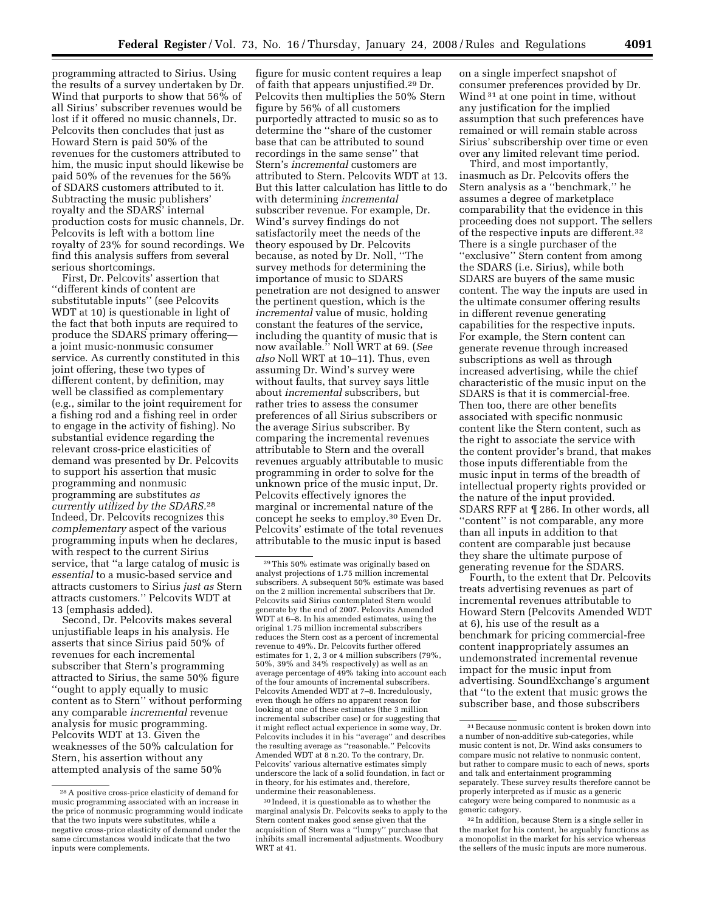programming attracted to Sirius. Using the results of a survey undertaken by Dr. Wind that purports to show that 56% of all Sirius' subscriber revenues would be lost if it offered no music channels, Dr. Pelcovits then concludes that just as Howard Stern is paid 50% of the revenues for the customers attributed to him, the music input should likewise be paid 50% of the revenues for the 56% of SDARS customers attributed to it. Subtracting the music publishers' royalty and the SDARS' internal production costs for music channels, Dr. Pelcovits is left with a bottom line royalty of 23% for sound recordings. We find this analysis suffers from several serious shortcomings.

First, Dr. Pelcovits' assertion that ''different kinds of content are substitutable inputs'' (see Pelcovits WDT at 10) is questionable in light of the fact that both inputs are required to produce the SDARS primary offering—a joint music-nonmusic consumer service. As currently constituted in this joint offering, these two types of different content, by definition, may well be classified as complementary (e.g., similar to the joint requirement for a fishing rod and a fishing reel in order to engage in the activity of fishing). No substantial evidence regarding the relevant cross-price elasticities of demand was presented by Dr. Pelcovits to support his assertion that music programming and nonmusic programming are substitutes *as currently utilized by the SDARS*.[28] Indeed, Dr. Pelcovits recognizes this *complementary* aspect of the various programming inputs when he declares, with respect to the current Sirius service, that ''a large catalog of music is *essential* to a music-based service and attracts customers to Sirius *just as* Stern attracts customers.'' Pelcovits WDT at 13 (emphasis added).

Second, Dr. Pelcovits makes several unjustifiable leaps in his analysis. He asserts that since Sirius paid 50% of revenues for each incremental subscriber that Stern's programming attracted to Sirius, the same 50% figure ''ought to apply equally to music content as to Stern'' without performing any comparable *incremental* revenue analysis for music programming. Pelcovits WDT at 13. Given the weaknesses of the 50% calculation for Stern, his assertion without any attempted analysis of the same 50% figure for music content requires a leap of faith that appears unjustified.[29] Dr. Pelcovits then multiplies the 50% Stern figure by 56% of all customers purportedly attracted to music so as to determine the ''share of the customer base that can be attributed to sound recordings in the same sense'' that Stern's *incremental* customers are attributed to Stern. Pelcovits WDT at 13. But this latter calculation has little to do with determining *incremental* subscriber revenue. For example, Dr. Wind's survey findings do not satisfactorily meet the needs of the theory espoused by Dr. Pelcovits because, as noted by Dr. Noll, ''The survey methods for determining the importance of music to SDARS penetration are not designed to answer the pertinent question, which is the *incremental* value of music, holding constant the features of the service, including the quantity of music that is now available.'' Noll WRT at 69. (*See also* Noll WRT at 10–11). Thus, even assuming Dr. Wind's survey were without faults, that survey says little about *incremental* subscribers, but rather tries to assess the consumer preferences of all Sirius subscribers or the average Sirius subscriber. By comparing the incremental revenues attributable to Stern and the overall revenues arguably attributable to music programming in order to solve for the unknown price of the music input, Dr. Pelcovits effectively ignores the marginal or incremental nature of the concept he seeks to employ.[30] Even Dr. Pelcovits' estimate of the total revenues attributable to the music input is based on a single imperfect snapshot of consumer preferences provided by Dr. Wind[31] at one point in time, without any justification for the implied assumption that such preferences have remained or will remain stable across Sirius' subscribership over time or even over any limited relevant time period.

Third, and most importantly, inasmuch as Dr. Pelcovits offers the Stern analysis as a ''benchmark,'' he assumes a degree of marketplace comparability that the evidence in this proceeding does not support. The sellers of the respective inputs are different.[32] There is a single purchaser of the ''exclusive'' Stern content from among the SDARS (i.e. Sirius), while both SDARS are buyers of the same music content. The way the inputs are used in the ultimate consumer offering results in different revenue generating capabilities for the respective inputs. For example, the Stern content can generate revenue through increased subscriptions as well as through increased advertising, while the chief characteristic of the music input on the SDARS is that it is commercial-free. Then too, there are other benefits associated with specific nonmusic content like the Stern content, such as the right to associate the service with the content provider's brand, that makes those inputs differentiable from the music input in terms of the breadth of intellectual property rights provided or the nature of the input provided. SDARS RFF at ¶ 286. In other words, all ''content'' is not comparable, any more than all inputs in addition to that content are comparable just because they share the ultimate purpose of generating revenue for the SDARS.

Fourth, to the extent that Dr. Pelcovits treats advertising revenues as part of incremental revenues attributable to Howard Stern (Pelcovits Amended WDT at 6), his use of the result as a benchmark for pricing commercial-free content inappropriately assumes an undemonstrated incremental revenue impact for the music input from advertising. SoundExchange's argument that ''to the extent that music grows the subscriber base, and those subscribers

---

[28] A positive cross-price elasticity of demand for music programming associated with an increase in the price of nonmusic programming would indicate that the two inputs were substitutes, while a negative cross-price elasticity of demand under the same circumstances would indicate that the two inputs were complements.

[29] This 50% estimate was originally based on analyst projections of 1.75 million incremental subscribers. A subsequent 50% estimate was based on the 2 million incremental subscribers that Dr. Pelcovits said Sirius contemplated Stern would generate by the end of 2007. Pelcovits Amended WDT at 6–8. In his amended estimates, using the original 1.75 million incremental subscribers reduces the Stern cost as a percent of incremental revenue to 49%. Dr. Pelcovits further offered estimates for 1, 2, 3 or 4 million subscribers (79%, 50%, 39% and 34% respectively) as well as an average percentage of 49% taking into account each of the four amounts of incremental subscribers. Pelcovits Amended WDT at 7–8. Incredulously, even though he offers no apparent reason for looking at one of these estimates (the 3 million incremental subscriber case) or for suggesting that it might reflect actual experience in some way, Dr. Pelcovits includes it in his ''average'' and describes the resulting average as ''reasonable.'' Pelcovits Amended WDT at 8 n.20. To the contrary, Dr. Pelcovits' various alternative estimates simply underscore the lack of a solid foundation, in fact or in theory, for his estimates and, therefore, undermine their reasonableness.

[30] Indeed, it is questionable as to whether the marginal analysis Dr. Pelcovits seeks to apply to the Stern content makes good sense given that the acquisition of Stern was a ''lumpy'' purchase that inhibits small incremental adjustments. Woodbury WRT at 41.

[31] Because nonmusic content is broken down into a number of non-additive sub-categories, while music content is not, Dr. Wind asks consumers to compare music not relative to nonmusic content, but rather to compare music to each of news, sports and talk and entertainment programming separately. These survey results therefore cannot be properly interpreted as if music as a generic category were being compared to nonmusic as a generic category.

[32] In addition, because Stern is a single seller in the market for his content, he arguably functions as a monopolist in the market for his service whereas the sellers of the music inputs are more numerous.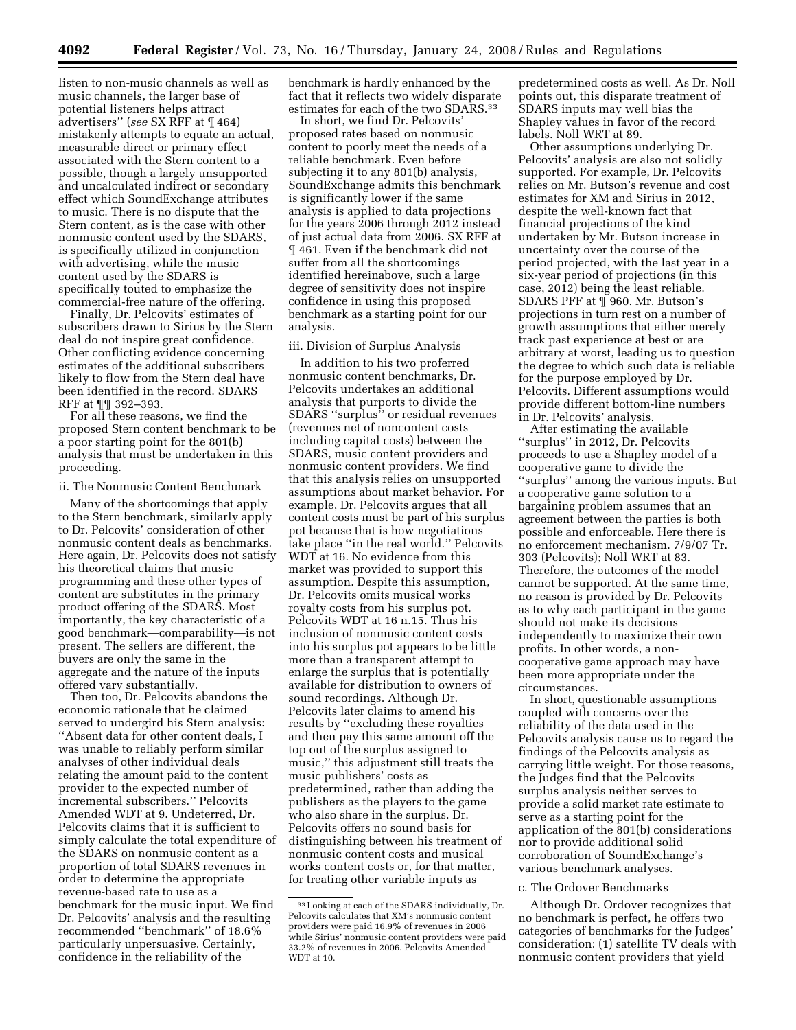listen to non-music channels as well as music channels, the larger base of potential listeners helps attract advertisers'' (*see* SX RFF at ¶ 464) mistakenly attempts to equate an actual, measurable direct or primary effect associated with the Stern content to a possible, though a largely unsupported and uncalculated indirect or secondary effect which SoundExchange attributes to music. There is no dispute that the Stern content, as is the case with other nonmusic content used by the SDARS, is specifically utilized in conjunction with advertising, while the music content used by the SDARS is specifically touted to emphasize the commercial-free nature of the offering.

Finally, Dr. Pelcovits' estimates of subscribers drawn to Sirius by the Stern deal do not inspire great confidence. Other conflicting evidence concerning estimates of the additional subscribers likely to flow from the Stern deal have been identified in the record. SDARS RFF at ¶¶ 392–393.

For all these reasons, we find the proposed Stern content benchmark to be a poor starting point for the 801(b) analysis that must be undertaken in this proceeding.

ii. The Nonmusic Content Benchmark

Many of the shortcomings that apply to the Stern benchmark, similarly apply to Dr. Pelcovits' consideration of other nonmusic content deals as benchmarks. Here again, Dr. Pelcovits does not satisfy his theoretical claims that music programming and these other types of content are substitutes in the primary product offering of the SDARS. Most importantly, the key characteristic of a good benchmark—comparability—is not present. The sellers are different, the buyers are only the same in the aggregate and the nature of the inputs offered vary substantially.

Then too, Dr. Pelcovits abandons the economic rationale that he claimed served to undergird his Stern analysis: ''Absent data for other content deals, I was unable to reliably perform similar analyses of other individual deals relating the amount paid to the content provider to the expected number of incremental subscribers.'' Pelcovits Amended WDT at 9. Undeterred, Dr. Pelcovits claims that it is sufficient to simply calculate the total expenditure of the SDARS on nonmusic content as a proportion of total SDARS revenues in order to determine the appropriate revenue-based rate to use as a benchmark for the music input. We find Dr. Pelcovits' analysis and the resulting recommended ''benchmark'' of 18.6% particularly unpersuasive. Certainly, confidence in the reliability of the benchmark is hardly enhanced by the fact that it reflects two widely disparate estimates for each of the two SDARS.[33]

In short, we find Dr. Pelcovits' proposed rates based on nonmusic content to poorly meet the needs of a reliable benchmark. Even before subjecting it to any 801(b) analysis, SoundExchange admits this benchmark is significantly lower if the same analysis is applied to data projections for the years 2006 through 2012 instead of just actual data from 2006. SX RFF at ¶ 461. Even if the benchmark did not suffer from all the shortcomings identified hereinabove, such a large degree of sensitivity does not inspire confidence in using this proposed benchmark as a starting point for our analysis.

iii. Division of Surplus Analysis

In addition to his two proferred nonmusic content benchmarks, Dr. Pelcovits undertakes an additional analysis that purports to divide the SDARS ''surplus'' or residual revenues (revenues net of noncontent costs including capital costs) between the SDARS, music content providers and nonmusic content providers. We find that this analysis relies on unsupported assumptions about market behavior. For example, Dr. Pelcovits argues that all content costs must be part of his surplus pot because that is how negotiations take place ''in the real world.'' Pelcovits WDT at 16. No evidence from this market was provided to support this assumption. Despite this assumption, Dr. Pelcovits omits musical works royalty costs from his surplus pot. Pelcovits WDT at 16 n.15. Thus his inclusion of nonmusic content costs into his surplus pot appears to be little more than a transparent attempt to enlarge the surplus that is potentially available for distribution to owners of sound recordings. Although Dr. Pelcovits later claims to amend his results by ''excluding these royalties and then pay this same amount off the top out of the surplus assigned to music,'' this adjustment still treats the music publishers' costs as predetermined, rather than adding the publishers as the players to the game who also share in the surplus. Dr. Pelcovits offers no sound basis for distinguishing between his treatment of nonmusic content costs and musical works content costs or, for that matter, for treating other variable inputs as predetermined costs as well. As Dr. Noll points out, this disparate treatment of SDARS inputs may well bias the Shapley values in favor of the record labels. Noll WRT at 89.

Other assumptions underlying Dr. Pelcovits' analysis are also not solidly supported. For example, Dr. Pelcovits relies on Mr. Butson's revenue and cost estimates for XM and Sirius in 2012, despite the well-known fact that financial projections of the kind undertaken by Mr. Butson increase in uncertainty over the course of the period projected, with the last year in a six-year period of projections (in this case, 2012) being the least reliable. SDARS PFF at ¶ 960. Mr. Butson's projections in turn rest on a number of growth assumptions that either merely track past experience at best or are arbitrary at worst, leading us to question the degree to which such data is reliable for the purpose employed by Dr. Pelcovits. Different assumptions would provide different bottom-line numbers in Dr. Pelcovits' analysis.

After estimating the available ''surplus'' in 2012, Dr. Pelcovits proceeds to use a Shapley model of a cooperative game to divide the ''surplus'' among the various inputs. But a cooperative game solution to a bargaining problem assumes that an agreement between the parties is both possible and enforceable. Here there is no enforcement mechanism. 7/9/07 Tr. 303 (Pelcovits); Noll WRT at 83. Therefore, the outcomes of the model cannot be supported. At the same time, no reason is provided by Dr. Pelcovits as to why each participant in the game should not make its decisions independently to maximize their own profits. In other words, a non-cooperative game approach may have been more appropriate under the circumstances.

In short, questionable assumptions coupled with concerns over the reliability of the data used in the Pelcovits analysis cause us to regard the findings of the Pelcovits analysis as carrying little weight. For those reasons, the Judges find that the Pelcovits surplus analysis neither serves to provide a solid market rate estimate to serve as a starting point for the application of the 801(b) considerations nor to provide additional solid corroboration of SoundExchange's various benchmark analyses.

c. The Ordover Benchmarks

Although Dr. Ordover recognizes that no benchmark is perfect, he offers two categories of benchmarks for the Judges' consideration: (1) satellite TV deals with nonmusic content providers that yield

[33] Looking at each of the SDARS individually, Dr. Pelcovits calculates that XM's nonmusic content providers were paid 16.9% of revenues in 2006 while Sirius' nonmusic content providers were paid 33.2% of revenues in 2006. Pelcovits Amended WDT at 10.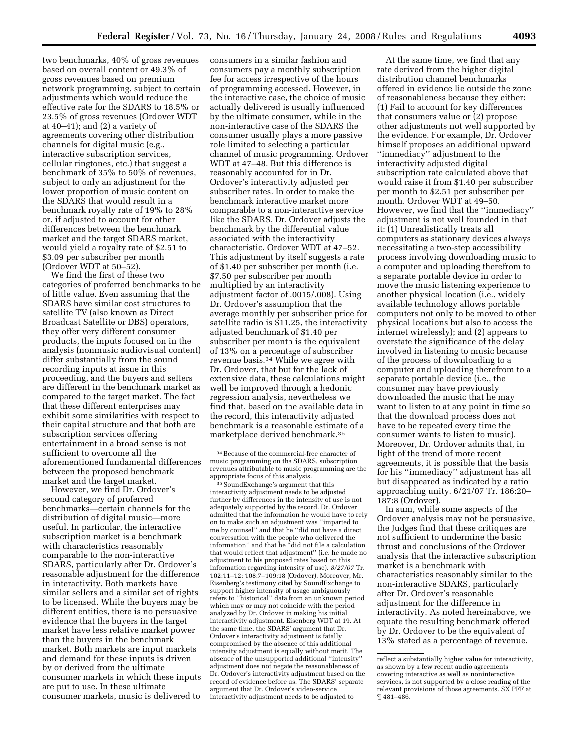two benchmarks, 40% of gross revenues based on overall content or 49.3% of gross revenues based on premium network programming, subject to certain adjustments which would reduce the effective rate for the SDARS to 18.5% or 23.5% of gross revenues (Ordover WDT at 40–41); and (2) a variety of agreements covering other distribution channels for digital music (e.g., interactive subscription services, cellular ringtones, etc.) that suggest a benchmark of 35% to 50% of revenues, subject to only an adjustment for the lower proportion of music content on the SDARS that would result in a benchmark royalty rate of 19% to 28% or, if adjusted to account for other differences between the benchmark market and the target SDARS market, would yield a royalty rate of $2.51 to $3.09 per subscriber per month (Ordover WDT at 50–52).

We find the first of these two categories of proferred benchmarks to be of little value. Even assuming that the SDARS have similar cost structures to satellite TV (also known as Direct Broadcast Satellite or DBS) operators, they offer very different consumer products, the inputs focused on in the analysis (nonmusic audiovisual content) differ substantially from the sound recording inputs at issue in this proceeding, and the buyers and sellers are different in the benchmark market as compared to the target market. The fact that these different enterprises may exhibit some similarities with respect to their capital structure and that both are subscription services offering entertainment in a broad sense is not sufficient to overcome all the aforementioned fundamental differences between the proposed benchmark market and the target market.

However, we find Dr. Ordover's second category of proferred benchmarks—certain channels for the distribution of digital music—more useful. In particular, the interactive subscription market is a benchmark with characteristics reasonably comparable to the non-interactive SDARS, particularly after Dr. Ordover's reasonable adjustment for the difference in interactivity. Both markets have similar sellers and a similar set of rights to be licensed. While the buyers may be different entities, there is no persuasive evidence that the buyers in the target market have less relative market power than the buyers in the benchmark market. Both markets are input markets and demand for these inputs is driven by or derived from the ultimate consumer markets in which these inputs are put to use. In these ultimate consumer markets, music is delivered to consumers in a similar fashion and consumers pay a monthly subscription fee for access irrespective of the hours of programming accessed. However, in the interactive case, the choice of music actually delivered is usually influenced by the ultimate consumer, while in the non-interactive case of the SDARS the consumer usually plays a more passive role limited to selecting a particular channel of music programming. Ordover WDT at 47–48. But this difference is reasonably accounted for in Dr. Ordover's interactivity adjusted per subscriber rates. In order to make the benchmark interactive market more comparable to a non-interactive service like the SDARS, Dr. Ordover adjusts the benchmark by the differential value associated with the interactivity characteristic. Ordover WDT at 47–52. This adjustment by itself suggests a rate of $1.40 per subscriber per month (i.e. $7.50 per subscriber per month multiplied by an interactivity adjustment factor of .0015/.008). Using Dr. Ordover's assumption that the average monthly per subscriber price for satellite radio is $11.25, the interactivity adjusted benchmark of $1.40 per subscriber per month is the equivalent of 13% on a percentage of subscriber revenue basis.[34] While we agree with Dr. Ordover, that but for the lack of extensive data, these calculations might well be improved through a hedonic regression analysis, nevertheless we find that, based on the available data in the record, this interactivity adjusted benchmark is a reasonable estimate of a marketplace derived benchmark.[35]

At the same time, we find that any rate derived from the higher digital distribution channel benchmarks offered in evidence lie outside the zone of reasonableness because they either: (1) Fail to account for key differences that consumers value or (2) propose other adjustments not well supported by the evidence. For example, Dr. Ordover himself proposes an additional upward "immediacy" adjustment to the interactivity adjusted digital subscription rate calculated above that would raise it from $1.40 per subscriber per month to $2.51 per subscriber per month. Ordover WDT at 49–50. However, we find that the "immediacy" adjustment is not well founded in that it: (1) Unrealistically treats all computers as stationary devices always necessitating a two-step accessibility process involving downloading music to a computer and uploading therefrom to a separate portable device in order to move the music listening experience to another physical location (i.e., widely available technology allows portable computers not only to be moved to other physical locations but also to access the internet wirelessly); and (2) appears to overstate the significance of the delay involved in listening to music because of the process of downloading to a computer and uploading therefrom to a separate portable device (i.e., the consumer may have previously downloaded the music that he may want to listen to at any point in time so that the download process does not have to be repeated every time the consumer wants to listen to music). Moreover, Dr. Ordover admits that, in light of the trend of more recent agreements, it is possible that the basis for his "immediacy" adjustment has all but disappeared as indicated by a ratio approaching unity. 6/21/07 Tr. 186:20–187:8 (Ordover).

In sum, while some aspects of the Ordover analysis may not be persuasive, the Judges find that these critiques are not sufficient to undermine the basic thrust and conclusions of the Ordover analysis that the interactive subscription market is a benchmark with characteristics reasonably similar to the non-interactive SDARS, particularly after Dr. Ordover's reasonable adjustment for the difference in interactivity. As noted hereinabove, we equate the resulting benchmark offered by Dr. Ordover to be the equivalent of 13% stated as a percentage of revenue.

---

[34] Because of the commercial-free character of music programming on the SDARS, subscription revenues attributable to music programming are the appropriate focus of this analysis.

[35] SoundExchange's argument that this interactivity adjustment needs to be adjusted further by differences in the intensity of use is not adequately supported by the record. Dr. Ordover admitted that the information he would have to rely on to make such an adjustment was "imparted to me by counsel" and that he "did not have a direct conversation with the people who delivered the information" and that he "did not file a calculation that would reflect that adjustment" (i.e. he made no adjustment to his proposed rates based on this information regarding intensity of use). *8/27/07* Tr. 102:11–12; 108:7–109:18 (Ordover). Moreover, Mr. Eisenberg's testimony cited by SoundExchange to support higher intensity of usage ambiguously refers to "historical" data from an unknown period which may or may not coincide with the period analyzed by Dr. Ordover in making his initial interactivity adjustment. Eisenberg WDT at 19. At the same time, the SDARS' argument that Dr. Ordover's interactivity adjustment is fatally compromised by the absence of this additional intensity adjustment is equally without merit. The absence of the unsupported additional "intensity" adjustment does not negate the reasonableness of Dr. Ordover's interactivity adjustment based on the record of evidence before us. The SDARS' separate argument that Dr. Ordover's video-service interactivity adjustment needs to be adjusted to reflect a substantially higher value for interactivity, as shown by a few recent audio agreements covering interactive as well as noninteractive services, is not supported by a close reading of the relevant provisions of those agreements. SX PFF at ¶ 481–486.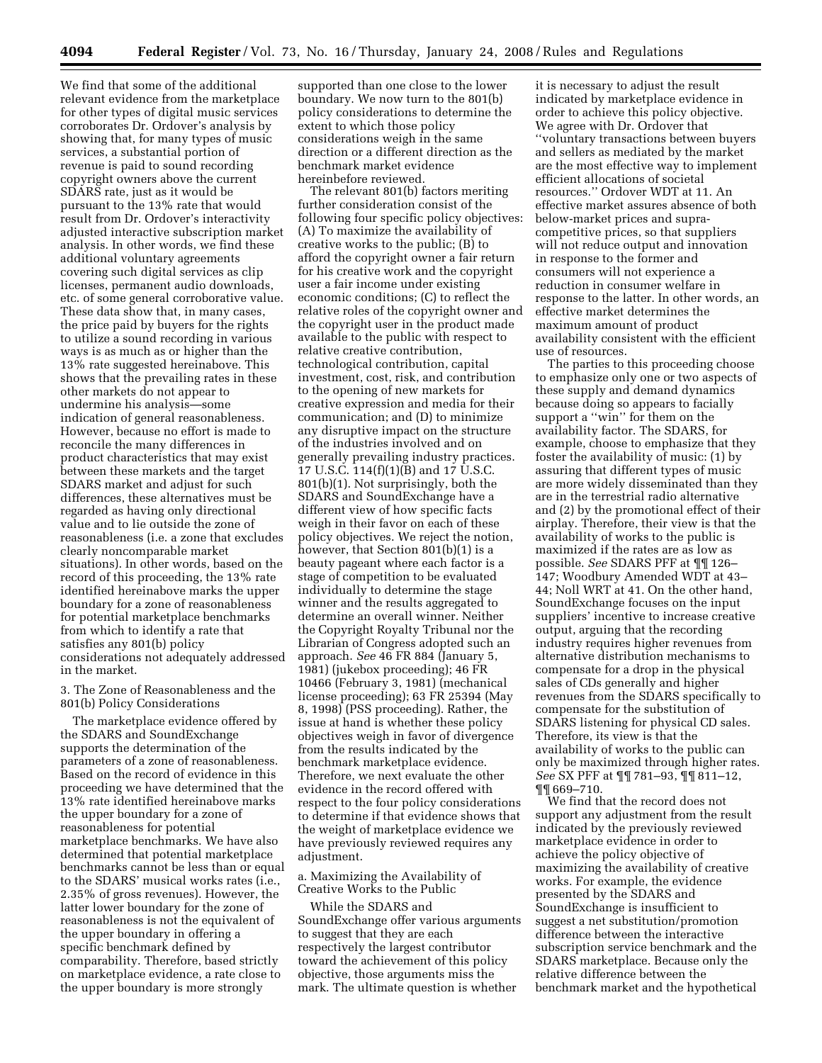We find that some of the additional relevant evidence from the marketplace for other types of digital music services corroborates Dr. Ordover's analysis by showing that, for many types of music services, a substantial portion of revenue is paid to sound recording copyright owners above the current SDARS rate, just as it would be pursuant to the 13% rate that would result from Dr. Ordover's interactivity adjusted interactive subscription market analysis. In other words, we find these additional voluntary agreements covering such digital services as clip licenses, permanent audio downloads, etc. of some general corroborative value. These data show that, in many cases, the price paid by buyers for the rights to utilize a sound recording in various ways is as much as or higher than the 13% rate suggested hereinabove. This shows that the prevailing rates in these other markets do not appear to undermine his analysis—some indication of general reasonableness. However, because no effort is made to reconcile the many differences in product characteristics that may exist between these markets and the target SDARS market and adjust for such differences, these alternatives must be regarded as having only directional value and to lie outside the zone of reasonableness (i.e. a zone that excludes clearly noncomparable market situations). In other words, based on the record of this proceeding, the 13% rate identified hereinabove marks the upper boundary for a zone of reasonableness for potential marketplace benchmarks from which to identify a rate that satisfies any 801(b) policy considerations not adequately addressed in the market.

### 3. The Zone of Reasonableness and the 801(b) Policy Considerations

The marketplace evidence offered by the SDARS and SoundExchange supports the determination of the parameters of a zone of reasonableness. Based on the record of evidence in this proceeding we have determined that the 13% rate identified hereinabove marks the upper boundary for a zone of reasonableness for potential marketplace benchmarks. We have also determined that potential marketplace benchmarks cannot be less than or equal to the SDARS' musical works rates (i.e., 2.35% of gross revenues). However, the latter lower boundary for the zone of reasonableness is not the equivalent of the upper boundary in offering a specific benchmark defined by comparability. Therefore, based strictly on marketplace evidence, a rate close to the upper boundary is more strongly supported than one close to the lower boundary. We now turn to the 801(b) policy considerations to determine the extent to which those policy considerations weigh in the same direction or a different direction as the benchmark market evidence hereinbefore reviewed.

The relevant 801(b) factors meriting further consideration consist of the following four specific policy objectives: (A) To maximize the availability of creative works to the public; (B) to afford the copyright owner a fair return for his creative work and the copyright user a fair income under existing economic conditions; (C) to reflect the relative roles of the copyright owner and the copyright user in the product made available to the public with respect to relative creative contribution, technological contribution, capital investment, cost, risk, and contribution to the opening of new markets for creative expression and media for their communication; and (D) to minimize any disruptive impact on the structure of the industries involved and on generally prevailing industry practices. 17 U.S.C. 114(f)(1)(B) and 17 U.S.C. 801(b)(1). Not surprisingly, both the SDARS and SoundExchange have a different view of how specific facts weigh in their favor on each of these policy objectives. We reject the notion, however, that Section 801(b)(1) is a beauty pageant where each factor is a stage of competition to be evaluated individually to determine the stage winner and the results aggregated to determine an overall winner. Neither the Copyright Royalty Tribunal nor the Librarian of Congress adopted such an approach. *See* 46 FR 884 (January 5, 1981) (jukebox proceeding); 46 FR 10466 (February 3, 1981) (mechanical license proceeding); 63 FR 25394 (May 8, 1998) (PSS proceeding). Rather, the issue at hand is whether these policy objectives weigh in favor of divergence from the results indicated by the benchmark marketplace evidence. Therefore, we next evaluate the other evidence in the record offered with respect to the four policy considerations to determine if that evidence shows that the weight of marketplace evidence we have previously reviewed requires any adjustment.

#### a. Maximizing the Availability of Creative Works to the Public

While the SDARS and SoundExchange offer various arguments to suggest that they are each respectively the largest contributor toward the achievement of this policy objective, those arguments miss the mark. The ultimate question is whether it is necessary to adjust the result indicated by marketplace evidence in order to achieve this policy objective. We agree with Dr. Ordover that "voluntary transactions between buyers and sellers as mediated by the market are the most effective way to implement efficient allocations of societal resources." Ordover WDT at 11. An effective market assures absence of both below-market prices and supra-competitive prices, so that suppliers will not reduce output and innovation in response to the former and consumers will not experience a reduction in consumer welfare in response to the latter. In other words, an effective market determines the maximum amount of product availability consistent with the efficient use of resources.

The parties to this proceeding choose to emphasize only one or two aspects of these supply and demand dynamics because doing so appears to facially support a "win" for them on the availability factor. The SDARS, for example, choose to emphasize that they foster the availability of music: (1) by assuring that different types of music are more widely disseminated than they are in the terrestrial radio alternative and (2) by the promotional effect of their airplay. Therefore, their view is that the availability of works to the public is maximized if the rates are as low as possible. *See* SDARS PFF at ¶¶ 126–147; Woodbury Amended WDT at 43–44; Noll WRT at 41. On the other hand, SoundExchange focuses on the input suppliers' incentive to increase creative output, arguing that the recording industry requires higher revenues from alternative distribution mechanisms to compensate for a drop in the physical sales of CDs generally and higher revenues from the SDARS specifically to compensate for the substitution of SDARS listening for physical CD sales. Therefore, its view is that the availability of works to the public can only be maximized through higher rates. *See* SX PFF at ¶¶ 781–93, ¶¶ 811–12, ¶¶ 669–710.

We find that the record does not support any adjustment from the result indicated by the previously reviewed marketplace evidence in order to achieve the policy objective of maximizing the availability of creative works. For example, the evidence presented by the SDARS and SoundExchange is insufficient to suggest a net substitution/promotion difference between the interactive subscription service benchmark and the SDARS marketplace. Because only the relative difference between the benchmark market and the hypothetical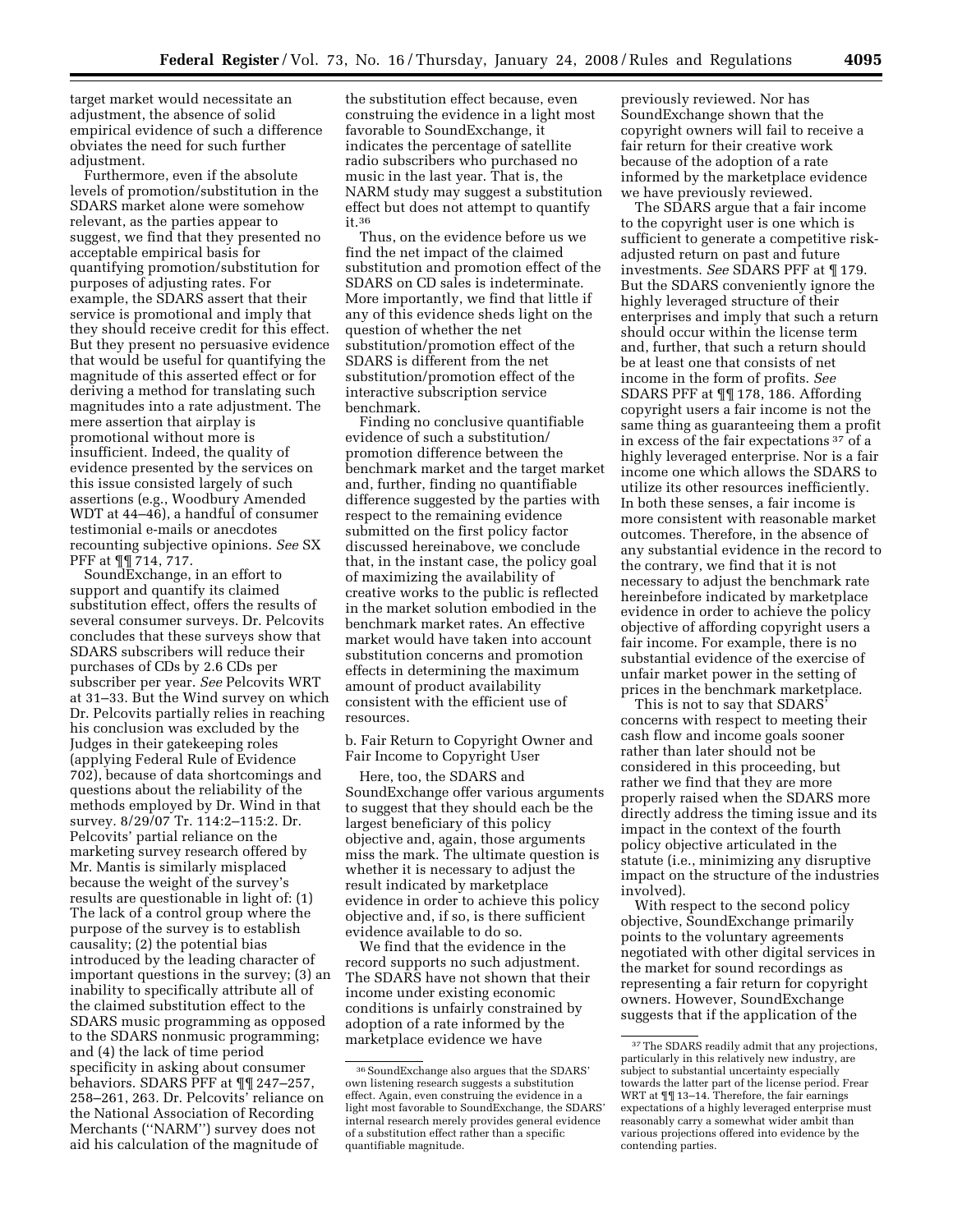target market would necessitate an adjustment, the absence of solid empirical evidence of such a difference obviates the need for such further adjustment.

Furthermore, even if the absolute levels of promotion/substitution in the SDARS market alone were somehow relevant, as the parties appear to suggest, we find that they presented no acceptable empirical basis for quantifying promotion/substitution for purposes of adjusting rates. For example, the SDARS assert that their service is promotional and imply that they should receive credit for this effect. But they present no persuasive evidence that would be useful for quantifying the magnitude of this asserted effect or for deriving a method for translating such magnitudes into a rate adjustment. The mere assertion that airplay is promotional without more is insufficient. Indeed, the quality of evidence presented by the services on this issue consisted largely of such assertions (e.g., Woodbury Amended WDT at 44–46), a handful of consumer testimonial e-mails or anecdotes recounting subjective opinions. *See* SX PFF at ¶¶ 714, 717.

SoundExchange, in an effort to support and quantify its claimed substitution effect, offers the results of several consumer surveys. Dr. Pelcovits concludes that these surveys show that SDARS subscribers will reduce their purchases of CDs by 2.6 CDs per subscriber per year. *See* Pelcovits WRT at 31–33. But the Wind survey on which Dr. Pelcovits partially relies in reaching his conclusion was excluded by the Judges in their gatekeeping roles (applying Federal Rule of Evidence 702), because of data shortcomings and questions about the reliability of the methods employed by Dr. Wind in that survey. 8/29/07 Tr. 114:2–115:2. Dr. Pelcovits' partial reliance on the marketing survey research offered by Mr. Mantis is similarly misplaced because the weight of the survey's results are questionable in light of: (1) The lack of a control group where the purpose of the survey is to establish causality; (2) the potential bias introduced by the leading character of important questions in the survey; (3) an inability to specifically attribute all of the claimed substitution effect to the SDARS music programming as opposed to the SDARS nonmusic programming; and (4) the lack of time period specificity in asking about consumer behaviors. SDARS PFF at ¶¶ 247–257, 258–261, 263. Dr. Pelcovits' reliance on the National Association of Recording Merchants (''NARM'') survey does not aid his calculation of the magnitude of the substitution effect because, even construing the evidence in a light most favorable to SoundExchange, it indicates the percentage of satellite radio subscribers who purchased no music in the last year. That is, the NARM study may suggest a substitution effect but does not attempt to quantify it.[36]

Thus, on the evidence before us we find the net impact of the claimed substitution and promotion effect of the SDARS on CD sales is indeterminate. More importantly, we find that little if any of this evidence sheds light on the question of whether the net substitution/promotion effect of the SDARS is different from the net substitution/promotion effect of the interactive subscription service benchmark.

Finding no conclusive quantifiable evidence of such a substitution/promotion difference between the benchmark market and the target market and, further, finding no quantifiable difference suggested by the parties with respect to the remaining evidence submitted on the first policy factor discussed hereinabove, we conclude that, in the instant case, the policy goal of maximizing the availability of creative works to the public is reflected in the market solution embodied in the benchmark market rates. An effective market would have taken into account substitution concerns and promotion effects in determining the maximum amount of product availability consistent with the efficient use of resources.

b. Fair Return to Copyright Owner and Fair Income to Copyright User

Here, too, the SDARS and SoundExchange offer various arguments to suggest that they should each be the largest beneficiary of this policy objective and, again, those arguments miss the mark. The ultimate question is whether it is necessary to adjust the result indicated by marketplace evidence in order to achieve this policy objective and, if so, is there sufficient evidence available to do so.

We find that the evidence in the record supports no such adjustment. The SDARS have not shown that their income under existing economic conditions is unfairly constrained by adoption of a rate informed by the marketplace evidence we have previously reviewed. Nor has SoundExchange shown that the copyright owners will fail to receive a fair return for their creative work because of the adoption of a rate informed by the marketplace evidence we have previously reviewed.

The SDARS argue that a fair income to the copyright user is one which is sufficient to generate a competitive risk-adjusted return on past and future investments. *See* SDARS PFF at ¶ 179. But the SDARS conveniently ignore the highly leveraged structure of their enterprises and imply that such a return should occur within the license term and, further, that such a return should be at least one that consists of net income in the form of profits. *See* SDARS PFF at ¶¶ 178, 186. Affording copyright users a fair income is not the same thing as guaranteeing them a profit in excess of the fair expectations[37] of a highly leveraged enterprise. Nor is a fair income one which allows the SDARS to utilize its other resources inefficiently. In both these senses, a fair income is more consistent with reasonable market outcomes. Therefore, in the absence of any substantial evidence in the record to the contrary, we find that it is not necessary to adjust the benchmark rate hereinbefore indicated by marketplace evidence in order to achieve the policy objective of affording copyright users a fair income. For example, there is no substantial evidence of the exercise of unfair market power in the setting of prices in the benchmark marketplace.

This is not to say that SDARS' concerns with respect to meeting their cash flow and income goals sooner rather than later should not be considered in this proceeding, but rather we find that they are more properly raised when the SDARS more directly address the timing issue and its impact in the context of the fourth policy objective articulated in the statute (i.e., minimizing any disruptive impact on the structure of the industries involved).

With respect to the second policy objective, SoundExchange primarily points to the voluntary agreements negotiated with other digital services in the market for sound recordings as representing a fair return for copyright owners. However, SoundExchange suggests that if the application of the

---

[36] SoundExchange also argues that the SDARS' own listening research suggests a substitution effect. Again, even construing the evidence in a light most favorable to SoundExchange, the SDARS' internal research merely provides general evidence of a substitution effect rather than a specific quantifiable magnitude.

[37] The SDARS readily admit that any projections, particularly in this relatively new industry, are subject to substantial uncertainty especially towards the latter part of the license period. Frear WRT at ¶¶ 13–14. Therefore, the fair earnings expectations of a highly leveraged enterprise must reasonably carry a somewhat wider ambit than various projections offered into evidence by the contending parties.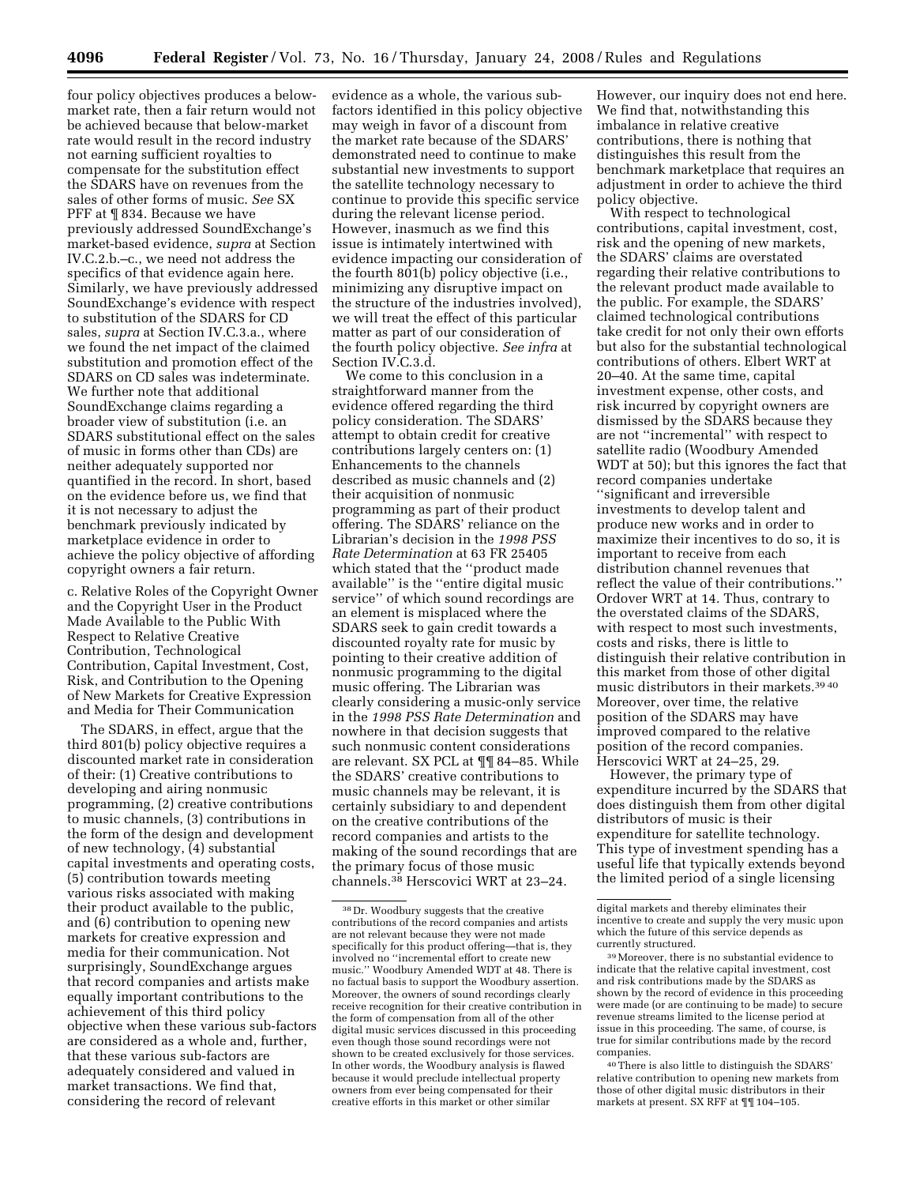four policy objectives produces a below-market rate, then a fair return would not be achieved because that below-market rate would result in the record industry not earning sufficient royalties to compensate for the substitution effect the SDARS have on revenues from the sales of other forms of music. *See* SX PFF at ¶ 834. Because we have previously addressed SoundExchange's market-based evidence, *supra* at Section IV.C.2.b.–c., we need not address the specifics of that evidence again here. Similarly, we have previously addressed SoundExchange's evidence with respect to substitution of the SDARS for CD sales, *supra* at Section IV.C.3.a., where we found the net impact of the claimed substitution and promotion effect of the SDARS on CD sales was indeterminate. We further note that additional SoundExchange claims regarding a broader view of substitution (i.e. an SDARS substitutional effect on the sales of music in forms other than CDs) are neither adequately supported nor quantified in the record. In short, based on the evidence before us, we find that it is not necessary to adjust the benchmark previously indicated by marketplace evidence in order to achieve the policy objective of affording copyright owners a fair return.

c. Relative Roles of the Copyright Owner and the Copyright User in the Product Made Available to the Public With Respect to Relative Creative Contribution, Technological Contribution, Capital Investment, Cost, Risk, and Contribution to the Opening of New Markets for Creative Expression and Media for Their Communication

The SDARS, in effect, argue that the third 801(b) policy objective requires a discounted market rate in consideration of their: (1) Creative contributions to developing and airing nonmusic programming, (2) creative contributions to music channels, (3) contributions in the form of the design and development of new technology, (4) substantial capital investments and operating costs, (5) contribution towards meeting various risks associated with making their product available to the public, and (6) contribution to opening new markets for creative expression and media for their communication. Not surprisingly, SoundExchange argues that record companies and artists make equally important contributions to the achievement of this third policy objective when these various sub-factors are considered as a whole and, further, that these various sub-factors are adequately considered and valued in market transactions. We find that, considering the record of relevant evidence as a whole, the various sub-factors identified in this policy objective may weigh in favor of a discount from the market rate because of the SDARS' demonstrated need to continue to make substantial new investments to support the satellite technology necessary to continue to provide this specific service during the relevant license period. However, inasmuch as we find this issue is intimately intertwined with evidence impacting our consideration of the fourth 801(b) policy objective (i.e., minimizing any disruptive impact on the structure of the industries involved), we will treat the effect of this particular matter as part of our consideration of the fourth policy objective. *See infra* at Section IV.C.3.d.

We come to this conclusion in a straightforward manner from the evidence offered regarding the third policy consideration. The SDARS' attempt to obtain credit for creative contributions largely centers on: (1) Enhancements to the channels described as music channels and (2) their acquisition of nonmusic programming as part of their product offering. The SDARS' reliance on the Librarian's decision in the *1998 PSS Rate Determination* at 63 FR 25405 which stated that the ''product made available'' is the ''entire digital music service'' of which sound recordings are an element is misplaced where the SDARS seek to gain credit towards a discounted royalty rate for music by pointing to their creative addition of nonmusic programming to the digital music offering. The Librarian was clearly considering a music-only service in the *1998 PSS Rate Determination* and nowhere in that decision suggests that such nonmusic content considerations are relevant. SX PCL at ¶¶ 84–85. While the SDARS' creative contributions to music channels may be relevant, it is certainly subsidiary to and dependent on the creative contributions of the record companies and artists to the making of the sound recordings that are the primary focus of those music channels.[38] Herscovici WRT at 23–24.

However, our inquiry does not end here. We find that, notwithstanding this imbalance in relative creative contributions, there is nothing that distinguishes this result from the benchmark marketplace that requires an adjustment in order to achieve the third policy objective.

With respect to technological contributions, capital investment, cost, risk and the opening of new markets, the SDARS' claims are overstated regarding their relative contributions to the relevant product made available to the public. For example, the SDARS' claimed technological contributions take credit for not only their own efforts but also for the substantial technological contributions of others. Elbert WRT at 20–40. At the same time, capital investment expense, other costs, and risk incurred by copyright owners are dismissed by the SDARS because they are not ''incremental'' with respect to satellite radio (Woodbury Amended WDT at 50); but this ignores the fact that record companies undertake ''significant and irreversible investments to develop talent and produce new works and in order to maximize their incentives to do so, it is important to receive from each distribution channel revenues that reflect the value of their contributions.'' Ordover WRT at 14. Thus, contrary to the overstated claims of the SDARS, with respect to most such investments, costs and risks, there is little to distinguish their relative contribution in this market from those of other digital music distributors in their markets.[39] [40] Moreover, over time, the relative position of the SDARS may have improved compared to the relative position of the record companies. Herscovici WRT at 24–25, 29.

However, the primary type of expenditure incurred by the SDARS that does distinguish them from other digital distributors of music is their expenditure for satellite technology. This type of investment spending has a useful life that typically extends beyond the limited period of a single licensing

---

[38] Dr. Woodbury suggests that the creative contributions of the record companies and artists are not relevant because they were not made specifically for this product offering—that is, they involved no ''incremental effort to create new music.'' Woodbury Amended WDT at 48. There is no factual basis to support the Woodbury assertion. Moreover, the owners of sound recordings clearly receive recognition for their creative contribution in the form of compensation from all of the other digital music services discussed in this proceeding even though those sound recordings were not shown to be created exclusively for those services. In other words, the Woodbury analysis is flawed because it would preclude intellectual property owners from ever being compensated for their creative efforts in this market or other similar digital markets and thereby eliminates their incentive to create and supply the very music upon which the future of this service depends as currently structured.

[39] Moreover, there is no substantial evidence to indicate that the relative capital investment, cost and risk contributions made by the SDARS as shown by the record of evidence in this proceeding were made (or are continuing to be made) to secure revenue streams limited to the license period at issue in this proceeding. The same, of course, is true for similar contributions made by the record companies.

[40] There is also little to distinguish the SDARS' relative contribution to opening new markets from those of other digital music distributors in their markets at present. SX RFF at ¶¶ 104–105.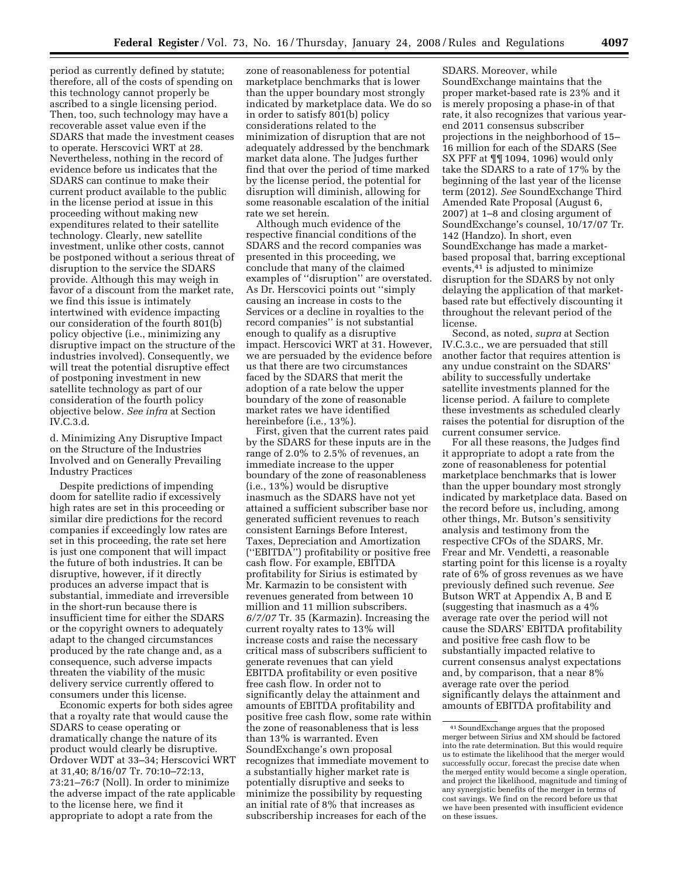period as currently defined by statute; therefore, all of the costs of spending on this technology cannot properly be ascribed to a single licensing period. Then, too, such technology may have a recoverable asset value even if the SDARS that made the investment ceases to operate. Herscovici WRT at 28. Nevertheless, nothing in the record of evidence before us indicates that the SDARS can continue to make their current product available to the public in the license period at issue in this proceeding without making new expenditures related to their satellite technology. Clearly, new satellite investment, unlike other costs, cannot be postponed without a serious threat of disruption to the service the SDARS provide. Although this may weigh in favor of a discount from the market rate, we find this issue is intimately intertwined with evidence impacting our consideration of the fourth 801(b) policy objective (i.e., minimizing any disruptive impact on the structure of the industries involved). Consequently, we will treat the potential disruptive effect of postponing investment in new satellite technology as part of our consideration of the fourth policy objective below. *See infra* at Section IV.C.3.d.

d. Minimizing Any Disruptive Impact on the Structure of the Industries Involved and on Generally Prevailing Industry Practices

Despite predictions of impending doom for satellite radio if excessively high rates are set in this proceeding or similar dire predictions for the record companies if exceedingly low rates are set in this proceeding, the rate set here is just one component that will impact the future of both industries. It can be disruptive, however, if it directly produces an adverse impact that is substantial, immediate and irreversible in the short-run because there is insufficient time for either the SDARS or the copyright owners to adequately adapt to the changed circumstances produced by the rate change and, as a consequence, such adverse impacts threaten the viability of the music delivery service currently offered to consumers under this license.

Economic experts for both sides agree that a royalty rate that would cause the SDARS to cease operating or dramatically change the nature of its product would clearly be disruptive. Ordover WDT at 33–34; Herscovici WRT at 31,40; 8/16/07 Tr. 70:10–72:13, 73:21–76:7 (Noll). In order to minimize the adverse impact of the rate applicable to the license here, we find it appropriate to adopt a rate from the zone of reasonableness for potential marketplace benchmarks that is lower than the upper boundary most strongly indicated by marketplace data. We do so in order to satisfy 801(b) policy considerations related to the minimization of disruption that are not adequately addressed by the benchmark market data alone. The Judges further find that over the period of time marked by the license period, the potential for disruption will diminish, allowing for some reasonable escalation of the initial rate we set herein.

Although much evidence of the respective financial conditions of the SDARS and the record companies was presented in this proceeding, we conclude that many of the claimed examples of ''disruption'' are overstated. As Dr. Herscovici points out ''simply causing an increase in costs to the Services or a decline in royalties to the record companies'' is not substantial enough to qualify as a disruptive impact. Herscovici WRT at 31. However, we are persuaded by the evidence before us that there are two circumstances faced by the SDARS that merit the adoption of a rate below the upper boundary of the zone of reasonable market rates we have identified hereinbefore (i.e., 13%).

First, given that the current rates paid by the SDARS for these inputs are in the range of 2.0% to 2.5% of revenues, an immediate increase to the upper boundary of the zone of reasonableness (i.e., 13%) would be disruptive inasmuch as the SDARS have not yet attained a sufficient subscriber base nor generated sufficient revenues to reach consistent Earnings Before Interest, Taxes, Depreciation and Amortization (''EBITDA'') profitability or positive free cash flow. For example, EBITDA profitability for Sirius is estimated by Mr. Karmazin to be consistent with revenues generated from between 10 million and 11 million subscribers. *6/7/07* Tr. 35 (Karmazin). Increasing the current royalty rates to 13% will increase costs and raise the necessary critical mass of subscribers sufficient to generate revenues that can yield EBITDA profitability or even positive free cash flow. In order not to significantly delay the attainment and amounts of EBITDA profitability and positive free cash flow, some rate within the zone of reasonableness that is less than 13% is warranted. Even SoundExchange's own proposal recognizes that immediate movement to a substantially higher market rate is potentially disruptive and seeks to minimize the possibility by requesting an initial rate of 8% that increases as subscribership increases for each of the SDARS. Moreover, while SoundExchange maintains that the proper market-based rate is 23% and it is merely proposing a phase-in of that rate, it also recognizes that various year-end 2011 consensus subscriber projections in the neighborhood of 15–16 million for each of the SDARS (See SX PFF at ¶¶ 1094, 1096) would only take the SDARS to a rate of 17% by the beginning of the last year of the license term (2012). *See* SoundExchange Third Amended Rate Proposal (August 6, 2007) at 1–8 and closing argument of SoundExchange's counsel, 10/17/07 Tr. 142 (Handzo). In short, even SoundExchange has made a market-based proposal that, barring exceptional events,[41] is adjusted to minimize disruption for the SDARS by not only delaying the application of that market-based rate but effectively discounting it throughout the relevant period of the license.

Second, as noted, *supra* at Section IV.C.3.c., we are persuaded that still another factor that requires attention is any undue constraint on the SDARS' ability to successfully undertake satellite investments planned for the license period. A failure to complete these investments as scheduled clearly raises the potential for disruption of the current consumer service.

For all these reasons, the Judges find it appropriate to adopt a rate from the zone of reasonableness for potential marketplace benchmarks that is lower than the upper boundary most strongly indicated by marketplace data. Based on the record before us, including, among other things, Mr. Butson's sensitivity analysis and testimony from the respective CFOs of the SDARS, Mr. Frear and Mr. Vendetti, a reasonable starting point for this license is a royalty rate of 6% of gross revenues as we have previously defined such revenue. *See* Butson WRT at Appendix A, B and E (suggesting that inasmuch as a 4% average rate over the period will not cause the SDARS' EBITDA profitability and positive free cash flow to be substantially impacted relative to current consensus analyst expectations and, by comparison, that a near 8% average rate over the period significantly delays the attainment and amounts of EBITDA profitability and

[41] SoundExchange argues that the proposed merger between Sirius and XM should be factored into the rate determination. But this would require us to estimate the likelihood that the merger would successfully occur, forecast the precise date when the merged entity would become a single operation, and project the likelihood, magnitude and timing of any synergistic benefits of the merger in terms of cost savings. We find on the record before us that we have been presented with insufficient evidence on these issues.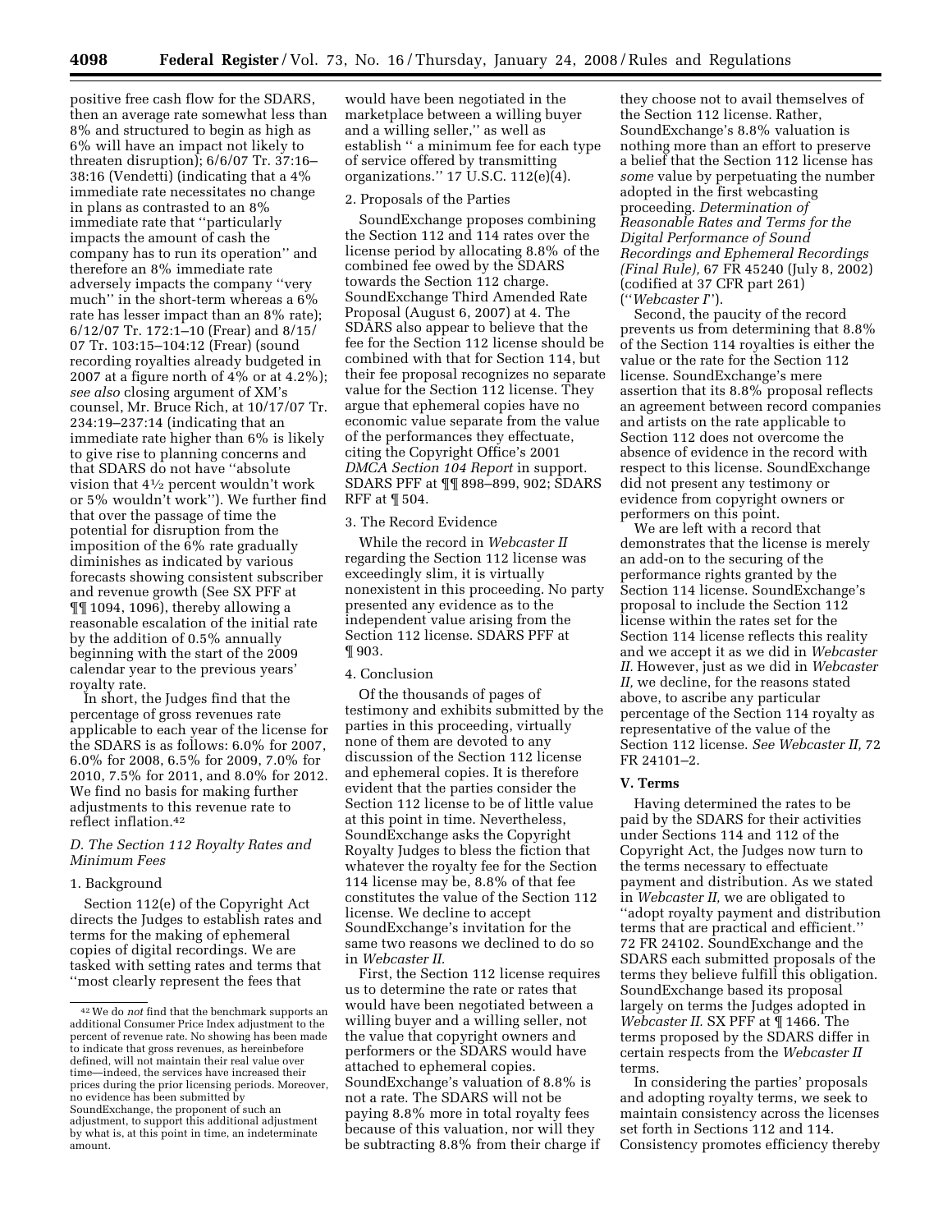positive free cash flow for the SDARS, then an average rate somewhat less than 8% and structured to begin as high as 6% will have an impact not likely to threaten disruption); 6/6/07 Tr. 37:16–38:16 (Vendetti) (indicating that a 4% immediate rate necessitates no change in plans as contrasted to an 8% immediate rate that ''particularly impacts the amount of cash the company has to run its operation'' and therefore an 8% immediate rate adversely impacts the company ''very much'' in the short-term whereas a 6% rate has lesser impact than an 8% rate); 6/12/07 Tr. 172:1–10 (Frear) and 8/15/07 Tr. 103:15–104:12 (Frear) (sound recording royalties already budgeted in 2007 at a figure north of 4% or at 4.2%); *see also* closing argument of XM's counsel, Mr. Bruce Rich, at 10/17/07 Tr. 234:19–237:14 (indicating that an immediate rate higher than 6% is likely to give rise to planning concerns and that SDARS do not have ''absolute vision that 4½ percent wouldn't work or 5% wouldn't work''). We further find that over the passage of time the potential for disruption from the imposition of the 6% rate gradually diminishes as indicated by various forecasts showing consistent subscriber and revenue growth (See SX PFF at ¶¶ 1094, 1096), thereby allowing a reasonable escalation of the initial rate by the addition of 0.5% annually beginning with the start of the 2009 calendar year to the previous years' royalty rate.

In short, the Judges find that the percentage of gross revenues rate applicable to each year of the license for the SDARS is as follows: 6.0% for 2007, 6.0% for 2008, 6.5% for 2009, 7.0% for 2010, 7.5% for 2011, and 8.0% for 2012. We find no basis for making further adjustments to this revenue rate to reflect inflation.[42]

### *D. The Section 112 Royalty Rates and Minimum Fees*

#### 1. Background

Section 112(e) of the Copyright Act directs the Judges to establish rates and terms for the making of ephemeral copies of digital recordings. We are tasked with setting rates and terms that ''most clearly represent the fees that would have been negotiated in the marketplace between a willing buyer and a willing seller,'' as well as establish '' a minimum fee for each type of service offered by transmitting organizations.'' 17 U.S.C. 112(e)(4).

#### 2. Proposals of the Parties

SoundExchange proposes combining the Section 112 and 114 rates over the license period by allocating 8.8% of the combined fee owed by the SDARS towards the Section 112 charge. SoundExchange Third Amended Rate Proposal (August 6, 2007) at 4. The SDARS also appear to believe that the fee for the Section 112 license should be combined with that for Section 114, but their fee proposal recognizes no separate value for the Section 112 license. They argue that ephemeral copies have no economic value separate from the value of the performances they effectuate, citing the Copyright Office's 2001 *DMCA Section 104 Report* in support. SDARS PFF at ¶¶ 898–899, 902; SDARS RFF at ¶ 504.

#### 3. The Record Evidence

While the record in *Webcaster II* regarding the Section 112 license was exceedingly slim, it is virtually nonexistent in this proceeding. No party presented any evidence as to the independent value arising from the Section 112 license. SDARS PFF at ¶ 903.

#### 4. Conclusion

Of the thousands of pages of testimony and exhibits submitted by the parties in this proceeding, virtually none of them are devoted to any discussion of the Section 112 license and ephemeral copies. It is therefore evident that the parties consider the Section 112 license to be of little value at this point in time. Nevertheless, SoundExchange asks the Copyright Royalty Judges to bless the fiction that whatever the royalty fee for the Section 114 license may be, 8.8% of that fee constitutes the value of the Section 112 license. We decline to accept SoundExchange's invitation for the same two reasons we declined to do so in *Webcaster II*.

First, the Section 112 license requires us to determine the rate or rates that would have been negotiated between a willing buyer and a willing seller, not the value that copyright owners and performers or the SDARS would have attached to ephemeral copies. SoundExchange's valuation of 8.8% is not a rate. The SDARS will not be paying 8.8% more in total royalty fees because of this valuation, nor will they be subtracting 8.8% from their charge if they choose not to avail themselves of the Section 112 license. Rather, SoundExchange's 8.8% valuation is nothing more than an effort to preserve a belief that the Section 112 license has *some* value by perpetuating the number adopted in the first webcasting proceeding. *Determination of Reasonable Rates and Terms for the Digital Performance of Sound Recordings and Ephemeral Recordings (Final Rule),* 67 FR 45240 (July 8, 2002) (codified at 37 CFR part 261) (''*Webcaster I*'').

Second, the paucity of the record prevents us from determining that 8.8% of the Section 114 royalties is either the value or the rate for the Section 112 license. SoundExchange's mere assertion that its 8.8% proposal reflects an agreement between record companies and artists on the rate applicable to Section 112 does not overcome the absence of evidence in the record with respect to this license. SoundExchange did not present any testimony or evidence from copyright owners or performers on this point.

We are left with a record that demonstrates that the license is merely an add-on to the securing of the performance rights granted by the Section 114 license. SoundExchange's proposal to include the Section 112 license within the rates set for the Section 114 license reflects this reality and we accept it as we did in *Webcaster II*. However, just as we did in *Webcaster II,* we decline, for the reasons stated above, to ascribe any particular percentage of the Section 114 royalty as representative of the value of the Section 112 license. *See Webcaster II,* 72 FR 24101–2.

## V. Terms

Having determined the rates to be paid by the SDARS for their activities under Sections 114 and 112 of the Copyright Act, the Judges now turn to the terms necessary to effectuate payment and distribution. As we stated in *Webcaster II,* we are obligated to ''adopt royalty payment and distribution terms that are practical and efficient.'' 72 FR 24102. SoundExchange and the SDARS each submitted proposals of the terms they believe fulfill this obligation. SoundExchange based its proposal largely on terms the Judges adopted in *Webcaster II*. SX PFF at ¶ 1466. The terms proposed by the SDARS differ in certain respects from the *Webcaster II* terms.

In considering the parties' proposals and adopting royalty terms, we seek to maintain consistency across the licenses set forth in Sections 112 and 114. Consistency promotes efficiency thereby

[42] We do *not* find that the benchmark supports an additional Consumer Price Index adjustment to the percent of revenue rate. No showing has been made to indicate that gross revenues, as hereinbefore defined, will not maintain their real value over time—indeed, the services have increased their prices during the prior licensing periods. Moreover, no evidence has been submitted by SoundExchange, the proponent of such an adjustment, to support this additional adjustment by what is, at this point in time, an indeterminate amount.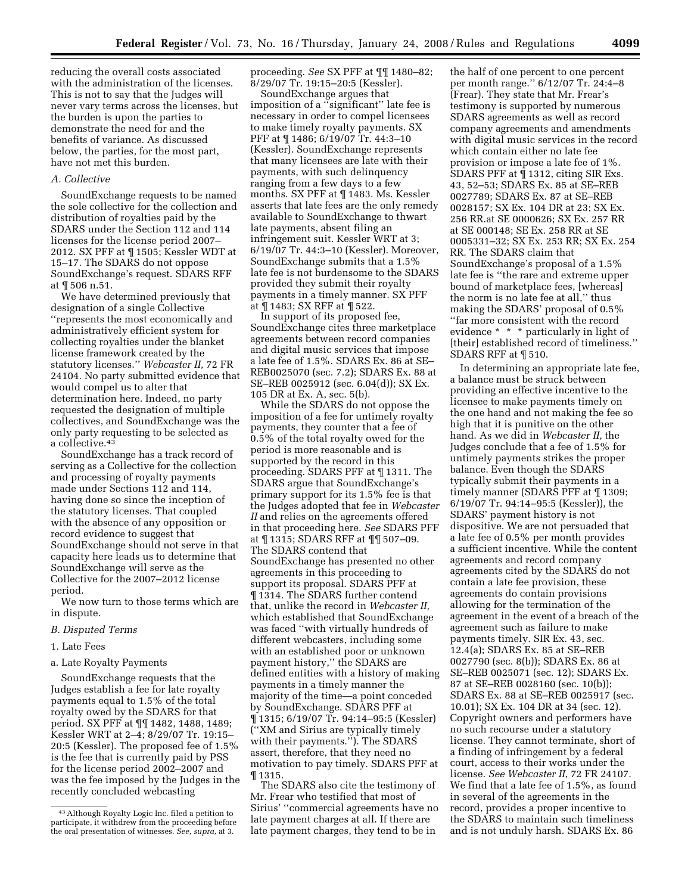reducing the overall costs associated with the administration of the licenses. This is not to say that the Judges will never vary terms across the licenses, but the burden is upon the parties to demonstrate the need for and the benefits of variance. As discussed below, the parties, for the most part, have not met this burden.

### A. Collective

SoundExchange requests to be named the sole collective for the collection and distribution of royalties paid by the SDARS under the Section 112 and 114 licenses for the license period 2007–2012. SX PFF at ¶ 1505; Kessler WDT at 15–17. The SDARS do not oppose SoundExchange's request. SDARS RFF at ¶ 506 n.51.

We have determined previously that designation of a single Collective ''represents the most economically and administratively efficient system for collecting royalties under the blanket license framework created by the statutory licenses.'' *Webcaster II,* 72 FR 24104. No party submitted evidence that would compel us to alter that determination here. Indeed, no party requested the designation of multiple collectives, and SoundExchange was the only party requesting to be selected as a collective.[43]

SoundExchange has a track record of serving as a Collective for the collection and processing of royalty payments made under Sections 112 and 114, having done so since the inception of the statutory licenses. That coupled with the absence of any opposition or record evidence to suggest that SoundExchange should not serve in that capacity here leads us to determine that SoundExchange will serve as the Collective for the 2007–2012 license period.

We now turn to those terms which are in dispute.

### B. Disputed Terms

#### 1. Late Fees

##### a. Late Royalty Payments

SoundExchange requests that the Judges establish a fee for late royalty payments equal to 1.5% of the total royalty owed by the SDARS for that period. SX PFF at ¶¶ 1482, 1488, 1489; Kessler WRT at 2–4; 8/29/07 Tr. 19:15–20:5 (Kessler). The proposed fee of 1.5% is the fee that is currently paid by PSS for the license period 2002–2007 and was the fee imposed by the Judges in the recently concluded webcasting proceeding. *See* SX PFF at ¶¶ 1480–82; 8/29/07 Tr. 19:15–20:5 (Kessler).

SoundExchange argues that imposition of a ''significant'' late fee is necessary in order to compel licensees to make timely royalty payments. SX PFF at ¶ 1486; 6/19/07 Tr. 44:3–10 (Kessler). SoundExchange represents that many licensees are late with their payments, with such delinquency ranging from a few days to a few months. SX PFF at ¶ 1483. Ms. Kessler asserts that late fees are the only remedy available to SoundExchange to thwart late payments, absent filing an infringement suit. Kessler WRT at 3; 6/19/07 Tr. 44:3–10 (Kessler). Moreover, SoundExchange submits that a 1.5% late fee is not burdensome to the SDARS provided they submit their royalty payments in a timely manner. SX PFF at ¶ 1483; SX RFF at ¶ 522.

In support of its proposed fee, SoundExchange cites three marketplace agreements between record companies and digital music services that impose a late fee of 1.5%. SDARS Ex. 86 at SE–REB0025070 (sec. 7.2); SDARS Ex. 88 at SE–REB 0025912 (sec. 6.04(d)); SX Ex. 105 DR at Ex. A, sec. 5(b).

While the SDARS do not oppose the imposition of a fee for untimely royalty payments, they counter that a fee of 0.5% of the total royalty owed for the period is more reasonable and is supported by the record in this proceeding. SDARS PFF at ¶ 1311. The SDARS argue that SoundExchange's primary support for its 1.5% fee is that the Judges adopted that fee in *Webcaster II* and relies on the agreements offered in that proceeding here. *See* SDARS PFF at ¶ 1315; SDARS RFF at ¶¶ 507–09. The SDARS contend that SoundExchange has presented no other agreements in this proceeding to support its proposal. SDARS PFF at ¶ 1314. The SDARS further contend that, unlike the record in *Webcaster II,* which established that SoundExchange was faced ''with virtually hundreds of different webcasters, including some with an established poor or unknown payment history,'' the SDARS are defined entities with a history of making payments in a timely manner the majority of the time—a point conceded by SoundExchange. SDARS PFF at ¶ 1315; 6/19/07 Tr. 94:14–95:5 (Kessler) (''XM and Sirius are typically timely with their payments.''). The SDARS assert, therefore, that they need no motivation to pay timely. SDARS PFF at ¶ 1315.

The SDARS also cite the testimony of Mr. Frear who testified that most of Sirius' ''commercial agreements have no late payment charges at all. If there are late payment charges, they tend to be in the half of one percent to one percent per month range.'' 6/12/07 Tr. 24:4–8 (Frear). They state that Mr. Frear's testimony is supported by numerous SDARS agreements as well as record company agreements and amendments with digital music services in the record which contain either no late fee provision or impose a late fee of 1%. SDARS PFF at ¶ 1312, citing SIR Exs. 43, 52–53; SDARS Ex. 85 at SE–REB 0027789; SDARS Ex. 87 at SE–REB 0028157; SX Ex. 104 DR at 23; SX Ex. 256 RR.at SE 0000626; SX Ex. 257 RR at SE 000148; SE Ex. 258 RR at SE 0005331–32; SX Ex. 253 RR; SX Ex. 254 RR. The SDARS claim that SoundExchange's proposal of a 1.5% late fee is ''the rare and extreme upper bound of marketplace fees, [whereas] the norm is no late fee at all,'' thus making the SDARS' proposal of 0.5% ''far more consistent with the record evidence * * * particularly in light of [their] established record of timeliness.'' SDARS RFF at ¶ 510.

In determining an appropriate late fee, a balance must be struck between providing an effective incentive to the licensee to make payments timely on the one hand and not making the fee so high that it is punitive on the other hand. As we did in *Webcaster II,* the Judges conclude that a fee of 1.5% for untimely payments strikes the proper balance. Even though the SDARS typically submit their payments in a timely manner (SDARS PFF at ¶ 1309; 6/19/07 Tr. 94:14–95:5 (Kessler)), the SDARS' payment history is not dispositive. We are not persuaded that a late fee of 0.5% per month provides a sufficient incentive. While the content agreements and record company agreements cited by the SDARS do not contain a late fee provision, these agreements do contain provisions allowing for the termination of the agreement in the event of a breach of the agreement such as failure to make payments timely. SIR Ex. 43, sec. 12.4(a); SDARS Ex. 85 at SE–REB 0027790 (sec. 8(b)); SDARS Ex. 86 at SE–REB 0025071 (sec. 12); SDARS Ex. 87 at SE–REB 0028160 (sec. 10(b)); SDARS Ex. 88 at SE–REB 0025917 (sec. 10.01); SX Ex. 104 DR at 34 (sec. 12). Copyright owners and performers have no such recourse under a statutory license. They cannot terminate, short of a finding of infringement by a federal court, access to their works under the license. *See Webcaster II*, 72 FR 24107. We find that a late fee of 1.5%, as found in several of the agreements in the record, provides a proper incentive to the SDARS to maintain such timeliness and is not unduly harsh. SDARS Ex. 86

[43] Although Royalty Logic Inc. filed a petition to participate, it withdrew from the proceeding before the oral presentation of witnesses. *See, supra,* at 3.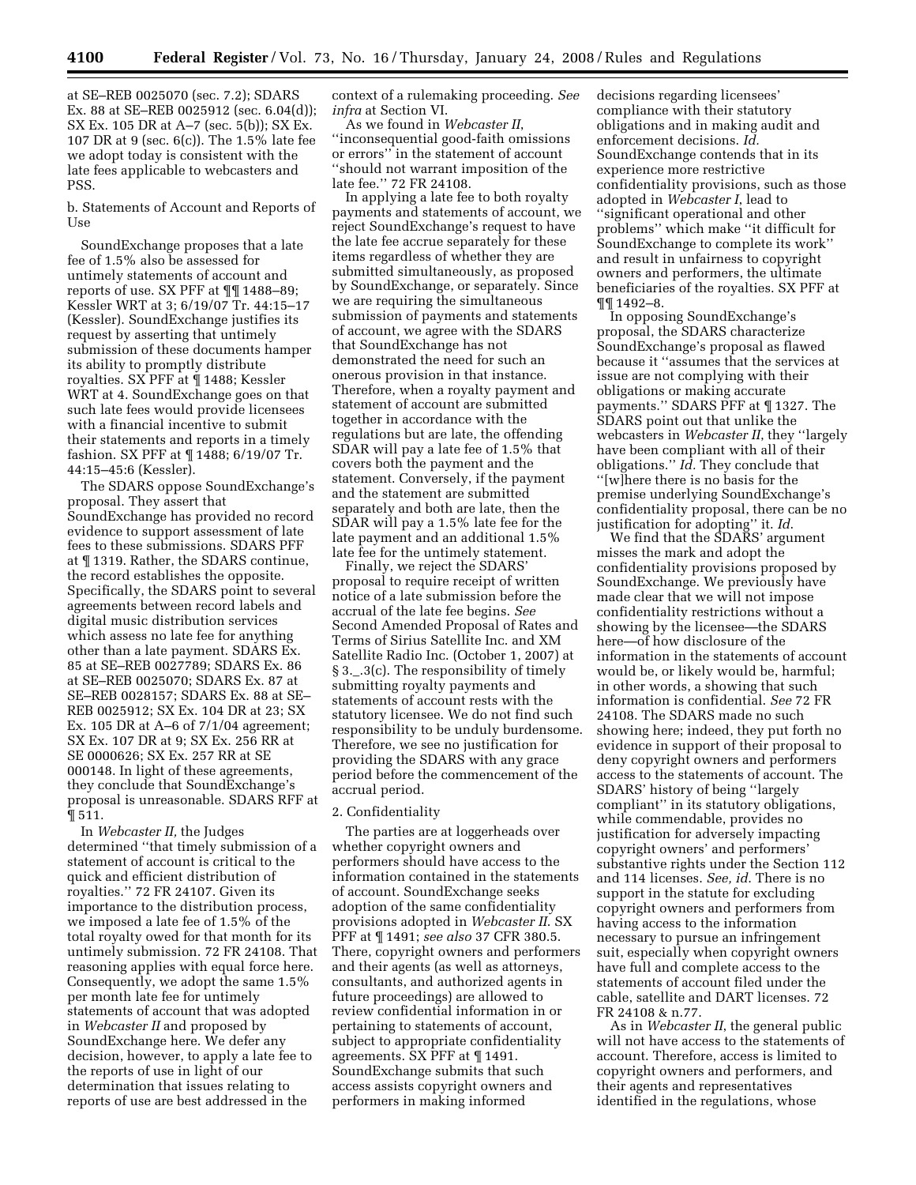at SE–REB 0025070 (sec. 7.2); SDARS Ex. 88 at SE–REB 0025912 (sec. 6.04(d)); SX Ex. 105 DR at A–7 (sec. 5(b)); SX Ex. 107 DR at 9 (sec. 6(c)). The 1.5% late fee we adopt today is consistent with the late fees applicable to webcasters and PSS.

b. Statements of Account and Reports of Use

SoundExchange proposes that a late fee of 1.5% also be assessed for untimely statements of account and reports of use. SX PFF at ¶¶ 1488–89; Kessler WRT at 3; 6/19/07 Tr. 44:15–17 (Kessler). SoundExchange justifies its request by asserting that untimely submission of these documents hamper its ability to promptly distribute royalties. SX PFF at ¶ 1488; Kessler WRT at 4. SoundExchange goes on that such late fees would provide licensees with a financial incentive to submit their statements and reports in a timely fashion. SX PFF at ¶ 1488; 6/19/07 Tr. 44:15–45:6 (Kessler).

The SDARS oppose SoundExchange's proposal. They assert that SoundExchange has provided no record evidence to support assessment of late fees to these submissions. SDARS PFF at ¶ 1319. Rather, the SDARS continue, the record establishes the opposite. Specifically, the SDARS point to several agreements between record labels and digital music distribution services which assess no late fee for anything other than a late payment. SDARS Ex. 85 at SE–REB 0027789; SDARS Ex. 86 at SE–REB 0025070; SDARS Ex. 87 at SE–REB 0028157; SDARS Ex. 88 at SE–REB 0025912; SX Ex. 104 DR at 23; SX Ex. 105 DR at A–6 of 7/1/04 agreement; SX Ex. 107 DR at 9; SX Ex. 256 RR at SE 0000626; SX Ex. 257 RR at SE 000148. In light of these agreements, they conclude that SoundExchange's proposal is unreasonable. SDARS RFF at ¶ 511.

In *Webcaster II,* the Judges determined ''that timely submission of a statement of account is critical to the quick and efficient distribution of royalties.'' 72 FR 24107. Given its importance to the distribution process, we imposed a late fee of 1.5% of the total royalty owed for that month for its untimely submission. 72 FR 24108. That reasoning applies with equal force here. Consequently, we adopt the same 1.5% per month late fee for untimely statements of account that was adopted in *Webcaster II* and proposed by SoundExchange here. We defer any decision, however, to apply a late fee to the reports of use in light of our determination that issues relating to reports of use are best addressed in the context of a rulemaking proceeding. *See infra* at Section VI.

As we found in *Webcaster II*, ''inconsequential good-faith omissions or errors'' in the statement of account ''should not warrant imposition of the late fee.'' 72 FR 24108.

In applying a late fee to both royalty payments and statements of account, we reject SoundExchange's request to have the late fee accrue separately for these items regardless of whether they are submitted simultaneously, as proposed by SoundExchange, or separately. Since we are requiring the simultaneous submission of payments and statements of account, we agree with the SDARS that SoundExchange has not demonstrated the need for such an onerous provision in that instance. Therefore, when a royalty payment and statement of account are submitted together in accordance with the regulations but are late, the offending SDAR will pay a late fee of 1.5% that covers both the payment and the statement. Conversely, if the payment and the statement are submitted separately and both are late, then the SDAR will pay a 1.5% late fee for the late payment and an additional 1.5% late fee for the untimely statement.

Finally, we reject the SDARS' proposal to require receipt of written notice of a late submission before the accrual of the late fee begins. *See* Second Amended Proposal of Rates and Terms of Sirius Satellite Inc. and XM Satellite Radio Inc. (October 1, 2007) at § 3._.3(c). The responsibility of timely submitting royalty payments and statements of account rests with the statutory licensee. We do not find such responsibility to be unduly burdensome. Therefore, we see no justification for providing the SDARS with any grace period before the commencement of the accrual period.

2. Confidentiality

The parties are at loggerheads over whether copyright owners and performers should have access to the information contained in the statements of account. SoundExchange seeks adoption of the same confidentiality provisions adopted in *Webcaster II*. SX PFF at ¶ 1491; *see also* 37 CFR 380.5. There, copyright owners and performers and their agents (as well as attorneys, consultants, and authorized agents in future proceedings) are allowed to review confidential information in or pertaining to statements of account, subject to appropriate confidentiality agreements. SX PFF at ¶ 1491. SoundExchange submits that such access assists copyright owners and performers in making informed decisions regarding licensees' compliance with their statutory obligations and in making audit and enforcement decisions. *Id.* SoundExchange contends that in its experience more restrictive confidentiality provisions, such as those adopted in *Webcaster I*, lead to ''significant operational and other problems'' which make ''it difficult for SoundExchange to complete its work'' and result in unfairness to copyright owners and performers, the ultimate beneficiaries of the royalties. SX PFF at ¶¶ 1492–8.

In opposing SoundExchange's proposal, the SDARS characterize SoundExchange's proposal as flawed because it ''assumes that the services at issue are not complying with their obligations or making accurate payments.'' SDARS PFF at ¶ 1327. The SDARS point out that unlike the webcasters in *Webcaster II*, they ''largely have been compliant with all of their obligations.'' *Id.* They conclude that ''[w]here there is no basis for the premise underlying SoundExchange's confidentiality proposal, there can be no justification for adopting'' it. *Id.*

We find that the SDARS' argument misses the mark and adopt the confidentiality provisions proposed by SoundExchange. We previously have made clear that we will not impose confidentiality restrictions without a showing by the licensee—the SDARS here—of how disclosure of the information in the statements of account would be, or likely would be, harmful; in other words, a showing that such information is confidential. *See* 72 FR 24108. The SDARS made no such showing here; indeed, they put forth no evidence in support of their proposal to deny copyright owners and performers access to the statements of account. The SDARS' history of being ''largely compliant'' in its statutory obligations, while commendable, provides no justification for adversely impacting copyright owners' and performers' substantive rights under the Section 112 and 114 licenses. *See, id.* There is no support in the statute for excluding copyright owners and performers from having access to the information necessary to pursue an infringement suit, especially when copyright owners have full and complete access to the statements of account filed under the cable, satellite and DART licenses. 72 FR 24108 & n.77.

As in *Webcaster II*, the general public will not have access to the statements of account. Therefore, access is limited to copyright owners and performers, and their agents and representatives identified in the regulations, whose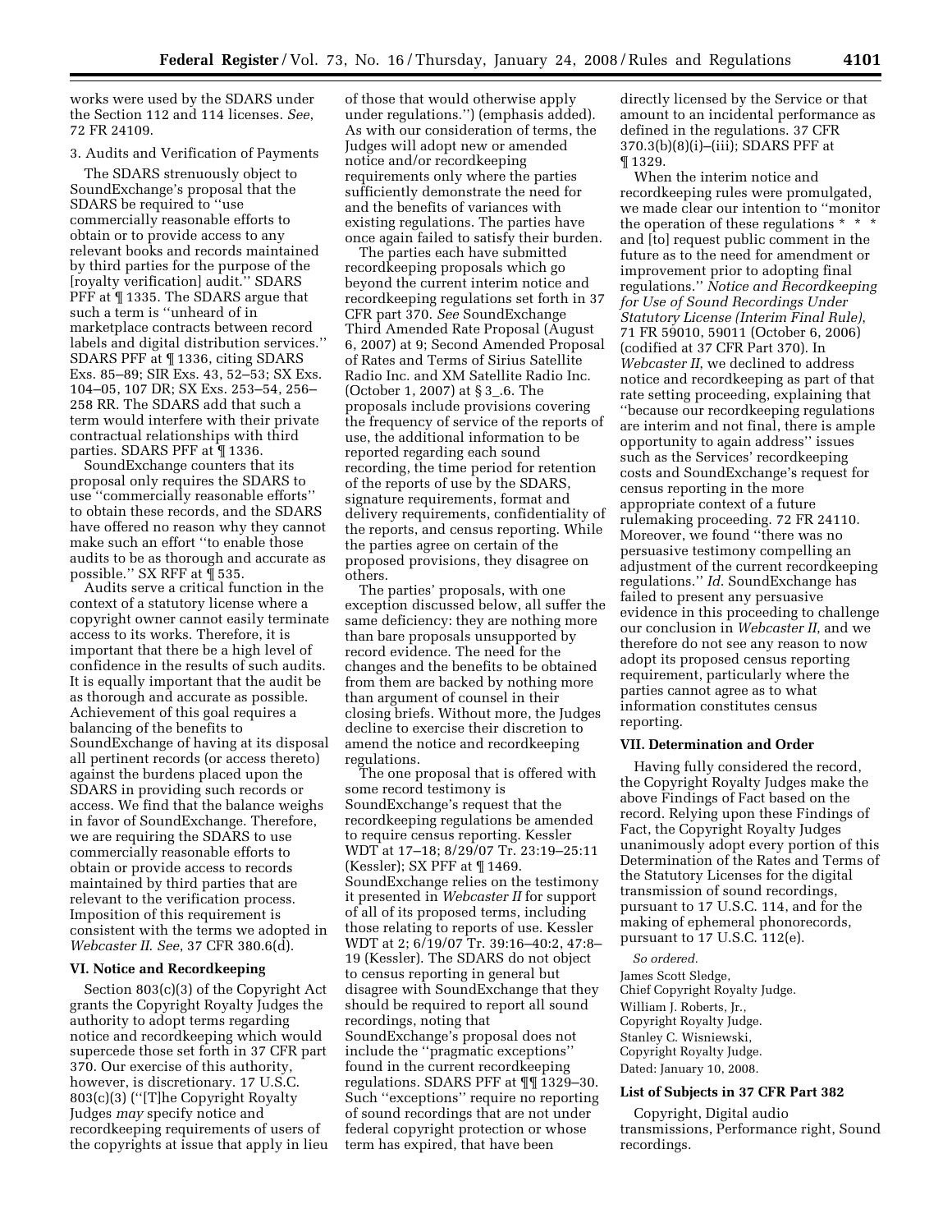works were used by the SDARS under the Section 112 and 114 licenses. *See*, 72 FR 24109.

3. Audits and Verification of Payments

The SDARS strenuously object to SoundExchange's proposal that the SDARS be required to ''use commercially reasonable efforts to obtain or to provide access to any relevant books and records maintained by third parties for the purpose of the [royalty verification] audit.'' SDARS PFF at ¶ 1335. The SDARS argue that such a term is ''unheard of in marketplace contracts between record labels and digital distribution services.'' SDARS PFF at ¶ 1336, citing SDARS Exs. 85–89; SIR Exs. 43, 52–53; SX Exs. 104–05, 107 DR; SX Exs. 253–54, 256–258 RR. The SDARS add that such a term would interfere with their private contractual relationships with third parties. SDARS PFF at ¶ 1336.

SoundExchange counters that its proposal only requires the SDARS to use ''commercially reasonable efforts'' to obtain these records, and the SDARS have offered no reason why they cannot make such an effort ''to enable those audits to be as thorough and accurate as possible.'' SX RFF at ¶ 535.

Audits serve a critical function in the context of a statutory license where a copyright owner cannot easily terminate access to its works. Therefore, it is important that there be a high level of confidence in the results of such audits. It is equally important that the audit be as thorough and accurate as possible. Achievement of this goal requires a balancing of the benefits to SoundExchange of having at its disposal all pertinent records (or access thereto) against the burdens placed upon the SDARS in providing such records or access. We find that the balance weighs in favor of SoundExchange. Therefore, we are requiring the SDARS to use commercially reasonable efforts to obtain or provide access to records maintained by third parties that are relevant to the verification process. Imposition of this requirement is consistent with the terms we adopted in *Webcaster II*. *See*, 37 CFR 380.6(d).

### VI. Notice and Recordkeeping

Section 803(c)(3) of the Copyright Act grants the Copyright Royalty Judges the authority to adopt terms regarding notice and recordkeeping which would supercede those set forth in 37 CFR part 370. Our exercise of this authority, however, is discretionary. 17 U.S.C. 803(c)(3) (''[T]he Copyright Royalty Judges *may* specify notice and recordkeeping requirements of users of the copyrights at issue that apply in lieu of those that would otherwise apply under regulations.'') (emphasis added). As with our consideration of terms, the Judges will adopt new or amended notice and/or recordkeeping requirements only where the parties sufficiently demonstrate the need for and the benefits of variances with existing regulations. The parties have once again failed to satisfy their burden.

The parties each have submitted recordkeeping proposals which go beyond the current interim notice and recordkeeping regulations set forth in 37 CFR part 370. *See* SoundExchange Third Amended Rate Proposal (August 6, 2007) at 9; Second Amended Proposal of Rates and Terms of Sirius Satellite Radio Inc. and XM Satellite Radio Inc. (October 1, 2007) at § 3_.6. The proposals include provisions covering the frequency of service of the reports of use, the additional information to be reported regarding each sound recording, the time period for retention of the reports of use by the SDARS, signature requirements, format and delivery requirements, confidentiality of the reports, and census reporting. While the parties agree on certain of the proposed provisions, they disagree on others.

The parties' proposals, with one exception discussed below, all suffer the same deficiency: they are nothing more than bare proposals unsupported by record evidence. The need for the changes and the benefits to be obtained from them are backed by nothing more than argument of counsel in their closing briefs. Without more, the Judges decline to exercise their discretion to amend the notice and recordkeeping regulations.

The one proposal that is offered with some record testimony is SoundExchange's request that the recordkeeping regulations be amended to require census reporting. Kessler WDT at 17–18; 8/29/07 Tr. 23:19–25:11 (Kessler); SX PFF at ¶ 1469. SoundExchange relies on the testimony it presented in *Webcaster II* for support of all of its proposed terms, including those relating to reports of use. Kessler WDT at 2; 6/19/07 Tr. 39:16–40:2, 47:8–19 (Kessler). The SDARS do not object to census reporting in general but disagree with SoundExchange that they should be required to report all sound recordings, noting that SoundExchange's proposal does not include the ''pragmatic exceptions'' found in the current recordkeeping regulations. SDARS PFF at ¶¶ 1329–30. Such ''exceptions'' require no reporting of sound recordings that are not under federal copyright protection or whose term has expired, that have been directly licensed by the Service or that amount to an incidental performance as defined in the regulations. 37 CFR 370.3(b)(8)(i)–(iii); SDARS PFF at ¶ 1329.

When the interim notice and recordkeeping rules were promulgated, we made clear our intention to ''monitor the operation of these regulations * * * and [to] request public comment in the future as to the need for amendment or improvement prior to adopting final regulations.'' *Notice and Recordkeeping for Use of Sound Recordings Under Statutory License (Interim Final Rule)*, 71 FR 59010, 59011 (October 6, 2006) (codified at 37 CFR Part 370). In *Webcaster II*, we declined to address notice and recordkeeping as part of that rate setting proceeding, explaining that ''because our recordkeeping regulations are interim and not final, there is ample opportunity to again address'' issues such as the Services' recordkeeping costs and SoundExchange's request for census reporting in the more appropriate context of a future rulemaking proceeding. 72 FR 24110. Moreover, we found ''there was no persuasive testimony compelling an adjustment of the current recordkeeping regulations.'' *Id.* SoundExchange has failed to present any persuasive evidence in this proceeding to challenge our conclusion in *Webcaster II*, and we therefore do not see any reason to now adopt its proposed census reporting requirement, particularly where the parties cannot agree as to what information constitutes census reporting.

### VII. Determination and Order

Having fully considered the record, the Copyright Royalty Judges make the above Findings of Fact based on the record. Relying upon these Findings of Fact, the Copyright Royalty Judges unanimously adopt every portion of this Determination of the Rates and Terms of the Statutory Licenses for the digital transmission of sound recordings, pursuant to 17 U.S.C. 114, and for the making of ephemeral phonorecords, pursuant to 17 U.S.C. 112(e).

*So ordered.*

James Scott Sledge,
Chief Copyright Royalty Judge.
William J. Roberts, Jr.,
Copyright Royalty Judge.
Stanley C. Wisniewski,
Copyright Royalty Judge.
Dated: January 10, 2008.

### List of Subjects in 37 CFR Part 382

Copyright, Digital audio transmissions, Performance right, Sound recordings.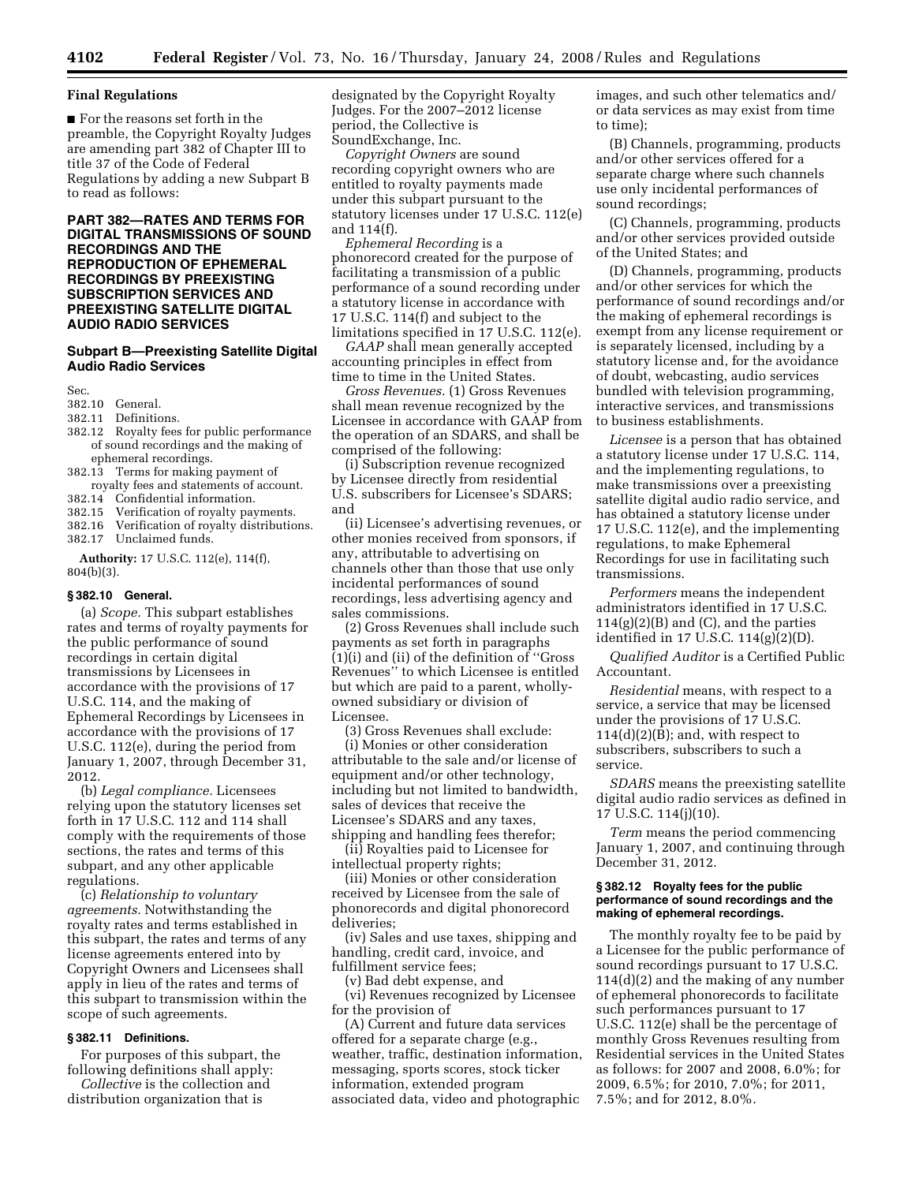### Final Regulations

■ For the reasons set forth in the preamble, the Copyright Royalty Judges are amending part 382 of Chapter III to title 37 of the Code of Federal Regulations by adding a new Subpart B to read as follows:

## PART 382—RATES AND TERMS FOR DIGITAL TRANSMISSIONS OF SOUND RECORDINGS AND THE REPRODUCTION OF EPHEMERAL RECORDINGS BY PREEXISTING SUBSCRIPTION SERVICES AND PREEXISTING SATELLITE DIGITAL AUDIO RADIO SERVICES

### Subpart B—Preexisting Satellite Digital Audio Radio Services

Sec.
382.10 General.
382.11 Definitions.
382.12 Royalty fees for public performance of sound recordings and the making of ephemeral recordings.
382.13 Terms for making payment of royalty fees and statements of account.
382.14 Confidential information.
382.15 Verification of royalty payments.
382.16 Verification of royalty distributions.
382.17 Unclaimed funds.

**Authority:** 17 U.S.C. 112(e), 114(f), 804(b)(3).

#### § 382.10 General.

(a) *Scope.* This subpart establishes rates and terms of royalty payments for the public performance of sound recordings in certain digital transmissions by Licensees in accordance with the provisions of 17 U.S.C. 114, and the making of Ephemeral Recordings by Licensees in accordance with the provisions of 17 U.S.C. 112(e), during the period from January 1, 2007, through December 31, 2012.

(b) *Legal compliance.* Licensees relying upon the statutory licenses set forth in 17 U.S.C. 112 and 114 shall comply with the requirements of those sections, the rates and terms of this subpart, and any other applicable regulations.

(c) *Relationship to voluntary agreements.* Notwithstanding the royalty rates and terms established in this subpart, the rates and terms of any license agreements entered into by Copyright Owners and Licensees shall apply in lieu of the rates and terms of this subpart to transmission within the scope of such agreements.

#### § 382.11 Definitions.

For purposes of this subpart, the following definitions shall apply:

*Collective* is the collection and distribution organization that is designated by the Copyright Royalty Judges. For the 2007–2012 license period, the Collective is SoundExchange, Inc.

*Copyright Owners* are sound recording copyright owners who are entitled to royalty payments made under this subpart pursuant to the statutory licenses under 17 U.S.C. 112(e) and 114(f).

*Ephemeral Recording* is a phonorecord created for the purpose of facilitating a transmission of a public performance of a sound recording under a statutory license in accordance with 17 U.S.C. 114(f) and subject to the limitations specified in 17 U.S.C. 112(e).

*GAAP* shall mean generally accepted accounting principles in effect from time to time in the United States.

*Gross Revenues.* (1) Gross Revenues shall mean revenue recognized by the Licensee in accordance with GAAP from the operation of an SDARS, and shall be comprised of the following:

(i) Subscription revenue recognized by Licensee directly from residential U.S. subscribers for Licensee's SDARS; and

(ii) Licensee's advertising revenues, or other monies received from sponsors, if any, attributable to advertising on channels other than those that use only incidental performances of sound recordings, less advertising agency and sales commissions.

(2) Gross Revenues shall include such payments as set forth in paragraphs (1)(i) and (ii) of the definition of ''Gross Revenues'' to which Licensee is entitled but which are paid to a parent, wholly-owned subsidiary or division of Licensee.

(3) Gross Revenues shall exclude:

(i) Monies or other consideration attributable to the sale and/or license of equipment and/or other technology, including but not limited to bandwidth, sales of devices that receive the Licensee's SDARS and any taxes, shipping and handling fees therefor;

(ii) Royalties paid to Licensee for intellectual property rights;

(iii) Monies or other consideration received by Licensee from the sale of phonorecords and digital phonorecord deliveries;

(iv) Sales and use taxes, shipping and handling, credit card, invoice, and fulfillment service fees;

(v) Bad debt expense, and

(vi) Revenues recognized by Licensee for the provision of

(A) Current and future data services offered for a separate charge (e.g., weather, traffic, destination information, messaging, sports scores, stock ticker information, extended program associated data, video and photographic images, and such other telematics and/or data services as may exist from time to time);

(B) Channels, programming, products and/or other services offered for a separate charge where such channels use only incidental performances of sound recordings;

(C) Channels, programming, products and/or other services provided outside of the United States; and

(D) Channels, programming, products and/or other services for which the performance of sound recordings and/or the making of ephemeral recordings is exempt from any license requirement or is separately licensed, including by a statutory license and, for the avoidance of doubt, webcasting, audio services bundled with television programming, interactive services, and transmissions to business establishments.

*Licensee* is a person that has obtained a statutory license under 17 U.S.C. 114, and the implementing regulations, to make transmissions over a preexisting satellite digital audio radio service, and has obtained a statutory license under 17 U.S.C. 112(e), and the implementing regulations, to make Ephemeral Recordings for use in facilitating such transmissions.

*Performers* means the independent administrators identified in 17 U.S.C. 114(g)(2)(B) and (C), and the parties identified in 17 U.S.C. 114(g)(2)(D).

*Qualified Auditor* is a Certified Public Accountant.

*Residential* means, with respect to a service, a service that may be licensed under the provisions of 17 U.S.C. 114(d)(2)(B); and, with respect to subscribers, subscribers to such a service.

*SDARS* means the preexisting satellite digital audio radio services as defined in 17 U.S.C. 114(j)(10).

*Term* means the period commencing January 1, 2007, and continuing through December 31, 2012.

#### § 382.12 Royalty fees for the public performance of sound recordings and the making of ephemeral recordings.

The monthly royalty fee to be paid by a Licensee for the public performance of sound recordings pursuant to 17 U.S.C. 114(d)(2) and the making of any number of ephemeral phonorecords to facilitate such performances pursuant to 17 U.S.C. 112(e) shall be the percentage of monthly Gross Revenues resulting from Residential services in the United States as follows: for 2007 and 2008, 6.0%; for 2009, 6.5%; for 2010, 7.0%; for 2011, 7.5%; and for 2012, 8.0%.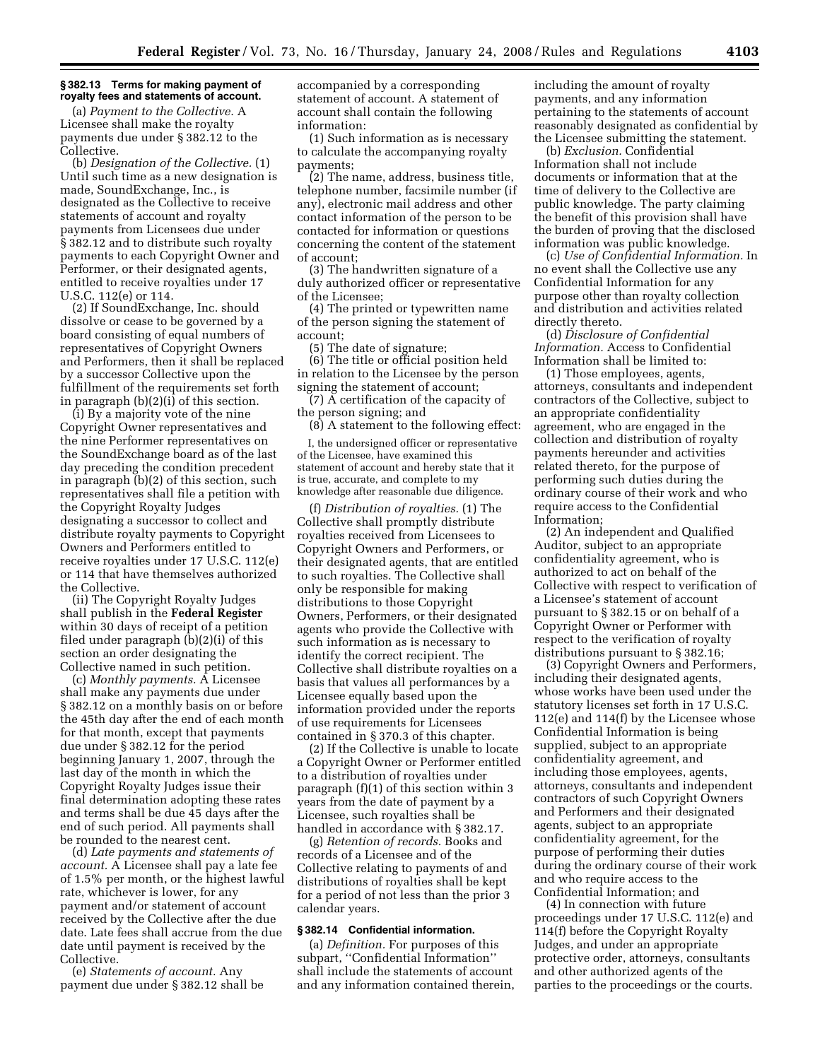### § 382.13 Terms for making payment of royalty fees and statements of account.

(a) *Payment to the Collective.* A Licensee shall make the royalty payments due under § 382.12 to the Collective.

(b) *Designation of the Collective.* (1) Until such time as a new designation is made, SoundExchange, Inc., is designated as the Collective to receive statements of account and royalty payments from Licensees due under § 382.12 and to distribute such royalty payments to each Copyright Owner and Performer, or their designated agents, entitled to receive royalties under 17 U.S.C. 112(e) or 114.

(2) If SoundExchange, Inc. should dissolve or cease to be governed by a board consisting of equal numbers of representatives of Copyright Owners and Performers, then it shall be replaced by a successor Collective upon the fulfillment of the requirements set forth in paragraph (b)(2)(i) of this section.

(i) By a majority vote of the nine Copyright Owner representatives and the nine Performer representatives on the SoundExchange board as of the last day preceding the condition precedent in paragraph (b)(2) of this section, such representatives shall file a petition with the Copyright Royalty Judges designating a successor to collect and distribute royalty payments to Copyright Owners and Performers entitled to receive royalties under 17 U.S.C. 112(e) or 114 that have themselves authorized the Collective.

(ii) The Copyright Royalty Judges shall publish in the **Federal Register** within 30 days of receipt of a petition filed under paragraph (b)(2)(i) of this section an order designating the Collective named in such petition.

(c) *Monthly payments.* A Licensee shall make any payments due under § 382.12 on a monthly basis on or before the 45th day after the end of each month for that month, except that payments due under § 382.12 for the period beginning January 1, 2007, through the last day of the month in which the Copyright Royalty Judges issue their final determination adopting these rates and terms shall be due 45 days after the end of such period. All payments shall be rounded to the nearest cent.

(d) *Late payments and statements of account.* A Licensee shall pay a late fee of 1.5% per month, or the highest lawful rate, whichever is lower, for any payment and/or statement of account received by the Collective after the due date. Late fees shall accrue from the due date until payment is received by the Collective.

(e) *Statements of account.* Any payment due under § 382.12 shall be accompanied by a corresponding statement of account. A statement of account shall contain the following information:

(1) Such information as is necessary to calculate the accompanying royalty payments;

(2) The name, address, business title, telephone number, facsimile number (if any), electronic mail address and other contact information of the person to be contacted for information or questions concerning the content of the statement of account;

(3) The handwritten signature of a duly authorized officer or representative of the Licensee;

(4) The printed or typewritten name of the person signing the statement of account;

(5) The date of signature;

(6) The title or official position held in relation to the Licensee by the person signing the statement of account;

(7) A certification of the capacity of the person signing; and

(8) A statement to the following effect:

I, the undersigned officer or representative of the Licensee, have examined this statement of account and hereby state that it is true, accurate, and complete to my knowledge after reasonable due diligence.

(f) *Distribution of royalties.* (1) The Collective shall promptly distribute royalties received from Licensees to Copyright Owners and Performers, or their designated agents, that are entitled to such royalties. The Collective shall only be responsible for making distributions to those Copyright Owners, Performers, or their designated agents who provide the Collective with such information as is necessary to identify the correct recipient. The Collective shall distribute royalties on a basis that values all performances by a Licensee equally based upon the information provided under the reports of use requirements for Licensees contained in § 370.3 of this chapter.

(2) If the Collective is unable to locate a Copyright Owner or Performer entitled to a distribution of royalties under paragraph (f)(1) of this section within 3 years from the date of payment by a Licensee, such royalties shall be handled in accordance with § 382.17.

(g) *Retention of records.* Books and records of a Licensee and of the Collective relating to payments of and distributions of royalties shall be kept for a period of not less than the prior 3 calendar years.

### § 382.14 Confidential information.

(a) *Definition.* For purposes of this subpart, ''Confidential Information'' shall include the statements of account and any information contained therein, including the amount of royalty payments, and any information pertaining to the statements of account reasonably designated as confidential by the Licensee submitting the statement.

(b) *Exclusion.* Confidential Information shall not include documents or information that at the time of delivery to the Collective are public knowledge. The party claiming the benefit of this provision shall have the burden of proving that the disclosed information was public knowledge.

(c) *Use of Confidential Information.* In no event shall the Collective use any Confidential Information for any purpose other than royalty collection and distribution and activities related directly thereto.

(d) *Disclosure of Confidential Information.* Access to Confidential Information shall be limited to:

(1) Those employees, agents, attorneys, consultants and independent contractors of the Collective, subject to an appropriate confidentiality agreement, who are engaged in the collection and distribution of royalty payments hereunder and activities related thereto, for the purpose of performing such duties during the ordinary course of their work and who require access to the Confidential Information;

(2) An independent and Qualified Auditor, subject to an appropriate confidentiality agreement, who is authorized to act on behalf of the Collective with respect to verification of a Licensee's statement of account pursuant to § 382.15 or on behalf of a Copyright Owner or Performer with respect to the verification of royalty distributions pursuant to § 382.16;

(3) Copyright Owners and Performers, including their designated agents, whose works have been used under the statutory licenses set forth in 17 U.S.C. 112(e) and 114(f) by the Licensee whose Confidential Information is being supplied, subject to an appropriate confidentiality agreement, and including those employees, agents, attorneys, consultants and independent contractors of such Copyright Owners and Performers and their designated agents, subject to an appropriate confidentiality agreement, for the purpose of performing their duties during the ordinary course of their work and who require access to the Confidential Information; and

(4) In connection with future proceedings under 17 U.S.C. 112(e) and 114(f) before the Copyright Royalty Judges, and under an appropriate protective order, attorneys, consultants and other authorized agents of the parties to the proceedings or the courts.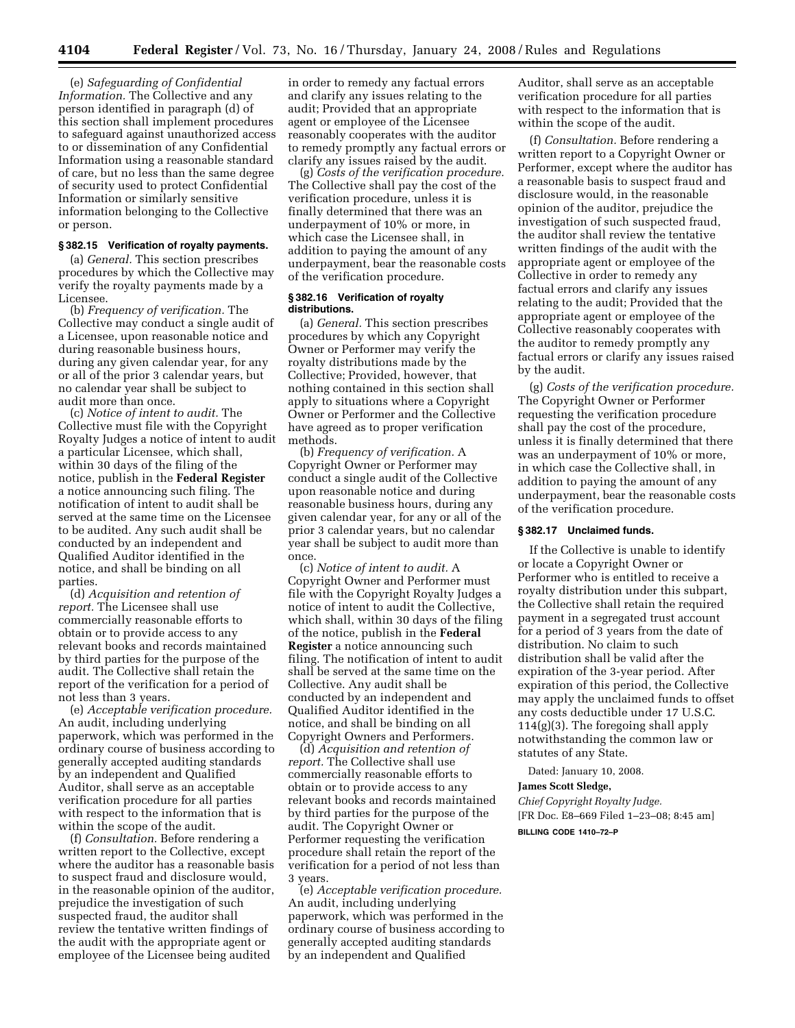(e) *Safeguarding of Confidential Information.* The Collective and any person identified in paragraph (d) of this section shall implement procedures to safeguard against unauthorized access to or dissemination of any Confidential Information using a reasonable standard of care, but no less than the same degree of security used to protect Confidential Information or similarly sensitive information belonging to the Collective or person.

### § 382.15 Verification of royalty payments.

(a) *General.* This section prescribes procedures by which the Collective may verify the royalty payments made by a Licensee.

(b) *Frequency of verification.* The Collective may conduct a single audit of a Licensee, upon reasonable notice and during reasonable business hours, during any given calendar year, for any or all of the prior 3 calendar years, but no calendar year shall be subject to audit more than once.

(c) *Notice of intent to audit.* The Collective must file with the Copyright Royalty Judges a notice of intent to audit a particular Licensee, which shall, within 30 days of the filing of the notice, publish in the **Federal Register** a notice announcing such filing. The notification of intent to audit shall be served at the same time on the Licensee to be audited. Any such audit shall be conducted by an independent and Qualified Auditor identified in the notice, and shall be binding on all parties.

(d) *Acquisition and retention of report.* The Licensee shall use commercially reasonable efforts to obtain or to provide access to any relevant books and records maintained by third parties for the purpose of the audit. The Collective shall retain the report of the verification for a period of not less than 3 years.

(e) *Acceptable verification procedure.* An audit, including underlying paperwork, which was performed in the ordinary course of business according to generally accepted auditing standards by an independent and Qualified Auditor, shall serve as an acceptable verification procedure for all parties with respect to the information that is within the scope of the audit.

(f) *Consultation.* Before rendering a written report to the Collective, except where the auditor has a reasonable basis to suspect fraud and disclosure would, in the reasonable opinion of the auditor, prejudice the investigation of such suspected fraud, the auditor shall review the tentative written findings of the audit with the appropriate agent or employee of the Licensee being audited in order to remedy any factual errors and clarify any issues relating to the audit; Provided that an appropriate agent or employee of the Licensee reasonably cooperates with the auditor to remedy promptly any factual errors or clarify any issues raised by the audit.

(g) *Costs of the verification procedure.* The Collective shall pay the cost of the verification procedure, unless it is finally determined that there was an underpayment of 10% or more, in which case the Licensee shall, in addition to paying the amount of any underpayment, bear the reasonable costs of the verification procedure.

### § 382.16 Verification of royalty distributions.

(a) *General.* This section prescribes procedures by which any Copyright Owner or Performer may verify the royalty distributions made by the Collective; Provided, however, that nothing contained in this section shall apply to situations where a Copyright Owner or Performer and the Collective have agreed as to proper verification methods.

(b) *Frequency of verification.* A Copyright Owner or Performer may conduct a single audit of the Collective upon reasonable notice and during reasonable business hours, during any given calendar year, for any or all of the prior 3 calendar years, but no calendar year shall be subject to audit more than once.

(c) *Notice of intent to audit.* A Copyright Owner and Performer must file with the Copyright Royalty Judges a notice of intent to audit the Collective, which shall, within 30 days of the filing of the notice, publish in the **Federal Register** a notice announcing such filing. The notification of intent to audit shall be served at the same time on the Collective. Any audit shall be conducted by an independent and Qualified Auditor identified in the notice, and shall be binding on all Copyright Owners and Performers.

(d) *Acquisition and retention of report.* The Collective shall use commercially reasonable efforts to obtain or to provide access to any relevant books and records maintained by third parties for the purpose of the audit. The Copyright Owner or Performer requesting the verification procedure shall retain the report of the verification for a period of not less than 3 years.

(e) *Acceptable verification procedure.* An audit, including underlying paperwork, which was performed in the ordinary course of business according to generally accepted auditing standards by an independent and Qualified Auditor, shall serve as an acceptable verification procedure for all parties with respect to the information that is within the scope of the audit.

(f) *Consultation.* Before rendering a written report to a Copyright Owner or Performer, except where the auditor has a reasonable basis to suspect fraud and disclosure would, in the reasonable opinion of the auditor, prejudice the investigation of such suspected fraud, the auditor shall review the tentative written findings of the audit with the appropriate agent or employee of the Collective in order to remedy any factual errors and clarify any issues relating to the audit; Provided that the appropriate agent or employee of the Collective reasonably cooperates with the auditor to remedy promptly any factual errors or clarify any issues raised by the audit.

(g) *Costs of the verification procedure.* The Copyright Owner or Performer requesting the verification procedure shall pay the cost of the procedure, unless it is finally determined that there was an underpayment of 10% or more, in which case the Collective shall, in addition to paying the amount of any underpayment, bear the reasonable costs of the verification procedure.

### § 382.17 Unclaimed funds.

If the Collective is unable to identify or locate a Copyright Owner or Performer who is entitled to receive a royalty distribution under this subpart, the Collective shall retain the required payment in a segregated trust account for a period of 3 years from the date of distribution. No claim to such distribution shall be valid after the expiration of the 3-year period. After expiration of this period, the Collective may apply the unclaimed funds to offset any costs deductible under 17 U.S.C. 114(g)(3). The foregoing shall apply notwithstanding the common law or statutes of any State.

Dated: January 10, 2008.

**James Scott Sledge,**

*Chief Copyright Royalty Judge.*

[FR Doc. E8–669 Filed 1–23–08; 8:45 am]

**BILLING CODE 1410–72–P**